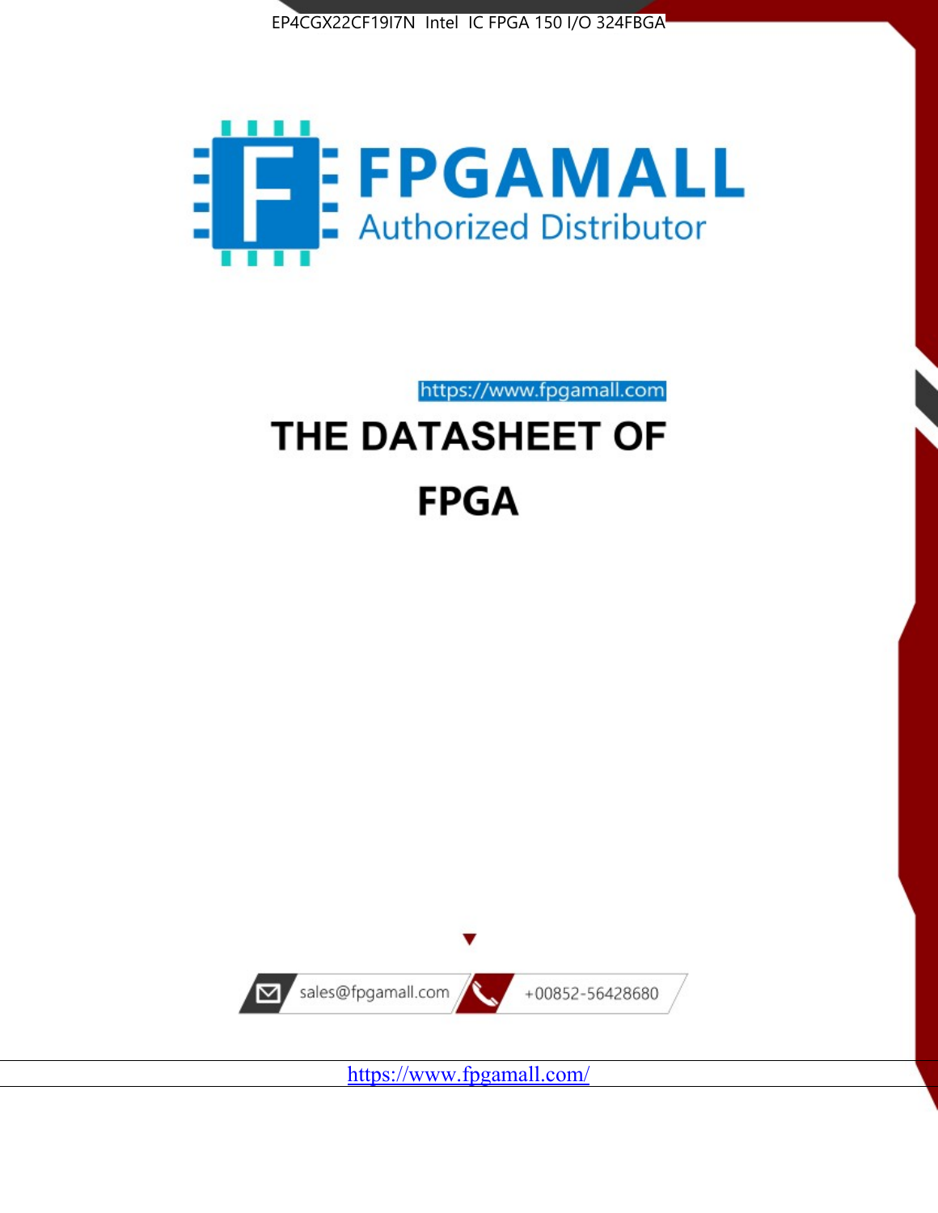EP4CGX22CF19I7N Intel IC FPGA 150 I/O 324FBGA

FPGAMALL

Authorized Distributor

https://www.fpgamall.com

# THE DATASHEET OF

# FPGA

sales@fpgamall.com

+00852-56428680

https://www.fpgamall.com/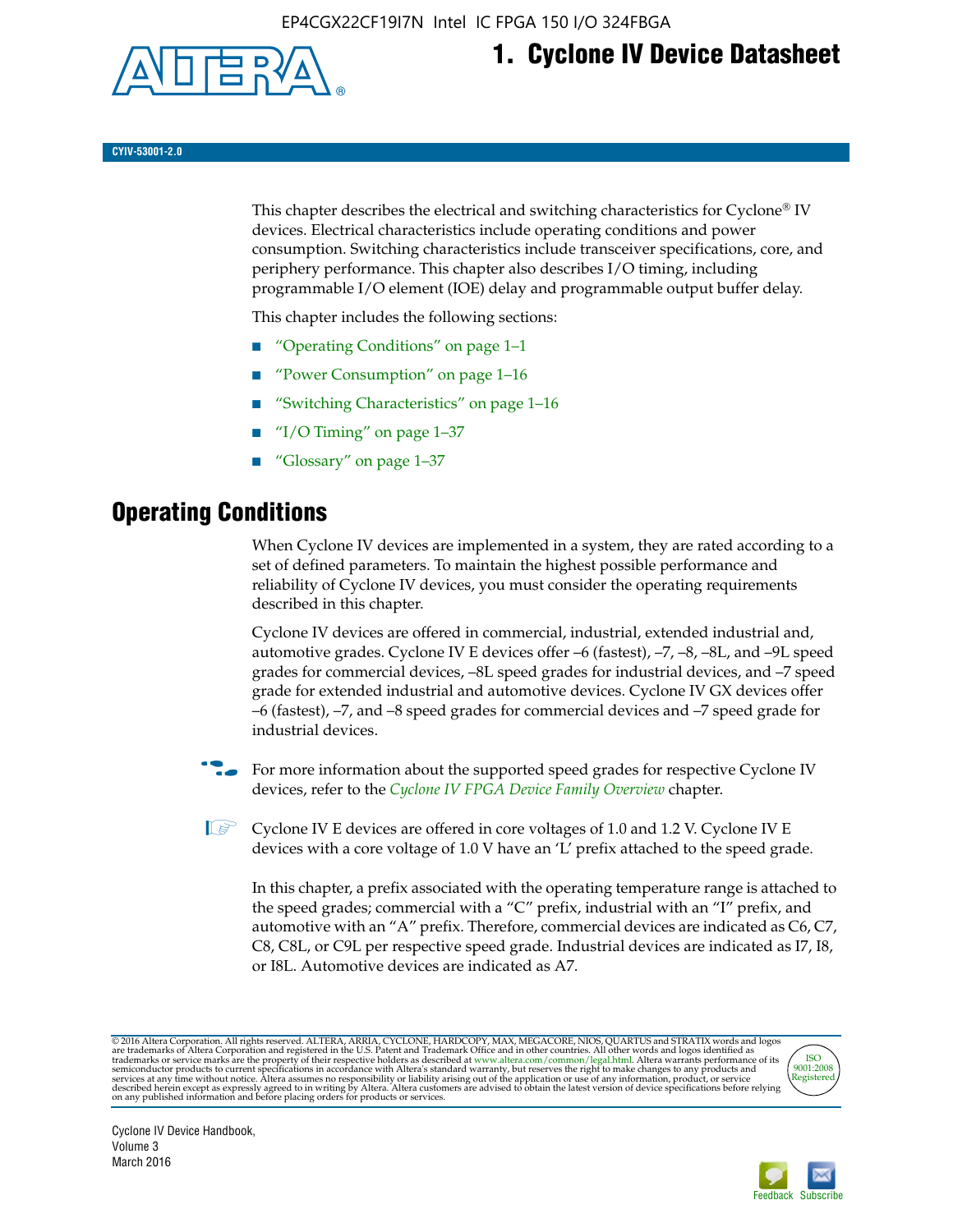# 1. Cyclone IV Device Datasheet

CYIV-53001-2.0

This chapter describes the electrical and switching characteristics for Cyclone® IV devices. Electrical characteristics include operating conditions and power consumption. Switching characteristics include transceiver specifications, core, and periphery performance. This chapter also describes I/O timing, including programmable I/O element (IOE) delay and programmable output buffer delay.

This chapter includes the following sections:

- "Operating Conditions" on page 1–1
- "Power Consumption" on page 1–16
- "Switching Characteristics" on page 1–16
- "I/O Timing" on page 1–37
- "Glossary" on page 1–37

## Operating Conditions

When Cyclone IV devices are implemented in a system, they are rated according to a set of defined parameters. To maintain the highest possible performance and reliability of Cyclone IV devices, you must consider the operating requirements described in this chapter.

Cyclone IV devices are offered in commercial, industrial, extended industrial and, automotive grades. Cyclone IV E devices offer –6 (fastest), –7, –8, –8L, and –9L speed grades for commercial devices, –8L speed grades for industrial devices, and –7 speed grade for extended industrial and automotive devices. Cyclone IV GX devices offer –6 (fastest), –7, and –8 speed grades for commercial devices and –7 speed grade for industrial devices.

For more information about the supported speed grades for respective Cyclone IV devices, refer to the *Cyclone IV FPGA Device Family Overview* chapter.

Cyclone IV E devices are offered in core voltages of 1.0 and 1.2 V. Cyclone IV E devices with a core voltage of 1.0 V have an 'L' prefix attached to the speed grade.

In this chapter, a prefix associated with the operating temperature range is attached to the speed grades; commercial with a "C" prefix, industrial with an "I" prefix, and automotive with an "A" prefix. Therefore, commercial devices are indicated as C6, C7, C8, C8L, or C9L per respective speed grade. Industrial devices are indicated as I7, I8, or I8L. Automotive devices are indicated as A7.

© 2016 Altera Corporation. All rights reserved. ALTERA, ARRIA, CYCLONE, HARDCOPY, MAX, MEGACORE, NIOS, QUARTUS and STRATIX words and logos are trademarks of Altera Corporation and registered in the U.S. Patent and Trademark Office and in other countries. All other words and logos identified as trademarks or service marks are the property of their respective holders as described at www.altera.com/common/legal.html. Altera warrants performance of its semiconductor products to current specifications in accordance with Altera's standard warranty, but reserves the right to make changes to any products and services at any time without notice. Altera assumes no responsibility or liability arising out of the application or use of any information, product, or service described herein except as expressly agreed to in writing by Altera. Altera customers are advised to obtain the latest version of device specifications before relying on any published information and before placing orders for products or services.

Cyclone IV Device Handbook, Volume 3
March 2016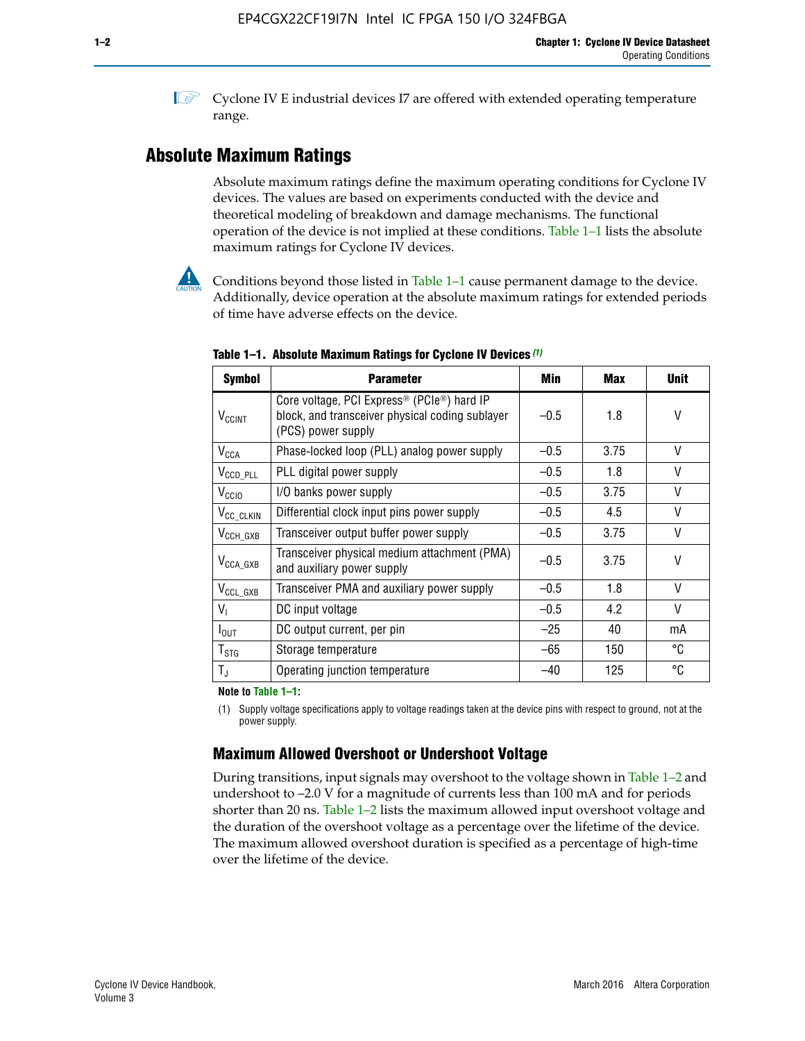Cyclone IV E industrial devices I7 are offered with extended operating temperature range.

## Absolute Maximum Ratings

Absolute maximum ratings define the maximum operating conditions for Cyclone IV devices. The values are based on experiments conducted with the device and theoretical modeling of breakdown and damage mechanisms. The functional operation of the device is not implied at these conditions. Table 1–1 lists the absolute maximum ratings for Cyclone IV devices.

Conditions beyond those listed in Table 1–1 cause permanent damage to the device. Additionally, device operation at the absolute maximum ratings for extended periods of time have adverse effects on the device.

**Table 1–1. Absolute Maximum Ratings for Cyclone IV Devices (1)**

| Symbol | Parameter | Min | Max | Unit |
|---|---|---|---|---|
| $V_{CCINT}$ | Core voltage, PCI Express® (PCIe®) hard IP block, and transceiver physical coding sublayer (PCS) power supply | –0.5 | 1.8 | V |
| $V_{CCA}$ | Phase-locked loop (PLL) analog power supply | –0.5 | 3.75 | V |
| $V_{CCD\_PLL}$ | PLL digital power supply | –0.5 | 1.8 | V |
| $V_{CCIO}$ | I/O banks power supply | –0.5 | 3.75 | V |
| $V_{CC\_CLKIN}$ | Differential clock input pins power supply | –0.5 | 4.5 | V |
| $V_{CCH\_GXB}$ | Transceiver output buffer power supply | –0.5 | 3.75 | V |
| $V_{CCA\_GXB}$ | Transceiver physical medium attachment (PMA) and auxiliary power supply | –0.5 | 3.75 | V |
| $V_{CCL\_GXB}$ | Transceiver PMA and auxiliary power supply | –0.5 | 1.8 | V |
| $V_I$ | DC input voltage | –0.5 | 4.2 | V |
| $I_{OUT}$ | DC output current, per pin | –25 | 40 | mA |
| $T_{STG}$ | Storage temperature | –65 | 150 | °C |
| $T_J$ | Operating junction temperature | –40 | 125 | °C |

**Note to Table 1–1:**

(1) Supply voltage specifications apply to voltage readings taken at the device pins with respect to ground, not at the power supply.

### Maximum Allowed Overshoot or Undershoot Voltage

During transitions, input signals may overshoot to the voltage shown in Table 1–2 and undershoot to –2.0 V for a magnitude of currents less than 100 mA and for periods shorter than 20 ns. Table 1–2 lists the maximum allowed input overshoot voltage and the duration of the overshoot voltage as a percentage over the lifetime of the device. The maximum allowed overshoot duration is specified as a percentage of high-time over the lifetime of the device.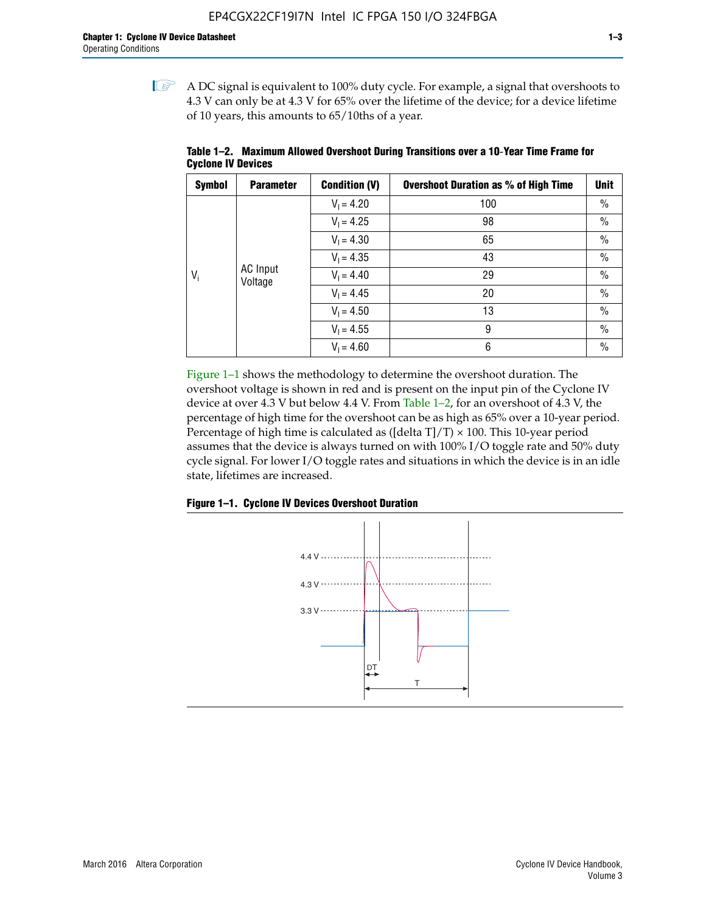A DC signal is equivalent to 100% duty cycle. For example, a signal that overshoots to 4.3 V can only be at 4.3 V for 65% over the lifetime of the device; for a device lifetime of 10 years, this amounts to 65/10ths of a year.

**Table 1–2. Maximum Allowed Overshoot During Transitions over a 10-Year Time Frame for Cyclone IV Devices**

| Symbol | Parameter | Condition (V) | Overshoot Duration as % of High Time | Unit |
|---|---|---|---|---|
| $V_i$ | AC Input Voltage | $V_I$ = 4.20 | 100 | % |
| | | $V_I$ = 4.25 | 98 | % |
| | | $V_I$ = 4.30 | 65 | % |
| | | $V_I$ = 4.35 | 43 | % |
| | | $V_I$ = 4.40 | 29 | % |
| | | $V_I$ = 4.45 | 20 | % |
| | | $V_I$ = 4.50 | 13 | % |
| | | $V_I$ = 4.55 | 9 | % |
| | | $V_I$ = 4.60 | 6 | % |

Figure 1–1 shows the methodology to determine the overshoot duration. The overshoot voltage is shown in red and is present on the input pin of the Cyclone IV device at over 4.3 V but below 4.4 V. From Table 1–2, for an overshoot of 4.3 V, the percentage of high time for the overshoot can be as high as 65% over a 10-year period. Percentage of high time is calculated as ([delta T]/T) × 100. This 10-year period assumes that the device is always turned on with 100% I/O toggle rate and 50% duty cycle signal. For lower I/O toggle rates and situations in which the device is in an idle state, lifetimes are increased.

**Figure 1–1. Cyclone IV Devices Overshoot Duration**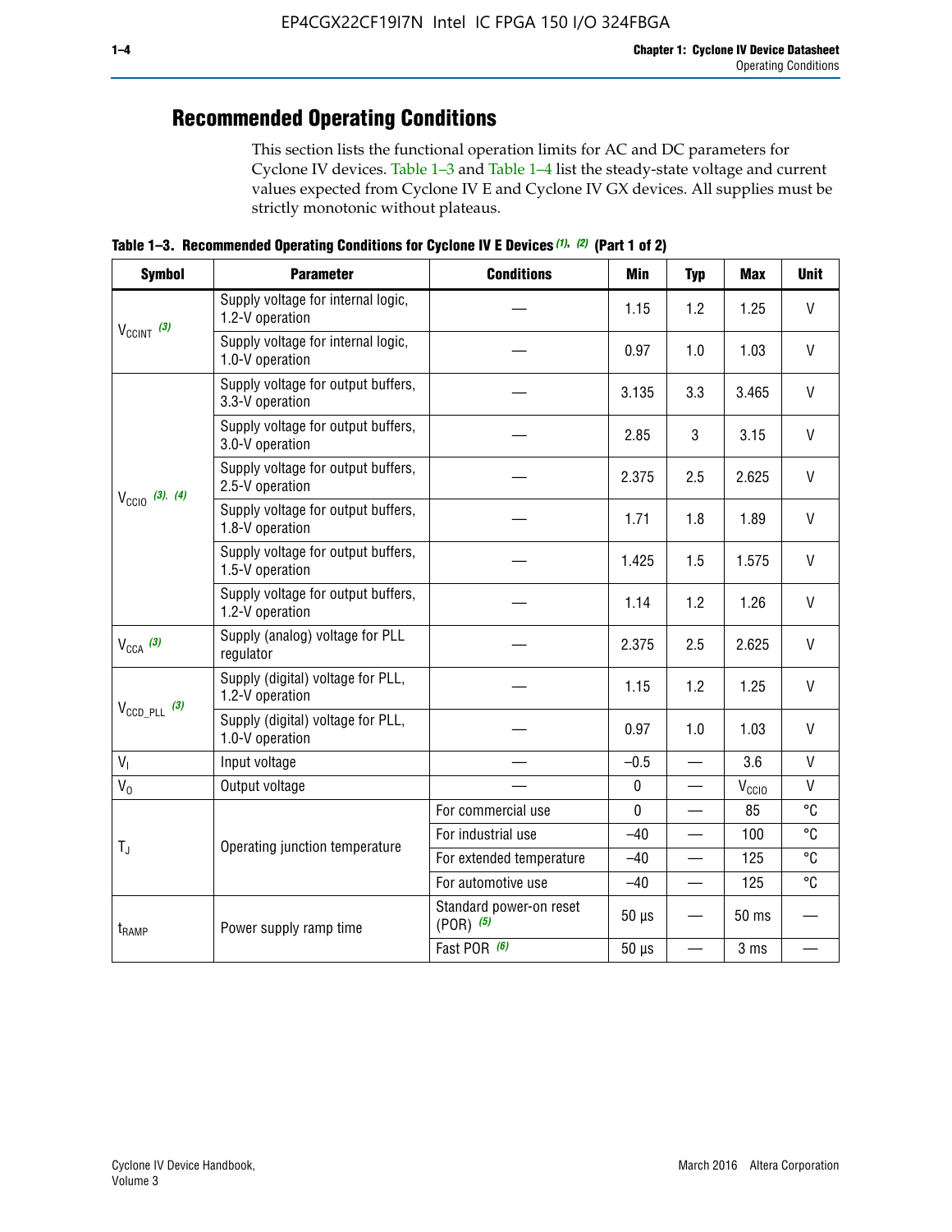## Recommended Operating Conditions

This section lists the functional operation limits for AC and DC parameters for Cyclone IV devices. Table 1–3 and Table 1–4 list the steady-state voltage and current values expected from Cyclone IV E and Cyclone IV GX devices. All supplies must be strictly monotonic without plateaus.

**Table 1–3. Recommended Operating Conditions for Cyclone IV E Devices (1), (2) (Part 1 of 2)**

| Symbol | Parameter | Conditions | Min | Typ | Max | Unit |
|---|---|---|---|---|---|---|
| $V_{CCINT}$ (3) | Supply voltage for internal logic, 1.2-V operation | — | 1.15 | 1.2 | 1.25 | V |
| | Supply voltage for internal logic, 1.0-V operation | — | 0.97 | 1.0 | 1.03 | V |
| $V_{CCIO}$ (3), (4) | Supply voltage for output buffers, 3.3-V operation | — | 3.135 | 3.3 | 3.465 | V |
| | Supply voltage for output buffers, 3.0-V operation | — | 2.85 | 3 | 3.15 | V |
| | Supply voltage for output buffers, 2.5-V operation | — | 2.375 | 2.5 | 2.625 | V |
| | Supply voltage for output buffers, 1.8-V operation | — | 1.71 | 1.8 | 1.89 | V |
| | Supply voltage for output buffers, 1.5-V operation | — | 1.425 | 1.5 | 1.575 | V |
| | Supply voltage for output buffers, 1.2-V operation | — | 1.14 | 1.2 | 1.26 | V |
| $V_{CCA}$ (3) | Supply (analog) voltage for PLL regulator | — | 2.375 | 2.5 | 2.625 | V |
| $V_{CCD\_PLL}$ (3) | Supply (digital) voltage for PLL, 1.2-V operation | — | 1.15 | 1.2 | 1.25 | V |
| | Supply (digital) voltage for PLL, 1.0-V operation | — | 0.97 | 1.0 | 1.03 | V |
| $V_I$ | Input voltage | — | –0.5 | — | 3.6 | V |
| $V_O$ | Output voltage | — | 0 | — | $V_{CCIO}$ | V |
| $T_J$ | Operating junction temperature | For commercial use | 0 | — | 85 | °C |
| | | For industrial use | –40 | — | 100 | °C |
| | | For extended temperature | –40 | — | 125 | °C |
| | | For automotive use | –40 | — | 125 | °C |
| $t_{RAMP}$ | Power supply ramp time | Standard power-on reset (POR) (5) | 50 µs | — | 50 ms | — |
| | | Fast POR (6) | 50 µs | — | 3 ms | — |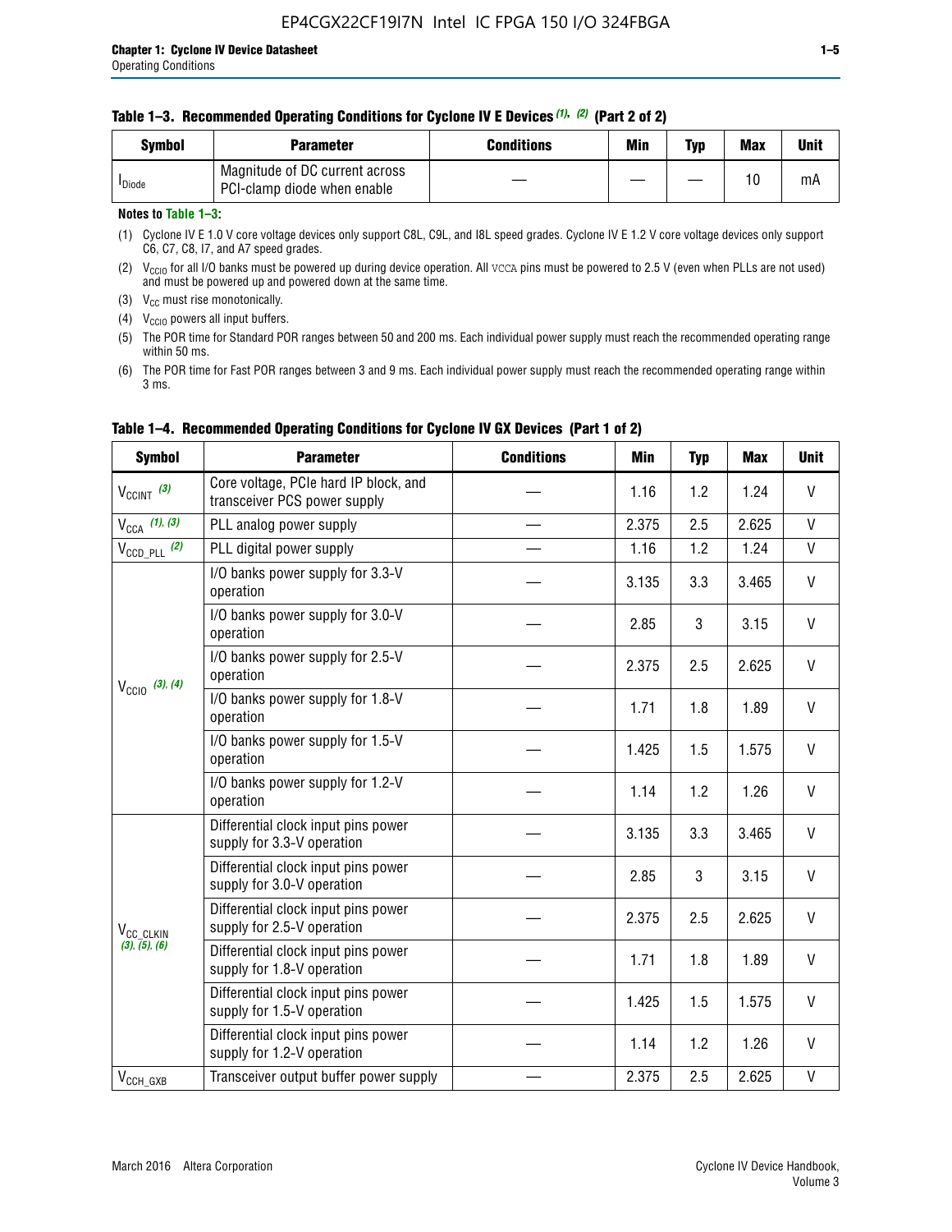**Table 1–3. Recommended Operating Conditions for Cyclone IV E Devices (1), (2) (Part 2 of 2)**

| Symbol | Parameter | Conditions | Min | Typ | Max | Unit |
|---|---|---|---|---|---|---|
| $I_{Diode}$ | Magnitude of DC current across PCI-clamp diode when enable | — | — | — | 10 | mA |

**Notes to Table 1–3:**

(1) Cyclone IV E 1.0 V core voltage devices only support C8L, C9L, and I8L speed grades. Cyclone IV E 1.2 V core voltage devices only support C6, C7, C8, I7, and A7 speed grades.

(2) $V_{CCIO}$ for all I/O banks must be powered up during device operation. All VCCA pins must be powered to 2.5 V (even when PLLs are not used) and must be powered up and powered down at the same time.

(3) $V_{CC}$ must rise monotonically.

(4) $V_{CCIO}$ powers all input buffers.

(5) The POR time for Standard POR ranges between 50 and 200 ms. Each individual power supply must reach the recommended operating range within 50 ms.

(6) The POR time for Fast POR ranges between 3 and 9 ms. Each individual power supply must reach the recommended operating range within 3 ms.

**Table 1–4. Recommended Operating Conditions for Cyclone IV GX Devices (Part 1 of 2)**

| Symbol | Parameter | Conditions | Min | Typ | Max | Unit |
|---|---|---|---|---|---|---|
| $V_{CCINT}$ (3) | Core voltage, PCIe hard IP block, and transceiver PCS power supply | — | 1.16 | 1.2 | 1.24 | V |
| $V_{CCA}$ (1), (3) | PLL analog power supply | — | 2.375 | 2.5 | 2.625 | V |
| $V_{CCD\_PLL}$ (2) | PLL digital power supply | — | 1.16 | 1.2 | 1.24 | V |
| $V_{CCIO}$ (3), (4) | I/O banks power supply for 3.3-V operation | — | 3.135 | 3.3 | 3.465 | V |
| | I/O banks power supply for 3.0-V operation | — | 2.85 | 3 | 3.15 | V |
| | I/O banks power supply for 2.5-V operation | — | 2.375 | 2.5 | 2.625 | V |
| | I/O banks power supply for 1.8-V operation | — | 1.71 | 1.8 | 1.89 | V |
| | I/O banks power supply for 1.5-V operation | — | 1.425 | 1.5 | 1.575 | V |
| | I/O banks power supply for 1.2-V operation | — | 1.14 | 1.2 | 1.26 | V |
| $V_{CC\_CLKIN}$ (3), (5), (6) | Differential clock input pins power supply for 3.3-V operation | — | 3.135 | 3.3 | 3.465 | V |
| | Differential clock input pins power supply for 3.0-V operation | — | 2.85 | 3 | 3.15 | V |
| | Differential clock input pins power supply for 2.5-V operation | — | 2.375 | 2.5 | 2.625 | V |
| | Differential clock input pins power supply for 1.8-V operation | — | 1.71 | 1.8 | 1.89 | V |
| | Differential clock input pins power supply for 1.5-V operation | — | 1.425 | 1.5 | 1.575 | V |
| | Differential clock input pins power supply for 1.2-V operation | — | 1.14 | 1.2 | 1.26 | V |
| $V_{CCH\_GXB}$ | Transceiver output buffer power supply | — | 2.375 | 2.5 | 2.625 | V |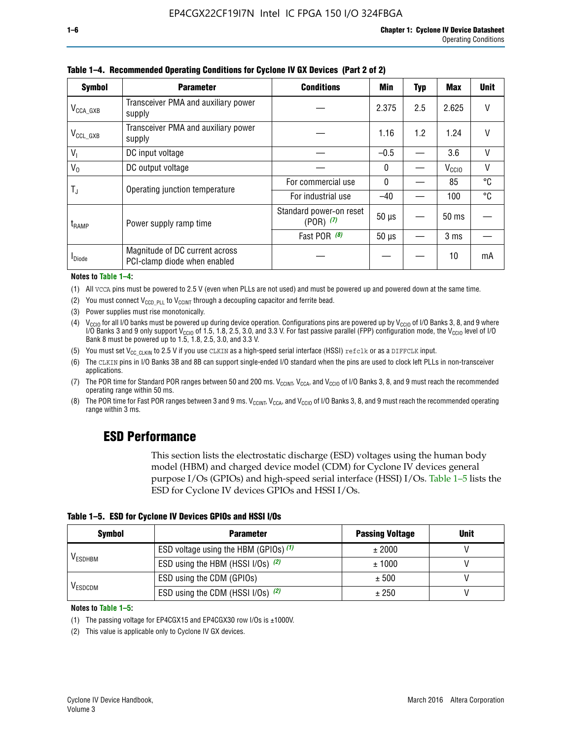**Table 1–4. Recommended Operating Conditions for Cyclone IV GX Devices (Part 2 of 2)**

| Symbol | Parameter | Conditions | Min | Typ | Max | Unit |
|---|---|---|---|---|---|---|
| $V_{CCA\_GXB}$ | Transceiver PMA and auxiliary power supply | — | 2.375 | 2.5 | 2.625 | V |
| $V_{CCL\_GXB}$ | Transceiver PMA and auxiliary power supply | — | 1.16 | 1.2 | 1.24 | V |
| $V_I$ | DC input voltage | — | –0.5 | — | 3.6 | V |
| $V_O$ | DC output voltage | — | 0 | — | $V_{CCIO}$ | V |
| $T_J$ | Operating junction temperature | For commercial use | 0 | — | 85 | °C |
| | | For industrial use | –40 | — | 100 | °C |
| $t_{RAMP}$ | Power supply ramp time | Standard power-on reset (POR) (7) | 50 µs | — | 50 ms | — |
| | | Fast POR (8) | 50 µs | — | 3 ms | — |
| $I_{Diode}$ | Magnitude of DC current across PCI-clamp diode when enabled | — | — | — | 10 | mA |

**Notes to Table 1–4:**

(1) All VCCA pins must be powered to 2.5 V (even when PLLs are not used) and must be powered up and powered down at the same time.

(2) You must connect $V_{CCD\_PLL}$ to $V_{CCINT}$ through a decoupling capacitor and ferrite bead.

(3) Power supplies must rise monotonically.

(4) $V_{CCIO}$ for all I/O banks must be powered up during device operation. Configurations pins are powered up by $V_{CCIO}$ of I/O Banks 3, 8, and 9 where I/O Banks 3 and 9 only support $V_{CCIO}$ of 1.5, 1.8, 2.5, 3.0, and 3.3 V. For fast passive parallel (FPP) configuration mode, the $V_{CCIO}$ level of I/O Bank 8 must be powered up to 1.5, 1.8, 2.5, 3.0, and 3.3 V.

(5) You must set $V_{CC\_CLKIN}$ to 2.5 V if you use CLKIN as a high-speed serial interface (HSSI) refclk or as a DIFFCLK input.

(6) The CLKIN pins in I/O Banks 3B and 8B can support single-ended I/O standard when the pins are used to clock left PLLs in non-transceiver applications.

(7) The POR time for Standard POR ranges between 50 and 200 ms. $V_{CCINT}$, $V_{CCA}$, and $V_{CCIO}$ of I/O Banks 3, 8, and 9 must reach the recommended operating range within 50 ms.

(8) The POR time for Fast POR ranges between 3 and 9 ms. $V_{CCINT}$, $V_{CCA}$, and $V_{CCIO}$ of I/O Banks 3, 8, and 9 must reach the recommended operating range within 3 ms.

## ESD Performance

This section lists the electrostatic discharge (ESD) voltages using the human body model (HBM) and charged device model (CDM) for Cyclone IV devices general purpose I/Os (GPIOs) and high-speed serial interface (HSSI) I/Os. Table 1–5 lists the ESD for Cyclone IV devices GPIOs and HSSI I/Os.

**Table 1–5. ESD for Cyclone IV Devices GPIOs and HSSI I/Os**

| Symbol | Parameter | Passing Voltage | Unit |
|---|---|---|---|
| $V_{ESDHBM}$ | ESD voltage using the HBM (GPIOs) (1) | ± 2000 | V |
| | ESD using the HBM (HSSI I/Os) (2) | ± 1000 | V |
| $V_{ESDCDM}$ | ESD using the CDM (GPIOs) | ± 500 | V |
| | ESD using the CDM (HSSI I/Os) (2) | ± 250 | V |

**Notes to Table 1–5:**

(1) The passing voltage for EP4CGX15 and EP4CGX30 row I/Os is ±1000V.

(2) This value is applicable only to Cyclone IV GX devices.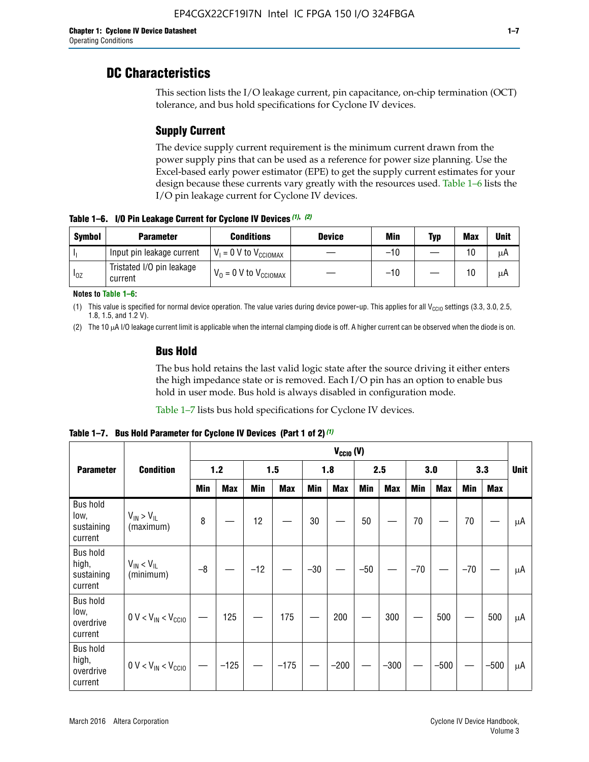# DC Characteristics

This section lists the I/O leakage current, pin capacitance, on-chip termination (OCT) tolerance, and bus hold specifications for Cyclone IV devices.

## Supply Current

The device supply current requirement is the minimum current drawn from the power supply pins that can be used as a reference for power size planning. Use the Excel-based early power estimator (EPE) to get the supply current estimates for your design because these currents vary greatly with the resources used. Table 1–6 lists the I/O pin leakage current for Cyclone IV devices.

**Table 1–6. I/O Pin Leakage Current for Cyclone IV Devices (1), (2)**

| Symbol | Parameter | Conditions | Device | Min | Typ | Max | Unit |
|---|---|---|---|---|---|---|---|
| $I_I$ | Input pin leakage current | $V_I$ = 0 V to $V_{CCIOMAX}$ | — | –10 | — | 10 | µA |
| $I_{OZ}$ | Tristated I/O pin leakage current | $V_O$ = 0 V to $V_{CCIOMAX}$ | — | –10 | — | 10 | µA |

**Notes to Table 1–6:**

(1) This value is specified for normal device operation. The value varies during device power-up. This applies for all $V_{CCIO}$ settings (3.3, 3.0, 2.5, 1.8, 1.5, and 1.2 V).

(2) The 10 µA I/O leakage current limit is applicable when the internal clamping diode is off. A higher current can be observed when the diode is on.

## Bus Hold

The bus hold retains the last valid logic state after the source driving it either enters the high impedance state or is removed. Each I/O pin has an option to enable bus hold in user mode. Bus hold is always disabled in configuration mode.

Table 1–7 lists bus hold specifications for Cyclone IV devices.

**Table 1–7. Bus Hold Parameter for Cyclone IV Devices (Part 1 of 2) (1)**

| Parameter | Condition | $V_{CCIO}$ (V) | | | | | | | | | | | | Unit |
|---|---|---|---|---|---|---|---|---|---|---|---|---|---|---|
| | | 1.2 | | 1.5 | | 1.8 | | 2.5 | | 3.0 | | 3.3 | | |
| | | Min | Max | Min | Max | Min | Max | Min | Max | Min | Max | Min | Max | |
| Bus hold low, sustaining current | $V_{IN} > V_{IL}$ (maximum) | 8 | — | 12 | — | 30 | — | 50 | — | 70 | — | 70 | — | µA |
| Bus hold high, sustaining current | $V_{IN} < V_{IL}$ (minimum) | –8 | — | –12 | — | –30 | — | –50 | — | –70 | — | –70 | — | µA |
| Bus hold low, overdrive current | $0 V < V_{IN} < V_{CCIO}$ | — | 125 | — | 175 | — | 200 | — | 300 | — | 500 | — | 500 | µA |
| Bus hold high, overdrive current | $0 V < V_{IN} < V_{CCIO}$ | — | –125 | — | –175 | — | –200 | — | –300 | — | –500 | — | –500 | µA |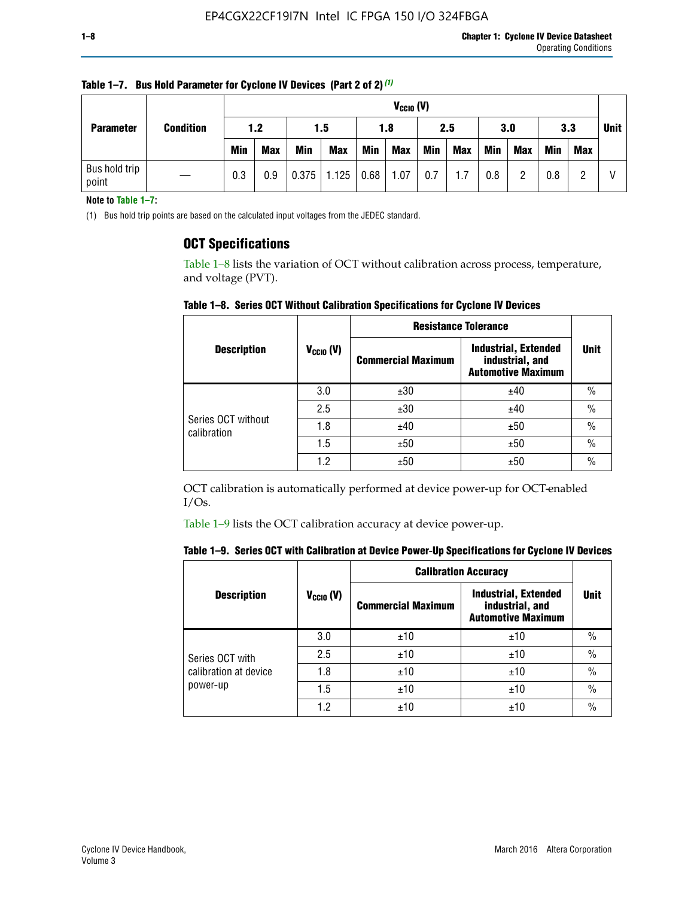**Table 1–7. Bus Hold Parameter for Cyclone IV Devices (Part 2 of 2)** (1)

| Parameter | Condition | $V_{CCIO}$ (V) | | | | | | | | | | | | Unit |
|---|---|---|---|---|---|---|---|---|---|---|---|---|---|---|
| | | 1.2 | | 1.5 | | 1.8 | | 2.5 | | 3.0 | | 3.3 | | |
| | | Min | Max | Min | Max | Min | Max | Min | Max | Min | Max | Min | Max | |
| Bus hold trip point | — | 0.3 | 0.9 | 0.375 | 1.125 | 0.68 | 1.07 | 0.7 | 1.7 | 0.8 | 2 | 0.8 | 2 | V |

**Note to Table 1–7:**

(1) Bus hold trip points are based on the calculated input voltages from the JEDEC standard.

## OCT Specifications

Table 1–8 lists the variation of OCT without calibration across process, temperature, and voltage (PVT).

**Table 1–8. Series OCT Without Calibration Specifications for Cyclone IV Devices**

| Description | $V_{CCIO}$ (V) | Resistance Tolerance | | Unit |
|---|---|---|---|---|
| | | Commercial Maximum | Industrial, Extended industrial, and Automotive Maximum | |
| Series OCT without calibration | 3.0 | ±30 | ±40 | % |
| | 2.5 | ±30 | ±40 | % |
| | 1.8 | ±40 | ±50 | % |
| | 1.5 | ±50 | ±50 | % |
| | 1.2 | ±50 | ±50 | % |

OCT calibration is automatically performed at device power-up for OCT-enabled I/Os.

Table 1–9 lists the OCT calibration accuracy at device power-up.

**Table 1–9. Series OCT with Calibration at Device Power-Up Specifications for Cyclone IV Devices**

| Description | $V_{CCIO}$ (V) | Calibration Accuracy | | Unit |
|---|---|---|---|---|
| | | Commercial Maximum | Industrial, Extended industrial, and Automotive Maximum | |
| Series OCT with calibration at device power-up | 3.0 | ±10 | ±10 | % |
| | 2.5 | ±10 | ±10 | % |
| | 1.8 | ±10 | ±10 | % |
| | 1.5 | ±10 | ±10 | % |
| | 1.2 | ±10 | ±10 | % |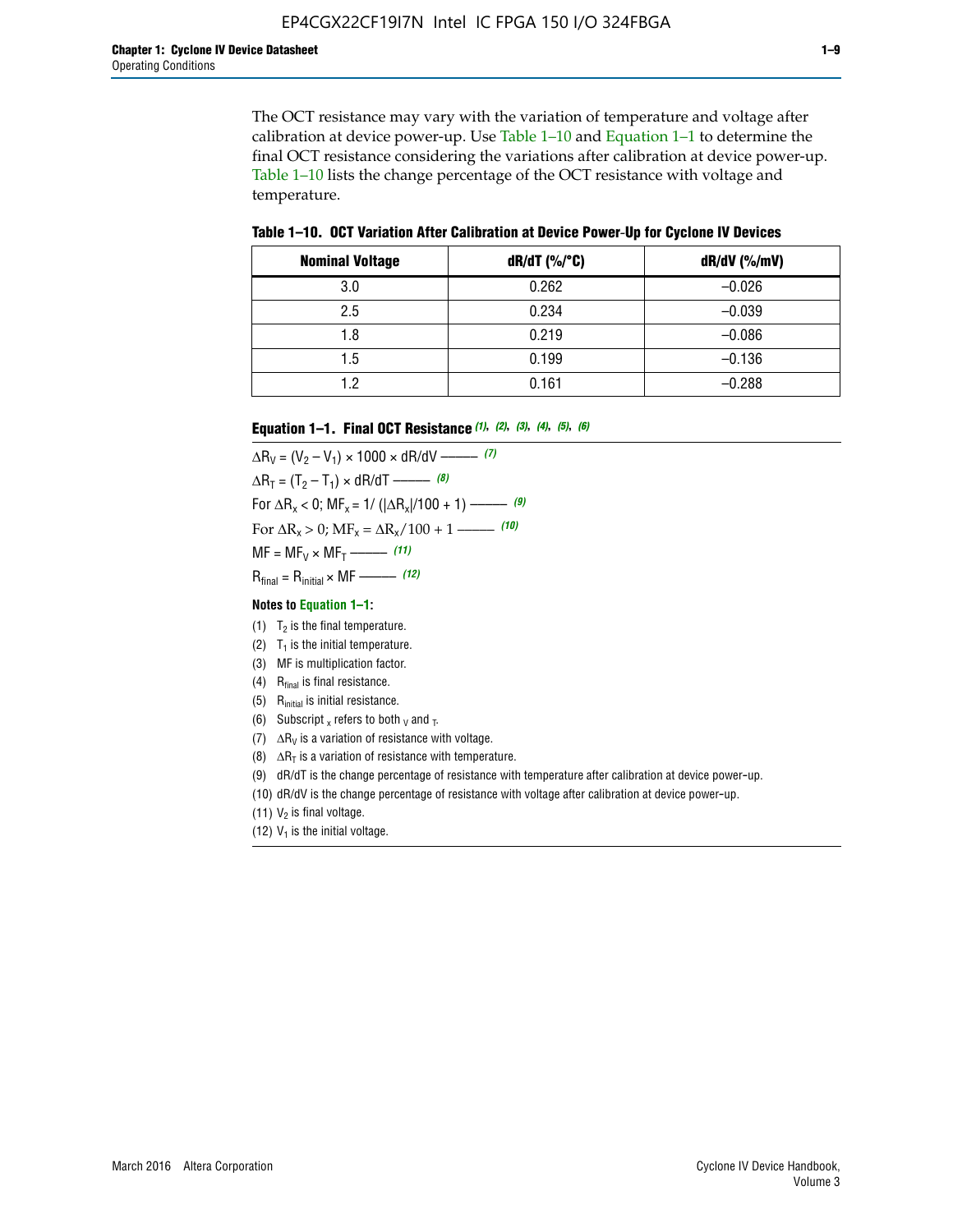The OCT resistance may vary with the variation of temperature and voltage after calibration at device power-up. Use Table 1–10 and Equation 1–1 to determine the final OCT resistance considering the variations after calibration at device power-up. Table 1–10 lists the change percentage of the OCT resistance with voltage and temperature.

**Table 1–10. OCT Variation After Calibration at Device Power-Up for Cyclone IV Devices**

| Nominal Voltage | dR/dT (%/°C) | dR/dV (%/mV) |
|---|---|---|
| 3.0 | 0.262 | –0.026 |
| 2.5 | 0.234 | –0.039 |
| 1.8 | 0.219 | –0.086 |
| 1.5 | 0.199 | –0.136 |
| 1.2 | 0.161 | –0.288 |

**Equation 1–1. Final OCT Resistance** *(1), (2), (3), (4), (5), (6)*

$\Delta R_V = (V_2 - V_1) \times 1000 \times dR/dV$ ——— *(7)*

$\Delta R_T = (T_2 - T_1) \times dR/dT$ ——— *(8)*

For $\Delta R_x < 0$; $MF_x = 1/(|\Delta R_x|/100 + 1)$ ——— *(9)*

For $\Delta R_x > 0$; $MF_x = \Delta R_x/100 + 1$ ——— *(10)*

$MF = MF_V \times MF_T$ ——— *(11)*

$R_{final} = R_{initial} \times MF$ ——— *(12)*

**Notes to Equation 1–1:**

(1) $T_2$ is the final temperature.

(2) $T_1$ is the initial temperature.

(3) MF is multiplication factor.

(4) $R_{final}$ is final resistance.

(5) $R_{initial}$ is initial resistance.

(6) Subscript $_x$ refers to both $_V$ and $_T$.

(7) $\Delta R_V$ is a variation of resistance with voltage.

(8) $\Delta R_T$ is a variation of resistance with temperature.

(9) dR/dT is the change percentage of resistance with temperature after calibration at device power-up.

(10) dR/dV is the change percentage of resistance with voltage after calibration at device power-up.

(11) $V_2$ is final voltage.

(12) $V_1$ is the initial voltage.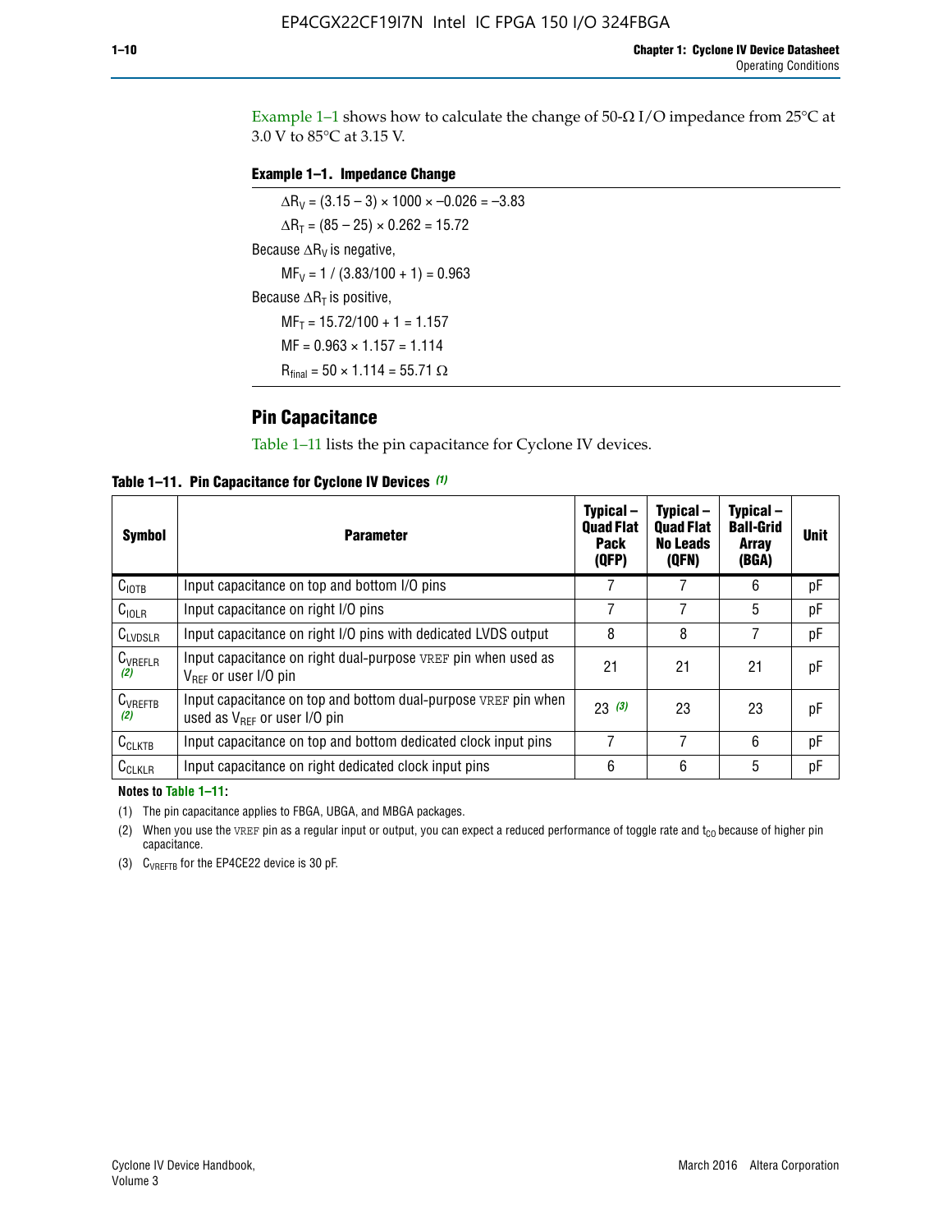Example 1–1 shows how to calculate the change of 50-Ω I/O impedance from 25°C at 3.0 V to 85°C at 3.15 V.

**Example 1–1. Impedance Change**

$\Delta R_V = (3.15 - 3) \times 1000 \times -0.026 = -3.83$

$\Delta R_T = (85 - 25) \times 0.262 = 15.72$

Because $\Delta R_V$ is negative,

$MF_V = 1 / (3.83/100 + 1) = 0.963$

Because $\Delta R_T$ is positive,

$MF_T = 15.72/100 + 1 = 1.157$

$MF = 0.963 \times 1.157 = 1.114$

$R_{final} = 50 \times 1.114 = 55.71\ \Omega$

## Pin Capacitance

Table 1–11 lists the pin capacitance for Cyclone IV devices.

**Table 1–11. Pin Capacitance for Cyclone IV Devices** *(1)*

| Symbol | Parameter | Typical – Quad Flat Pack (QFP) | Typical – Quad Flat No Leads (QFN) | Typical – Ball-Grid Array (BGA) | Unit |
|---|---|---|---|---|---|
| $C_{IOTB}$ | Input capacitance on top and bottom I/O pins | 7 | 7 | 6 | pF |
| $C_{IOLR}$ | Input capacitance on right I/O pins | 7 | 7 | 5 | pF |
| $C_{LVDSLR}$ | Input capacitance on right I/O pins with dedicated LVDS output | 8 | 8 | 7 | pF |
| $C_{VREFLR}$ *(2)* | Input capacitance on right dual-purpose VREF pin when used as $V_{REF}$ or user I/O pin | 21 | 21 | 21 | pF |
| $C_{VREFTB}$ *(2)* | Input capacitance on top and bottom dual-purpose VREF pin when used as $V_{REF}$ or user I/O pin | 23 *(3)* | 23 | 23 | pF |
| $C_{CLKTB}$ | Input capacitance on top and bottom dedicated clock input pins | 7 | 7 | 6 | pF |
| $C_{CLKLR}$ | Input capacitance on right dedicated clock input pins | 6 | 6 | 5 | pF |

**Notes to Table 1–11:**

(1) The pin capacitance applies to FBGA, UBGA, and MBGA packages.

(2) When you use the VREF pin as a regular input or output, you can expect a reduced performance of toggle rate and $t_{CO}$ because of higher pin capacitance.

(3) $C_{VREFTB}$ for the EP4CE22 device is 30 pF.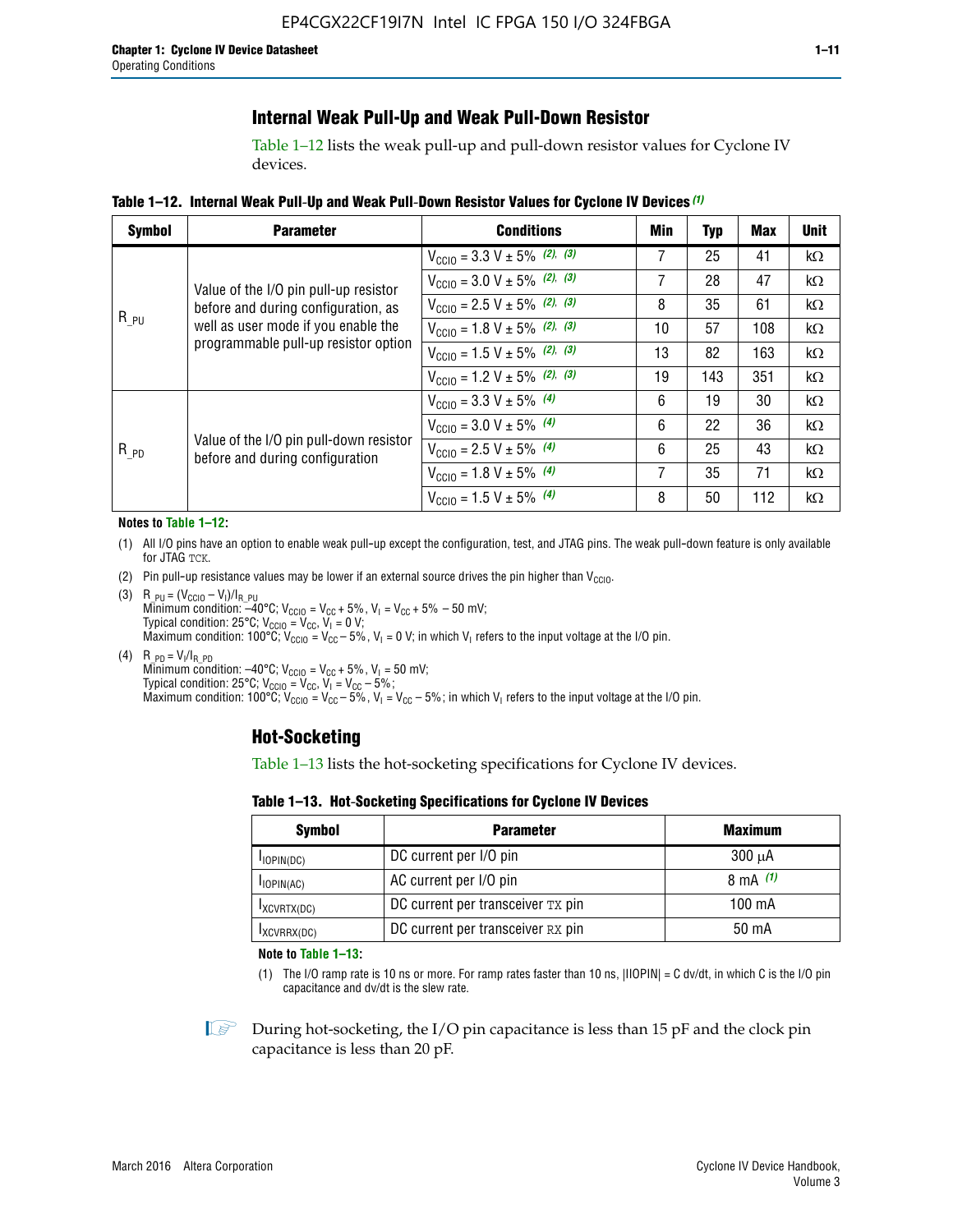## Internal Weak Pull-Up and Weak Pull-Down Resistor

Table 1–12 lists the weak pull-up and pull-down resistor values for Cyclone IV devices.

**Table 1–12. Internal Weak Pull-Up and Weak Pull-Down Resistor Values for Cyclone IV Devices (1)**

| Symbol | Parameter | Conditions | Min | Typ | Max | Unit |
|---|---|---|---|---|---|---|
| $R_{\_PU}$ | Value of the I/O pin pull-up resistor before and during configuration, as well as user mode if you enable the programmable pull-up resistor option | $V_{CCIO}$ = 3.3 V ± 5% (2), (3) | 7 | 25 | 41 | kΩ |
| | | $V_{CCIO}$ = 3.0 V ± 5% (2), (3) | 7 | 28 | 47 | kΩ |
| | | $V_{CCIO}$ = 2.5 V ± 5% (2), (3) | 8 | 35 | 61 | kΩ |
| | | $V_{CCIO}$ = 1.8 V ± 5% (2), (3) | 10 | 57 | 108 | kΩ |
| | | $V_{CCIO}$ = 1.5 V ± 5% (2), (3) | 13 | 82 | 163 | kΩ |
| | | $V_{CCIO}$ = 1.2 V ± 5% (2), (3) | 19 | 143 | 351 | kΩ |
| $R_{\_PD}$ | Value of the I/O pin pull-down resistor before and during configuration | $V_{CCIO}$ = 3.3 V ± 5% (4) | 6 | 19 | 30 | kΩ |
| | | $V_{CCIO}$ = 3.0 V ± 5% (4) | 6 | 22 | 36 | kΩ |
| | | $V_{CCIO}$ = 2.5 V ± 5% (4) | 6 | 25 | 43 | kΩ |
| | | $V_{CCIO}$ = 1.8 V ± 5% (4) | 7 | 35 | 71 | kΩ |
| | | $V_{CCIO}$ = 1.5 V ± 5% (4) | 8 | 50 | 112 | kΩ |

**Notes to Table 1–12:**

(1) All I/O pins have an option to enable weak pull-up except the configuration, test, and JTAG pins. The weak pull-down feature is only available for JTAG TCK.

(2) Pin pull-up resistance values may be lower if an external source drives the pin higher than $V_{CCIO}$.

(3) $R_{\_PU} = (V_{CCIO} - V_I)/I_{R\_PU}$
Minimum condition: –40°C; $V_{CCIO} = V_{CC} + 5\%$, $V_I = V_{CC} + 5\% - 50$ mV;
Typical condition: 25°C; $V_{CCIO} = V_{CC}$, $V_I = 0$ V;
Maximum condition: 100°C; $V_{CCIO} = V_{CC} - 5\%$, $V_I = 0$ V; in which $V_I$ refers to the input voltage at the I/O pin.

(4) $R_{\_PD} = V_I/I_{R\_PD}$
Minimum condition: –40°C; $V_{CCIO} = V_{CC} + 5\%$, $V_I = 50$ mV;
Typical condition: 25°C; $V_{CCIO} = V_{CC}$, $V_I = V_{CC} - 5\%$;
Maximum condition: 100°C; $V_{CCIO} = V_{CC} - 5\%$, $V_I = V_{CC} - 5\%$; in which $V_I$ refers to the input voltage at the I/O pin.

## Hot-Socketing

Table 1–13 lists the hot-socketing specifications for Cyclone IV devices.

**Table 1–13. Hot-Socketing Specifications for Cyclone IV Devices**

| Symbol | Parameter | Maximum |
|---|---|---|
| $I_{IOPIN(DC)}$ | DC current per I/O pin | 300 μA |
| $I_{IOPIN(AC)}$ | AC current per I/O pin | 8 mA (1) |
| $I_{XCVRTX(DC)}$ | DC current per transceiver TX pin | 100 mA |
| $I_{XCVRRX(DC)}$ | DC current per transceiver RX pin | 50 mA |

**Note to Table 1–13:**

(1) The I/O ramp rate is 10 ns or more. For ramp rates faster than 10 ns, |IIOPIN| = C dv/dt, in which C is the I/O pin capacitance and dv/dt is the slew rate.

During hot-socketing, the I/O pin capacitance is less than 15 pF and the clock pin capacitance is less than 20 pF.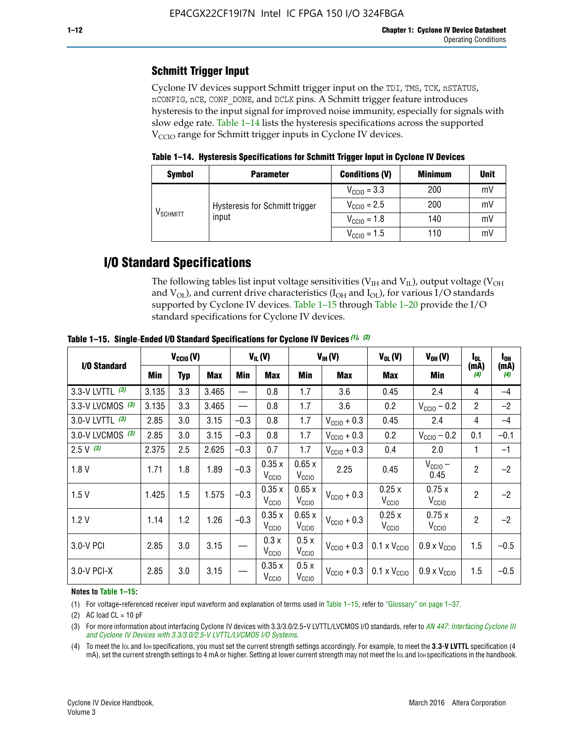## Schmitt Trigger Input

Cyclone IV devices support Schmitt trigger input on the TDI, TMS, TCK, nSTATUS, nCONFIG, nCE, CONF_DONE, and DCLK pins. A Schmitt trigger feature introduces hysteresis to the input signal for improved noise immunity, especially for signals with slow edge rate. Table 1–14 lists the hysteresis specifications across the supported $V_{CCIO}$ range for Schmitt trigger inputs in Cyclone IV devices.

**Table 1–14. Hysteresis Specifications for Schmitt Trigger Input in Cyclone IV Devices**

| Symbol | Parameter | Conditions (V) | Minimum | Unit |
|---|---|---|---|---|
| $V_{SCHMITT}$ | Hysteresis for Schmitt trigger input | $V_{CCIO}$ = 3.3 | 200 | mV |
| | | $V_{CCIO}$ = 2.5 | 200 | mV |
| | | $V_{CCIO}$ = 1.8 | 140 | mV |
| | | $V_{CCIO}$ = 1.5 | 110 | mV |

# I/O Standard Specifications

The following tables list input voltage sensitivities ($V_{IH}$ and $V_{IL}$), output voltage ($V_{OH}$ and $V_{OL}$), and current drive characteristics ($I_{OH}$ and $I_{OL}$), for various I/O standards supported by Cyclone IV devices. Table 1–15 through Table 1–20 provide the I/O standard specifications for Cyclone IV devices.

**Table 1–15. Single-Ended I/O Standard Specifications for Cyclone IV Devices (1), (2)**

| I/O Standard | $V_{CCIO}$ (V) | | | $V_{IL}$ (V) | | $V_{IH}$ (V) | | $V_{OL}$ (V) | $V_{OH}$ (V) | $I_{OL}$ (mA) (4) | $I_{OH}$ (mA) (4) |
|---|---|---|---|---|---|---|---|---|---|---|---|
| | Min | Typ | Max | Min | Max | Min | Max | Max | Min | | |
| 3.3-V LVTTL (3) | 3.135 | 3.3 | 3.465 | — | 0.8 | 1.7 | 3.6 | 0.45 | 2.4 | 4 | –4 |
| 3.3-V LVCMOS (3) | 3.135 | 3.3 | 3.465 | — | 0.8 | 1.7 | 3.6 | 0.2 | $V_{CCIO}$ – 0.2 | 2 | –2 |
| 3.0-V LVTTL (3) | 2.85 | 3.0 | 3.15 | –0.3 | 0.8 | 1.7 | $V_{CCIO}$ + 0.3 | 0.45 | 2.4 | 4 | –4 |
| 3.0-V LVCMOS (3) | 2.85 | 3.0 | 3.15 | –0.3 | 0.8 | 1.7 | $V_{CCIO}$ + 0.3 | 0.2 | $V_{CCIO}$ – 0.2 | 0.1 | –0.1 |
| 2.5 V (3) | 2.375 | 2.5 | 2.625 | –0.3 | 0.7 | 1.7 | $V_{CCIO}$ + 0.3 | 0.4 | 2.0 | 1 | –1 |
| 1.8 V | 1.71 | 1.8 | 1.89 | –0.3 | 0.35 x $V_{CCIO}$ | 0.65 x $V_{CCIO}$ | 2.25 | 0.45 | $V_{CCIO}$ – 0.45 | 2 | –2 |
| 1.5 V | 1.425 | 1.5 | 1.575 | –0.3 | 0.35 x $V_{CCIO}$ | 0.65 x $V_{CCIO}$ | $V_{CCIO}$ + 0.3 | 0.25 x $V_{CCIO}$ | 0.75 x $V_{CCIO}$ | 2 | –2 |
| 1.2 V | 1.14 | 1.2 | 1.26 | –0.3 | 0.35 x $V_{CCIO}$ | 0.65 x $V_{CCIO}$ | $V_{CCIO}$ + 0.3 | 0.25 x $V_{CCIO}$ | 0.75 x $V_{CCIO}$ | 2 | –2 |
| 3.0-V PCI | 2.85 | 3.0 | 3.15 | — | 0.3 x $V_{CCIO}$ | 0.5 x $V_{CCIO}$ | $V_{CCIO}$ + 0.3 | 0.1 x $V_{CCIO}$ | 0.9 x $V_{CCIO}$ | 1.5 | –0.5 |
| 3.0-V PCI-X | 2.85 | 3.0 | 3.15 | — | 0.35 x $V_{CCIO}$ | 0.5 x $V_{CCIO}$ | $V_{CCIO}$ + 0.3 | 0.1 x $V_{CCIO}$ | 0.9 x $V_{CCIO}$ | 1.5 | –0.5 |

**Notes to Table 1–15:**

(1) For voltage-referenced receiver input waveform and explanation of terms used in Table 1–15, refer to "Glossary" on page 1–37.

(2) AC load CL = 10 pF

(3) For more information about interfacing Cyclone IV devices with 3.3/3.0/2.5-V LVTTL/LVCMOS I/O standards, refer to *AN 447: Interfacing Cyclone III and Cyclone IV Devices with 3.3/3.0/2.5-V LVTTL/LVCMOS I/O Systems*.

(4) To meet the IOL and IOH specifications, you must set the current strength settings accordingly. For example, to meet the **3.3-V LVTTL** specification (4 mA), set the current strength settings to 4 mA or higher. Setting at lower current strength may not meet the IOL and IOH specifications in the handbook.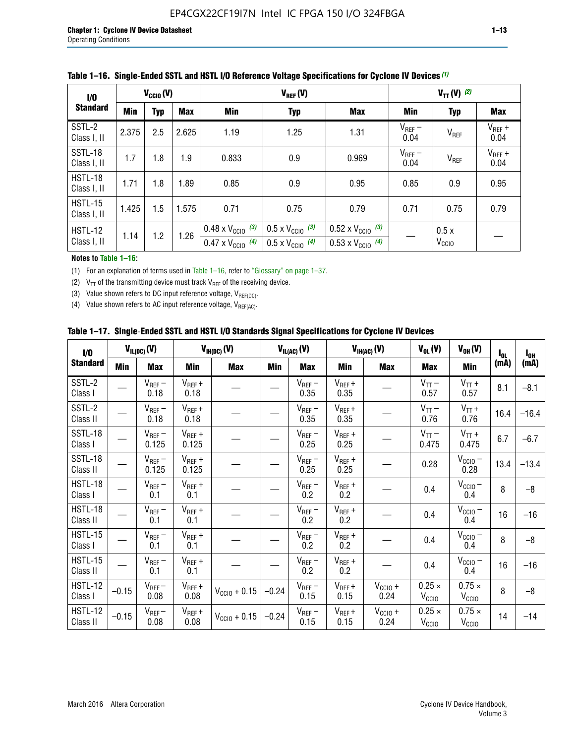**Table 1–16. Single-Ended SSTL and HSTL I/O Reference Voltage Specifications for Cyclone IV Devices (1)**

| I/O Standard | $V_{CCIO}$ (V) | | | $V_{REF}$ (V) | | | $V_{TT}$ (V) (2) | | |
|---|---|---|---|---|---|---|---|---|---|
| | Min | Typ | Max | Min | Typ | Max | Min | Typ | Max |
| SSTL-2 Class I, II | 2.375 | 2.5 | 2.625 | 1.19 | 1.25 | 1.31 | $V_{REF}$ – 0.04 | $V_{REF}$ | $V_{REF}$ + 0.04 |
| SSTL-18 Class I, II | 1.7 | 1.8 | 1.9 | 0.833 | 0.9 | 0.969 | $V_{REF}$ – 0.04 | $V_{REF}$ | $V_{REF}$ + 0.04 |
| HSTL-18 Class I, II | 1.71 | 1.8 | 1.89 | 0.85 | 0.9 | 0.95 | 0.85 | 0.9 | 0.95 |
| HSTL-15 Class I, II | 1.425 | 1.5 | 1.575 | 0.71 | 0.75 | 0.79 | 0.71 | 0.75 | 0.79 |
| HSTL-12 Class I, II | 1.14 | 1.2 | 1.26 | 0.48 x $V_{CCIO}$ (3) / 0.47 x $V_{CCIO}$ (4) | 0.5 x $V_{CCIO}$ (3) / 0.5 x $V_{CCIO}$ (4) | 0.52 x $V_{CCIO}$ (3) / 0.53 x $V_{CCIO}$ (4) | — | 0.5 x $V_{CCIO}$ | — |

**Notes to Table 1–16:**

(1) For an explanation of terms used in Table 1–16, refer to "Glossary" on page 1–37.

(2) $V_{TT}$ of the transmitting device must track $V_{REF}$ of the receiving device.

(3) Value shown refers to DC input reference voltage, $V_{REF(DC)}$.

(4) Value shown refers to AC input reference voltage, $V_{REF(AC)}$.

**Table 1–17. Single-Ended SSTL and HSTL I/O Standards Signal Specifications for Cyclone IV Devices**

| I/O Standard | $V_{IL(DC)}$ (V) | | $V_{IH(DC)}$ (V) | | $V_{IL(AC)}$ (V) | | $V_{IH(AC)}$ (V) | | $V_{OL}$ (V) | $V_{OH}$ (V) | $I_{OL}$ (mA) | $I_{OH}$ (mA) |
|---|---|---|---|---|---|---|---|---|---|---|---|---|
| | Min | Max | Min | Max | Min | Max | Min | Max | Max | Min | | |
| SSTL-2 Class I | — | $V_{REF}$ – 0.18 | $V_{REF}$ + 0.18 | — | — | $V_{REF}$ – 0.35 | $V_{REF}$ + 0.35 | — | $V_{TT}$ – 0.57 | $V_{TT}$ + 0.57 | 8.1 | –8.1 |
| SSTL-2 Class II | — | $V_{REF}$ – 0.18 | $V_{REF}$ + 0.18 | — | — | $V_{REF}$ – 0.35 | $V_{REF}$ + 0.35 | — | $V_{TT}$ – 0.76 | $V_{TT}$ + 0.76 | 16.4 | –16.4 |
| SSTL-18 Class I | — | $V_{REF}$ – 0.125 | $V_{REF}$ + 0.125 | — | — | $V_{REF}$ – 0.25 | $V_{REF}$ + 0.25 | — | $V_{TT}$ – 0.475 | $V_{TT}$ + 0.475 | 6.7 | –6.7 |
| SSTL-18 Class II | — | $V_{REF}$ – 0.125 | $V_{REF}$ + 0.125 | — | — | $V_{REF}$ – 0.25 | $V_{REF}$ + 0.25 | — | 0.28 | $V_{CCIO}$ – 0.28 | 13.4 | –13.4 |
| HSTL-18 Class I | — | $V_{REF}$ – 0.1 | $V_{REF}$ + 0.1 | — | — | $V_{REF}$ – 0.2 | $V_{REF}$ + 0.2 | — | 0.4 | $V_{CCIO}$ – 0.4 | 8 | –8 |
| HSTL-18 Class II | — | $V_{REF}$ – 0.1 | $V_{REF}$ + 0.1 | — | — | $V_{REF}$ – 0.2 | $V_{REF}$ + 0.2 | — | 0.4 | $V_{CCIO}$ – 0.4 | 16 | –16 |
| HSTL-15 Class I | — | $V_{REF}$ – 0.1 | $V_{REF}$ + 0.1 | — | — | $V_{REF}$ – 0.2 | $V_{REF}$ + 0.2 | — | 0.4 | $V_{CCIO}$ – 0.4 | 8 | –8 |
| HSTL-15 Class II | — | $V_{REF}$ – 0.1 | $V_{REF}$ + 0.1 | — | — | $V_{REF}$ – 0.2 | $V_{REF}$ + 0.2 | — | 0.4 | $V_{CCIO}$ – 0.4 | 16 | –16 |
| HSTL-12 Class I | –0.15 | $V_{REF}$ – 0.08 | $V_{REF}$ + 0.08 | $V_{CCIO}$ + 0.15 | –0.24 | $V_{REF}$ – 0.15 | $V_{REF}$ + 0.15 | $V_{CCIO}$ + 0.24 | 0.25 × $V_{CCIO}$ | 0.75 × $V_{CCIO}$ | 8 | –8 |
| HSTL-12 Class II | –0.15 | $V_{REF}$ – 0.08 | $V_{REF}$ + 0.08 | $V_{CCIO}$ + 0.15 | –0.24 | $V_{REF}$ – 0.15 | $V_{REF}$ + 0.15 | $V_{CCIO}$ + 0.24 | 0.25 × $V_{CCIO}$ | 0.75 × $V_{CCIO}$ | 14 | –14 |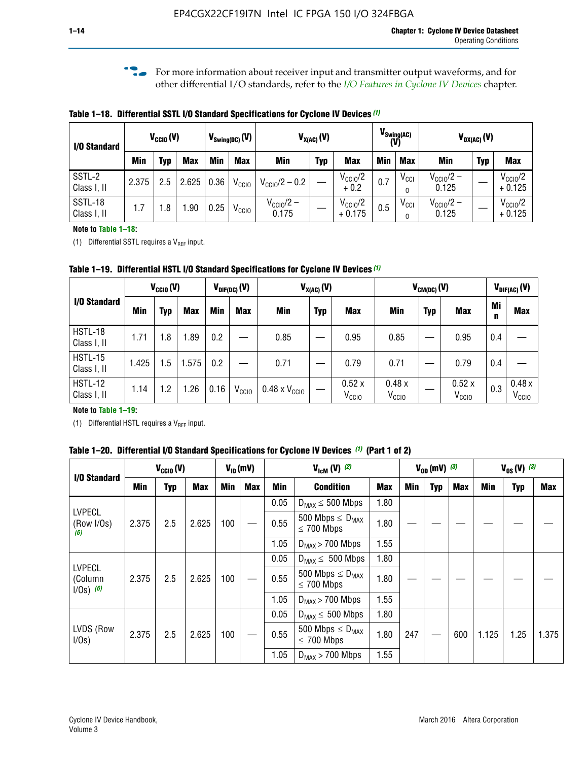For more information about receiver input and transmitter output waveforms, and for other differential I/O standards, refer to the *I/O Features in Cyclone IV Devices* chapter.

**Table 1–18. Differential SSTL I/O Standard Specifications for Cyclone IV Devices (1)**

| I/O Standard | $V_{CCIO}$ (V) | | | $V_{Swing(DC)}$ (V) | | $V_{X(AC)}$ (V) | | | $V_{Swing(AC)}$ (V) | | $V_{OX(AC)}$ (V) | | |
|---|---|---|---|---|---|---|---|---|---|---|---|---|---|
| | Min | Typ | Max | Min | Max | Min | Typ | Max | Min | Max | Min | Typ | Max |
| SSTL-2 Class I, II | 2.375 | 2.5 | 2.625 | 0.36 | $V_{CCIO}$ | $V_{CCIO}/2 - 0.2$ | — | $V_{CCIO}/2 + 0.2$ | 0.7 | $V_{CCIO}$ | $V_{CCIO}/2 - 0.125$ | — | $V_{CCIO}/2 + 0.125$ |
| SSTL-18 Class I, II | 1.7 | 1.8 | 1.90 | 0.25 | $V_{CCIO}$ | $V_{CCIO}/2 - 0.175$ | — | $V_{CCIO}/2 + 0.175$ | 0.5 | $V_{CCIO}$ | $V_{CCIO}/2 - 0.125$ | — | $V_{CCIO}/2 + 0.125$ |

**Note to Table 1–18:**

(1) Differential SSTL requires a $V_{REF}$ input.

**Table 1–19. Differential HSTL I/O Standard Specifications for Cyclone IV Devices (1)**

| I/O Standard | $V_{CCIO}$ (V) | | | $V_{DIF(DC)}$ (V) | | $V_{X(AC)}$ (V) | | | $V_{CM(DC)}$ (V) | | | $V_{DIF(AC)}$ (V) | |
|---|---|---|---|---|---|---|---|---|---|---|---|---|---|
| | Min | Typ | Max | Min | Max | Min | Typ | Max | Min | Typ | Max | Min | Max |
| HSTL-18 Class I, II | 1.71 | 1.8 | 1.89 | 0.2 | — | 0.85 | — | 0.95 | 0.85 | — | 0.95 | 0.4 | — |
| HSTL-15 Class I, II | 1.425 | 1.5 | 1.575 | 0.2 | — | 0.71 | — | 0.79 | 0.71 | — | 0.79 | 0.4 | — |
| HSTL-12 Class I, II | 1.14 | 1.2 | 1.26 | 0.16 | $V_{CCIO}$ | 0.48 x $V_{CCIO}$ | — | 0.52 x $V_{CCIO}$ | 0.48 x $V_{CCIO}$ | — | 0.52 x $V_{CCIO}$ | 0.3 | 0.48 x $V_{CCIO}$ |

**Note to Table 1–19:**

(1) Differential HSTL requires a $V_{REF}$ input.

**Table 1–20. Differential I/O Standard Specifications for Cyclone IV Devices (1) (Part 1 of 2)**

| I/O Standard | $V_{CCIO}$ (V) | | | $V_{ID}$ (mV) | | $V_{IcM}$ (V) (2) | | | $V_{OD}$ (mV) (3) | | | $V_{OS}$ (V) (3) | | |
|---|---|---|---|---|---|---|---|---|---|---|---|---|---|---|
| | Min | Typ | Max | Min | Max | Min | Condition | Max | Min | Typ | Max | Min | Typ | Max |
| LVPECL (Row I/Os) (6) | 2.375 | 2.5 | 2.625 | 100 | — | 0.05 | $D_{MAX} \leq 500$ Mbps | 1.80 | — | — | — | — | — | — |
| | | | | | | 0.55 | 500 Mbps $\leq D_{MAX} \leq$ 700 Mbps | 1.80 | | | | | | |
| | | | | | | 1.05 | $D_{MAX} >$ 700 Mbps | 1.55 | | | | | | |
| LVPECL (Column I/Os) (6) | 2.375 | 2.5 | 2.625 | 100 | — | 0.05 | $D_{MAX} \leq 500$ Mbps | 1.80 | — | — | — | — | — | — |
| | | | | | | 0.55 | 500 Mbps $\leq D_{MAX} \leq$ 700 Mbps | 1.80 | | | | | | |
| | | | | | | 1.05 | $D_{MAX} >$ 700 Mbps | 1.55 | | | | | | |
| LVDS (Row I/Os) | 2.375 | 2.5 | 2.625 | 100 | — | 0.05 | $D_{MAX} \leq 500$ Mbps | 1.80 | 247 | — | 600 | 1.125 | 1.25 | 1.375 |
| | | | | | | 0.55 | 500 Mbps $\leq D_{MAX} \leq$ 700 Mbps | 1.80 | | | | | | |
| | | | | | | 1.05 | $D_{MAX} >$ 700 Mbps | 1.55 | | | | | | |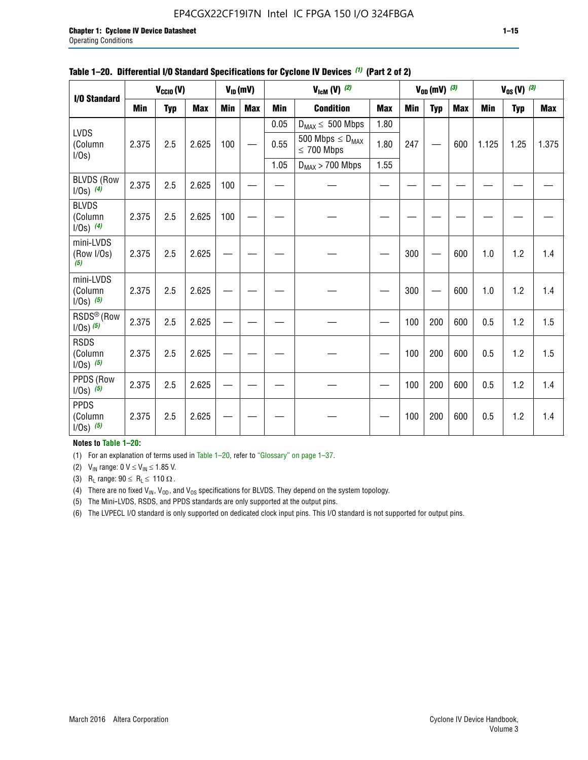**Table 1–20. Differential I/O Standard Specifications for Cyclone IV Devices (1) (Part 2 of 2)**

| I/O Standard | $V_{CCIO}$ (V) | | | $V_{ID}$ (mV) | | $V_{IcM}$ (V) (2) | | | $V_{OD}$ (mV) (3) | | | $V_{OS}$ (V) (3) | | |
|---|---|---|---|---|---|---|---|---|---|---|---|---|---|---|
| | Min | Typ | Max | Min | Max | Min | Condition | Max | Min | Typ | Max | Min | Typ | Max |
| LVDS (Column I/Os) | 2.375 | 2.5 | 2.625 | 100 | — | 0.05 | $D_{MAX} \leq$ 500 Mbps | 1.80 | 247 | — | 600 | 1.125 | 1.25 | 1.375 |
| | | | | | | 0.55 | 500 Mbps $\leq D_{MAX} \leq$ 700 Mbps | 1.80 | | | | | | |
| | | | | | | 1.05 | $D_{MAX}$ > 700 Mbps | 1.55 | | | | | | |
| BLVDS (Row I/Os) (4) | 2.375 | 2.5 | 2.625 | 100 | — | — | — | — | — | — | — | — | — | — |
| BLVDS (Column I/Os) (4) | 2.375 | 2.5 | 2.625 | 100 | — | — | — | — | — | — | — | — | — | — |
| mini-LVDS (Row I/Os) (5) | 2.375 | 2.5 | 2.625 | — | — | — | — | — | 300 | — | 600 | 1.0 | 1.2 | 1.4 |
| mini-LVDS (Column I/Os) (5) | 2.375 | 2.5 | 2.625 | — | — | — | — | — | 300 | — | 600 | 1.0 | 1.2 | 1.4 |
| RSDS® (Row I/Os) (5) | 2.375 | 2.5 | 2.625 | — | — | — | — | — | 100 | 200 | 600 | 0.5 | 1.2 | 1.5 |
| RSDS (Column I/Os) (5) | 2.375 | 2.5 | 2.625 | — | — | — | — | — | 100 | 200 | 600 | 0.5 | 1.2 | 1.5 |
| PPDS (Row I/Os) (5) | 2.375 | 2.5 | 2.625 | — | — | — | — | — | 100 | 200 | 600 | 0.5 | 1.2 | 1.4 |
| PPDS (Column I/Os) (5) | 2.375 | 2.5 | 2.625 | — | — | — | — | — | 100 | 200 | 600 | 0.5 | 1.2 | 1.4 |

**Notes to Table 1–20:**

(1) For an explanation of terms used in Table 1–20, refer to "Glossary" on page 1–37.

(2) $V_{IN}$ range: 0 V $\leq V_{IN} \leq$ 1.85 V.

(3) $R_L$ range: 90 $\leq R_L \leq$ 110 Ω.

(4) There are no fixed $V_{IN}$, $V_{OD}$, and $V_{OS}$ specifications for BLVDS. They depend on the system topology.

(5) The Mini-LVDS, RSDS, and PPDS standards are only supported at the output pins.

(6) The LVPECL I/O standard is only supported on dedicated clock input pins. This I/O standard is not supported for output pins.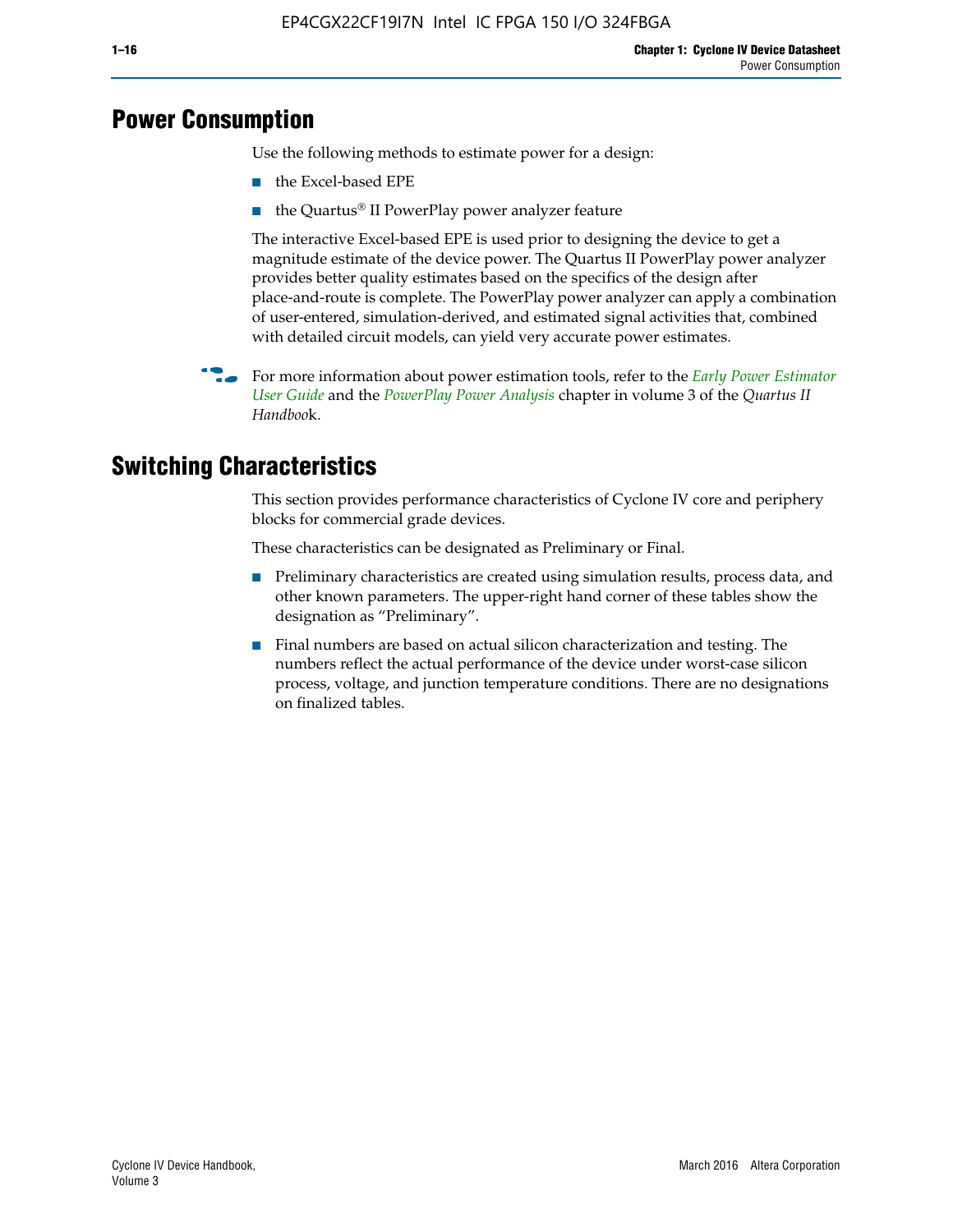# Power Consumption

Use the following methods to estimate power for a design:

- the Excel-based EPE
- the Quartus® II PowerPlay power analyzer feature

The interactive Excel-based EPE is used prior to designing the device to get a magnitude estimate of the device power. The Quartus II PowerPlay power analyzer provides better quality estimates based on the specifics of the design after place-and-route is complete. The PowerPlay power analyzer can apply a combination of user-entered, simulation-derived, and estimated signal activities that, combined with detailed circuit models, can yield very accurate power estimates.

For more information about power estimation tools, refer to the *Early Power Estimator User Guide* and the *PowerPlay Power Analysis* chapter in volume 3 of the *Quartus II Handbook*.

# Switching Characteristics

This section provides performance characteristics of Cyclone IV core and periphery blocks for commercial grade devices.

These characteristics can be designated as Preliminary or Final.

- Preliminary characteristics are created using simulation results, process data, and other known parameters. The upper-right hand corner of these tables show the designation as "Preliminary".
- Final numbers are based on actual silicon characterization and testing. The numbers reflect the actual performance of the device under worst-case silicon process, voltage, and junction temperature conditions. There are no designations on finalized tables.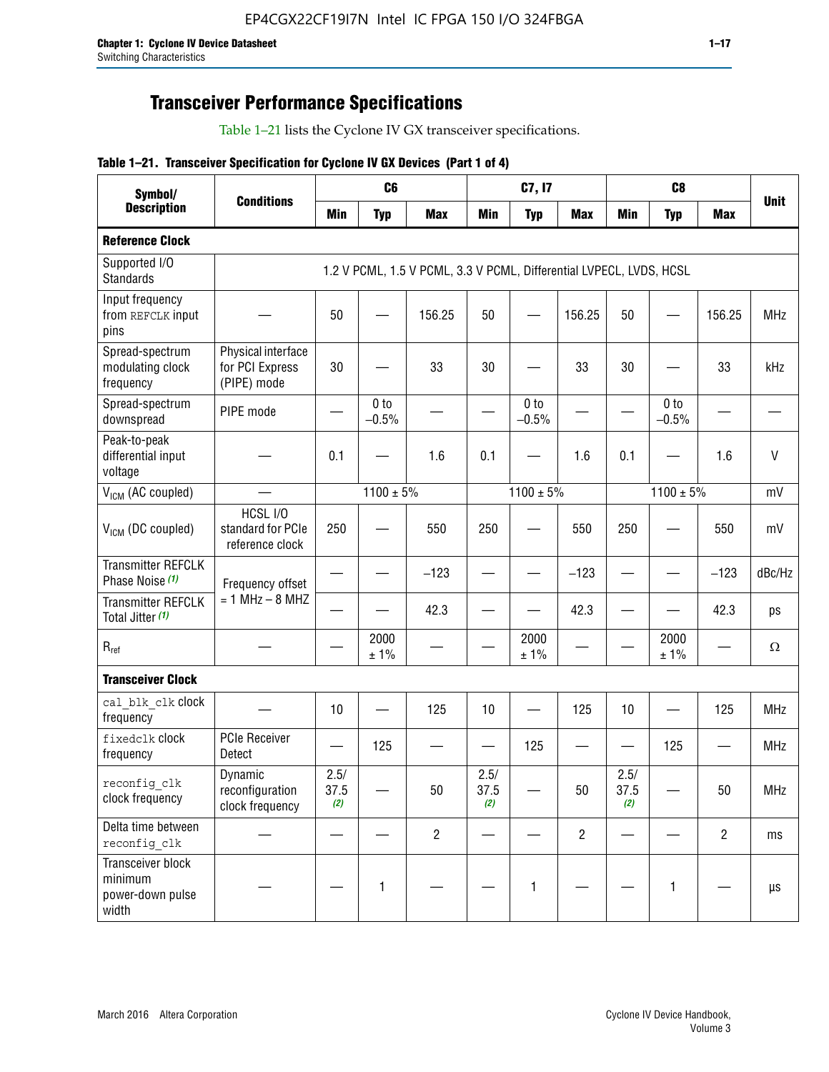## Transceiver Performance Specifications

Table 1–21 lists the Cyclone IV GX transceiver specifications.

**Table 1–21. Transceiver Specification for Cyclone IV GX Devices (Part 1 of 4)**

| Symbol/ Description | Conditions | C6 | | | C7, I7 | | | C8 | | | Unit |
|---|---|---|---|---|---|---|---|---|---|---|---|
| | | Min | Typ | Max | Min | Typ | Max | Min | Typ | Max | |
| **Reference Clock** | | | | | | | | | | | |
| Supported I/O Standards | 1.2 V PCML, 1.5 V PCML, 3.3 V PCML, Differential LVPECL, LVDS, HCSL | | | | | | | | | | |
| Input frequency from REFCLK input pins | — | 50 | — | 156.25 | 50 | — | 156.25 | 50 | — | 156.25 | MHz |
| Spread-spectrum modulating clock frequency | Physical interface for PCI Express (PIPE) mode | 30 | — | 33 | 30 | — | 33 | 30 | — | 33 | kHz |
| Spread-spectrum downspread | PIPE mode | — | 0 to −0.5% | — | — | 0 to −0.5% | — | — | 0 to −0.5% | — | — |
| Peak-to-peak differential input voltage | — | 0.1 | — | 1.6 | 0.1 | — | 1.6 | 0.1 | — | 1.6 | V |
| $V_{ICM}$ (AC coupled) | — | 1100 ± 5% | | | 1100 ± 5% | | | 1100 ± 5% | | | mV |
| $V_{ICM}$ (DC coupled) | HCSL I/O standard for PCIe reference clock | 250 | — | 550 | 250 | — | 550 | 250 | — | 550 | mV |
| Transmitter REFCLK Phase Noise (1) | Frequency offset = 1 MHz – 8 MHZ | — | — | −123 | — | — | −123 | — | — | −123 | dBc/Hz |
| Transmitter REFCLK Total Jitter (1) | | — | — | 42.3 | — | — | 42.3 | — | — | 42.3 | ps |
| $R_{ref}$ | — | — | 2000 ± 1% | — | — | 2000 ± 1% | — | — | 2000 ± 1% | — | Ω |
| **Transceiver Clock** | | | | | | | | | | | |
| cal_blk_clk clock frequency | — | 10 | — | 125 | 10 | — | 125 | 10 | — | 125 | MHz |
| fixedclk clock frequency | PCIe Receiver Detect | — | 125 | — | — | 125 | — | — | 125 | — | MHz |
| reconfig_clk clock frequency | Dynamic reconfiguration clock frequency | 2.5/ 37.5 (2) | — | 50 | 2.5/ 37.5 (2) | — | 50 | 2.5/ 37.5 (2) | — | 50 | MHz |
| Delta time between reconfig_clk | — | — | — | 2 | — | — | 2 | — | — | 2 | ms |
| Transceiver block minimum power-down pulse width | — | — | 1 | — | — | 1 | — | — | 1 | — | µs |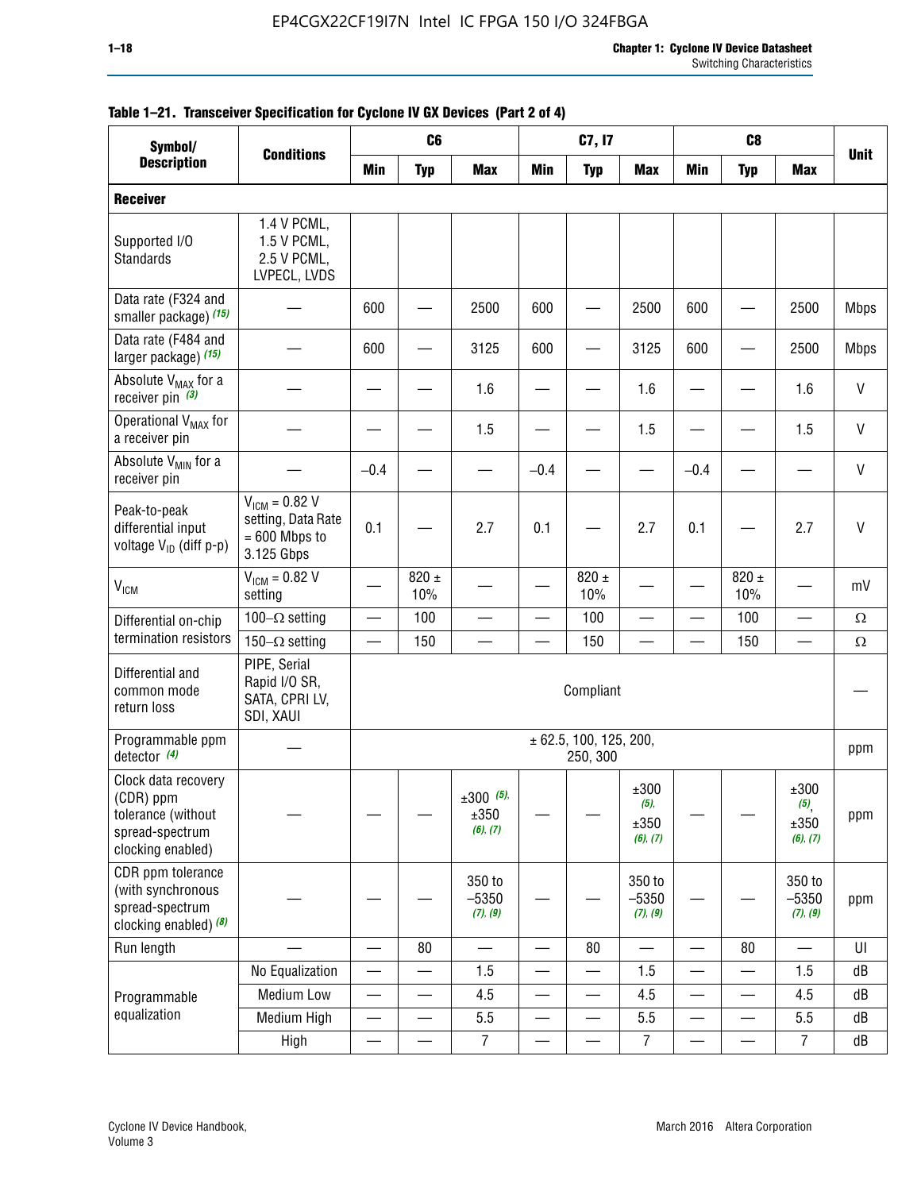**Table 1–21. Transceiver Specification for Cyclone IV GX Devices (Part 2 of 4)**

| Symbol/ Description | Conditions | C6 | | | C7, I7 | | | C8 | | | Unit |
|---|---|---|---|---|---|---|---|---|---|---|---|
| | | Min | Typ | Max | Min | Typ | Max | Min | Typ | Max | |
| **Receiver** | | | | | | | | | | | |
| Supported I/O Standards | 1.4 V PCML, 1.5 V PCML, 2.5 V PCML, LVPECL, LVDS | | | | | | | | | | |
| Data rate (F324 and smaller package) *(15)* | — | 600 | — | 2500 | 600 | — | 2500 | 600 | — | 2500 | Mbps |
| Data rate (F484 and larger package) *(15)* | — | 600 | — | 3125 | 600 | — | 3125 | 600 | — | 2500 | Mbps |
| Absolute $V_{MAX}$ for a receiver pin *(3)* | — | — | — | 1.6 | — | — | 1.6 | — | — | 1.6 | V |
| Operational $V_{MAX}$ for a receiver pin | — | — | — | 1.5 | — | — | 1.5 | — | — | 1.5 | V |
| Absolute $V_{MIN}$ for a receiver pin | — | –0.4 | — | — | –0.4 | — | — | –0.4 | — | — | V |
| Peak-to-peak differential input voltage $V_{ID}$ (diff p-p) | $V_{ICM}$ = 0.82 V setting, Data Rate = 600 Mbps to 3.125 Gbps | 0.1 | — | 2.7 | 0.1 | — | 2.7 | 0.1 | — | 2.7 | V |
| $V_{ICM}$ | $V_{ICM}$ = 0.82 V setting | — | 820 ± 10% | — | — | 820 ± 10% | — | — | 820 ± 10% | — | mV |
| Differential on-chip termination resistors | 100–Ω setting | — | 100 | — | — | 100 | — | — | 100 | — | Ω |
| | 150–Ω setting | — | 150 | — | — | 150 | — | — | 150 | — | Ω |
| Differential and common mode return loss | PIPE, Serial Rapid I/O SR, SATA, CPRI LV, SDI, XAUI | Compliant | | | | | | | | | — |
| Programmable ppm detector *(4)* | — | ± 62.5, 100, 125, 200, 250, 300 | | | | | | | | | ppm |
| Clock data recovery (CDR) ppm tolerance (without spread-spectrum clocking enabled) | — | — | — | ±300 *(5)*, ±350 *(6)*, *(7)* | — | — | ±300 *(5)*, ±350 *(6)*, *(7)* | — | — | ±300 *(5)*, ±350 *(6)*, *(7)* | ppm |
| CDR ppm tolerance (with synchronous spread-spectrum clocking enabled) *(8)* | — | — | — | 350 to –5350 *(7)*, *(9)* | — | — | 350 to –5350 *(7)*, *(9)* | — | — | 350 to –5350 *(7)*, *(9)* | ppm |
| Run length | — | — | 80 | — | — | 80 | — | — | 80 | — | UI |
| Programmable equalization | No Equalization | — | — | 1.5 | — | — | 1.5 | — | — | 1.5 | dB |
| | Medium Low | — | — | 4.5 | — | — | 4.5 | — | — | 4.5 | dB |
| | Medium High | — | — | 5.5 | — | — | 5.5 | — | — | 5.5 | dB |
| | High | — | — | 7 | — | — | 7 | — | — | 7 | dB |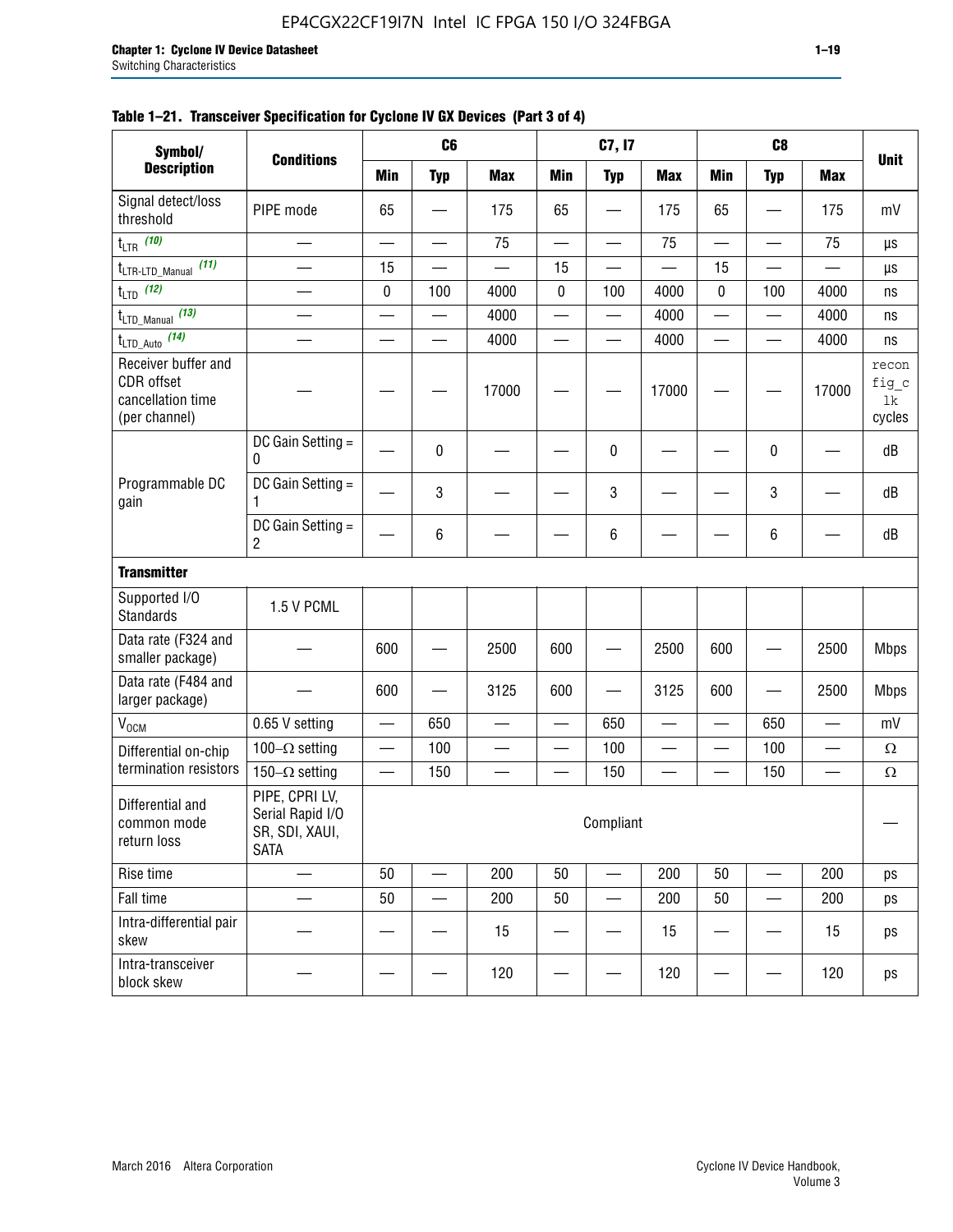**Table 1–21. Transceiver Specification for Cyclone IV GX Devices (Part 3 of 4)**

| Symbol/ Description | Conditions | C6 | | | C7, I7 | | | C8 | | | Unit |
|---|---|---|---|---|---|---|---|---|---|---|---|
| | | Min | Typ | Max | Min | Typ | Max | Min | Typ | Max | |
| Signal detect/loss threshold | PIPE mode | 65 | — | 175 | 65 | — | 175 | 65 | — | 175 | mV |
| $t_{LTR}$ (10) | — | — | — | 75 | — | — | 75 | — | — | 75 | µs |
| $t_{LTR\text{-}LTD\_Manual}$ (11) | — | 15 | — | — | 15 | — | — | 15 | — | — | µs |
| $t_{LTD}$ (12) | — | 0 | 100 | 4000 | 0 | 100 | 4000 | 0 | 100 | 4000 | ns |
| $t_{LTD\_Manual}$ (13) | — | — | — | 4000 | — | — | 4000 | — | — | 4000 | ns |
| $t_{LTD\_Auto}$ (14) | — | — | — | 4000 | — | — | 4000 | — | — | 4000 | ns |
| Receiver buffer and CDR offset cancellation time (per channel) | — | — | — | 17000 | — | — | 17000 | — | — | 17000 | reconfig_clk cycles |
| Programmable DC gain | DC Gain Setting = 0 | — | 0 | — | — | 0 | — | — | 0 | — | dB |
| | DC Gain Setting = 1 | — | 3 | — | — | 3 | — | — | 3 | — | dB |
| | DC Gain Setting = 2 | — | 6 | — | — | 6 | — | — | 6 | — | dB |
| **Transmitter** | | | | | | | | | | | |
| Supported I/O Standards | 1.5 V PCML | | | | | | | | | | |
| Data rate (F324 and smaller package) | — | 600 | — | 2500 | 600 | — | 2500 | 600 | — | 2500 | Mbps |
| Data rate (F484 and larger package) | — | 600 | — | 3125 | 600 | — | 3125 | 600 | — | 2500 | Mbps |
| $V_{OCM}$ | 0.65 V setting | — | 650 | — | — | 650 | — | — | 650 | — | mV |
| Differential on-chip termination resistors | 100–Ω setting | — | 100 | — | — | 100 | — | — | 100 | — | Ω |
| | 150–Ω setting | — | 150 | — | — | 150 | — | — | 150 | — | Ω |
| Differential and common mode return loss | PIPE, CPRI LV, Serial Rapid I/O SR, SDI, XAUI, SATA | Compliant | | | | | | | | | — |
| Rise time | — | 50 | — | 200 | 50 | — | 200 | 50 | — | 200 | ps |
| Fall time | — | 50 | — | 200 | 50 | — | 200 | 50 | — | 200 | ps |
| Intra-differential pair skew | — | — | — | 15 | — | — | 15 | — | — | 15 | ps |
| Intra-transceiver block skew | — | — | — | 120 | — | — | 120 | — | — | 120 | ps |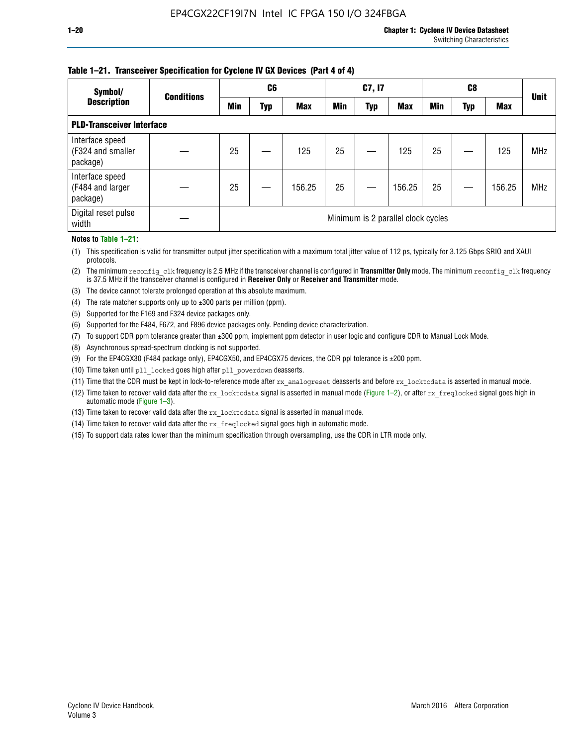**Table 1–21. Transceiver Specification for Cyclone IV GX Devices (Part 4 of 4)**

| Symbol/ Description | Conditions | C6 | | | C7, I7 | | | C8 | | | Unit |
|---|---|---|---|---|---|---|---|---|---|---|---|
| | | Min | Typ | Max | Min | Typ | Max | Min | Typ | Max | |
| **PLD-Transceiver Interface** | | | | | | | | | | | |
| Interface speed (F324 and smaller package) | — | 25 | — | 125 | 25 | — | 125 | 25 | — | 125 | MHz |
| Interface speed (F484 and larger package) | — | 25 | — | 156.25 | 25 | — | 156.25 | 25 | — | 156.25 | MHz |
| Digital reset pulse width | — | Minimum is 2 parallel clock cycles | | | | | | | | | |

**Notes to Table 1–21:**

(1) This specification is valid for transmitter output jitter specification with a maximum total jitter value of 112 ps, typically for 3.125 Gbps SRIO and XAUI protocols.

(2) The minimum `reconfig_clk` frequency is 2.5 MHz if the transceiver channel is configured in **Transmitter Only** mode. The minimum `reconfig_clk` frequency is 37.5 MHz if the transceiver channel is configured in **Receiver Only** or **Receiver and Transmitter** mode.

(3) The device cannot tolerate prolonged operation at this absolute maximum.

(4) The rate matcher supports only up to ±300 parts per million (ppm).

(5) Supported for the F169 and F324 device packages only.

(6) Supported for the F484, F672, and F896 device packages only. Pending device characterization.

(7) To support CDR ppm tolerance greater than ±300 ppm, implement ppm detector in user logic and configure CDR to Manual Lock Mode.

(8) Asynchronous spread-spectrum clocking is not supported.

(9) For the EP4CGX30 (F484 package only), EP4CGX50, and EP4CGX75 devices, the CDR ppl tolerance is ±200 ppm.

(10) Time taken until `pll_locked` goes high after `pll_powerdown` deasserts.

(11) Time that the CDR must be kept in lock-to-reference mode after `rx_analogreset` deasserts and before `rx_locktodata` is asserted in manual mode.

(12) Time taken to recover valid data after the `rx_locktodata` signal is asserted in manual mode (Figure 1–2), or after `rx_freqlocked` signal goes high in automatic mode (Figure 1–3).

(13) Time taken to recover valid data after the `rx_locktodata` signal is asserted in manual mode.

(14) Time taken to recover valid data after the `rx_freqlocked` signal goes high in automatic mode.

(15) To support data rates lower than the minimum specification through oversampling, use the CDR in LTR mode only.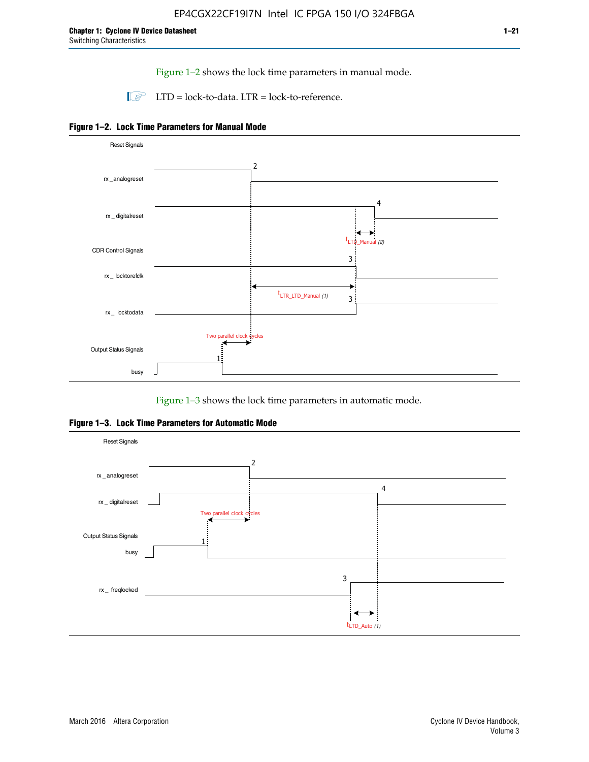Figure 1–2 shows the lock time parameters in manual mode.

LTD = lock-to-data. LTR = lock-to-reference.

**Figure 1–2. Lock Time Parameters for Manual Mode**

Reset Signals

rx _analogreset

rx _ digitalreset

CDR Control Signals

rx _ locktorefclk

rx _ locktodata

Output Status Signals

busy

Two parallel clock cycles

$t_{LTD\_Manual}$ (2)

$t_{LTR\_LTD\_Manual}$ (1)

Figure 1–3 shows the lock time parameters in automatic mode.

**Figure 1–3. Lock Time Parameters for Automatic Mode**

Reset Signals

rx _ analogreset

rx _ digitalreset

Output Status Signals

busy

rx _ freqlocked

Two parallel clock cycles

$t_{LTD\_Auto}$ (1)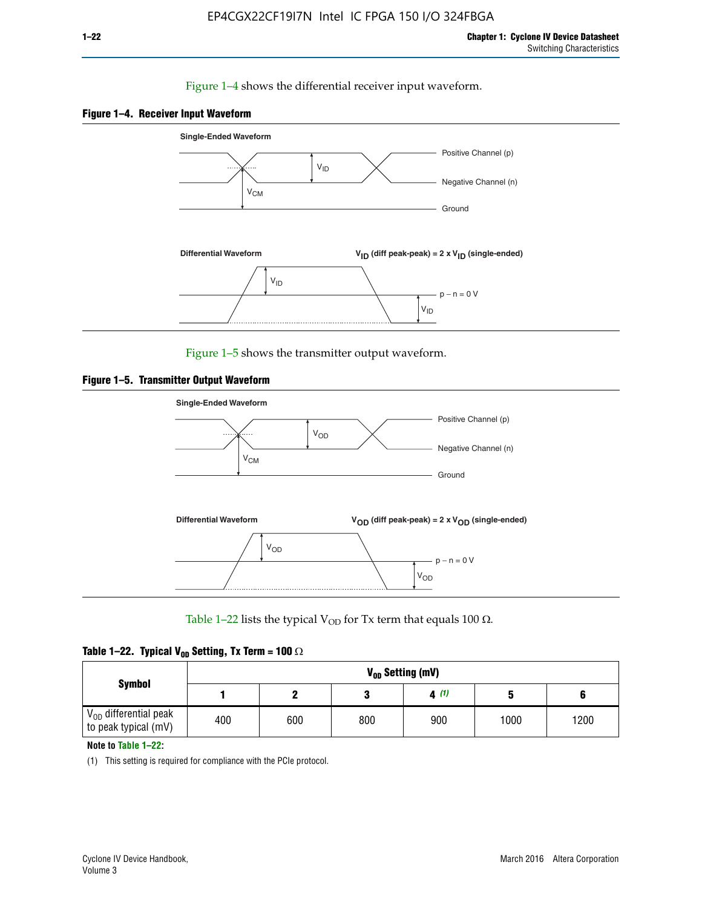Figure 1–4 shows the differential receiver input waveform.

**Figure 1–4. Receiver Input Waveform**

Single-Ended Waveform

Positive Channel (p)

Negative Channel (n)

Ground

$V_{ID}$

$V_{CM}$

Differential Waveform

$V_{ID}$ (diff peak-peak) = 2 x $V_{ID}$ (single-ended)

$V_{ID}$

p − n = 0 V

$V_{ID}$

Figure 1–5 shows the transmitter output waveform.

**Figure 1–5. Transmitter Output Waveform**

Single-Ended Waveform

Positive Channel (p)

Negative Channel (n)

Ground

$V_{OD}$

$V_{CM}$

Differential Waveform

$V_{OD}$ (diff peak-peak) = 2 x $V_{OD}$ (single-ended)

$V_{OD}$

p − n = 0 V

$V_{OD}$

Table 1–22 lists the typical $V_{OD}$ for Tx term that equals 100 Ω.

**Table 1–22. Typical $V_{OD}$ Setting, Tx Term = 100 Ω**

| Symbol | $V_{OD}$ Setting (mV) | | | | | |
|---|---|---|---|---|---|---|
| | 1 | 2 | 3 | 4 (1) | 5 | 6 |
| $V_{OD}$ differential peak to peak typical (mV) | 400 | 600 | 800 | 900 | 1000 | 1200 |

**Note to Table 1–22:**

(1) This setting is required for compliance with the PCIe protocol.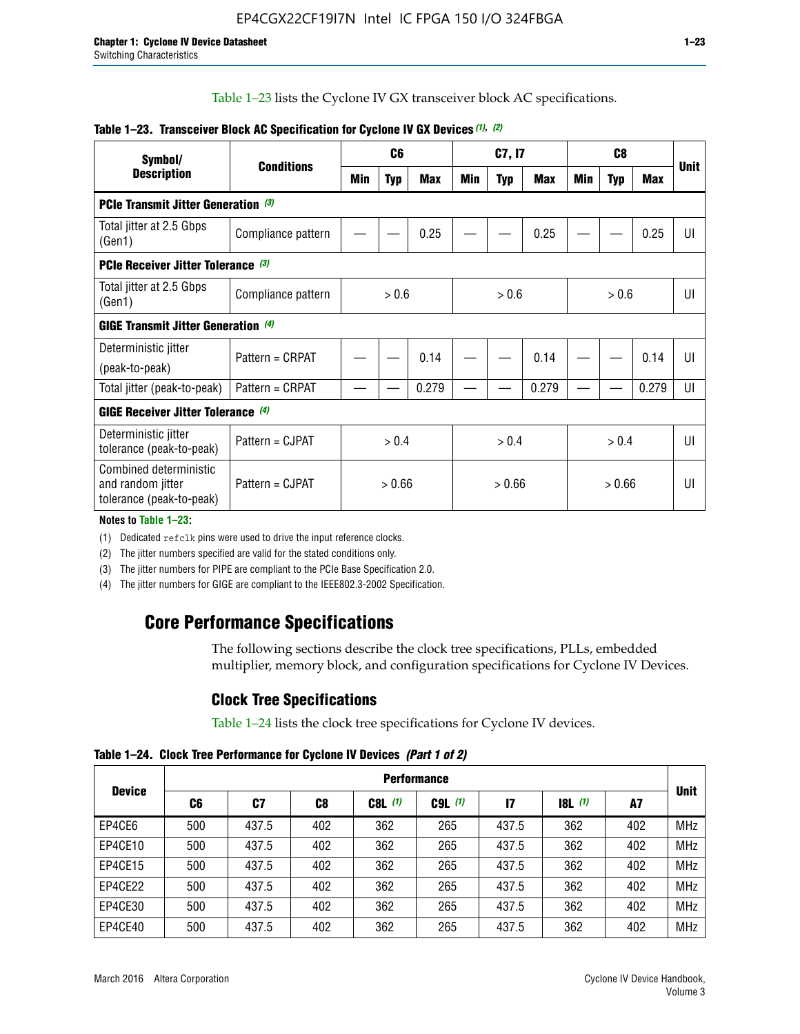Table 1–23 lists the Cyclone IV GX transceiver block AC specifications.

**Table 1–23. Transceiver Block AC Specification for Cyclone IV GX Devices (1), (2)**

| Symbol/ Description | Conditions | C6 | | | C7, I7 | | | C8 | | | Unit |
|---|---|---|---|---|---|---|---|---|---|---|---|
| | | Min | Typ | Max | Min | Typ | Max | Min | Typ | Max | |
| **PCIe Transmit Jitter Generation (3)** | | | | | | | | | | | |
| Total jitter at 2.5 Gbps (Gen1) | Compliance pattern | — | — | 0.25 | — | — | 0.25 | — | — | 0.25 | UI |
| **PCIe Receiver Jitter Tolerance (3)** | | | | | | | | | | | |
| Total jitter at 2.5 Gbps (Gen1) | Compliance pattern | > 0.6 | | | > 0.6 | | | > 0.6 | | | UI |
| **GIGE Transmit Jitter Generation (4)** | | | | | | | | | | | |
| Deterministic jitter (peak-to-peak) | Pattern = CRPAT | — | — | 0.14 | — | — | 0.14 | — | — | 0.14 | UI |
| Total jitter (peak-to-peak) | Pattern = CRPAT | — | — | 0.279 | — | — | 0.279 | — | — | 0.279 | UI |
| **GIGE Receiver Jitter Tolerance (4)** | | | | | | | | | | | |
| Deterministic jitter tolerance (peak-to-peak) | Pattern = CJPAT | > 0.4 | | | > 0.4 | | | > 0.4 | | | UI |
| Combined deterministic and random jitter tolerance (peak-to-peak) | Pattern = CJPAT | > 0.66 | | | > 0.66 | | | > 0.66 | | | UI |

**Notes to Table 1–23:**

(1) Dedicated refclk pins were used to drive the input reference clocks.

(2) The jitter numbers specified are valid for the stated conditions only.

(3) The jitter numbers for PIPE are compliant to the PCIe Base Specification 2.0.

(4) The jitter numbers for GIGE are compliant to the IEEE802.3-2002 Specification.

# Core Performance Specifications

The following sections describe the clock tree specifications, PLLs, embedded multiplier, memory block, and configuration specifications for Cyclone IV Devices.

## Clock Tree Specifications

Table 1–24 lists the clock tree specifications for Cyclone IV devices.

**Table 1–24. Clock Tree Performance for Cyclone IV Devices (Part 1 of 2)**

| Device | Performance | | | | | | | | Unit |
|---|---|---|---|---|---|---|---|---|---|
| | C6 | C7 | C8 | C8L (1) | C9L (1) | I7 | I8L (1) | A7 | |
| EP4CE6 | 500 | 437.5 | 402 | 362 | 265 | 437.5 | 362 | 402 | MHz |
| EP4CE10 | 500 | 437.5 | 402 | 362 | 265 | 437.5 | 362 | 402 | MHz |
| EP4CE15 | 500 | 437.5 | 402 | 362 | 265 | 437.5 | 362 | 402 | MHz |
| EP4CE22 | 500 | 437.5 | 402 | 362 | 265 | 437.5 | 362 | 402 | MHz |
| EP4CE30 | 500 | 437.5 | 402 | 362 | 265 | 437.5 | 362 | 402 | MHz |
| EP4CE40 | 500 | 437.5 | 402 | 362 | 265 | 437.5 | 362 | 402 | MHz |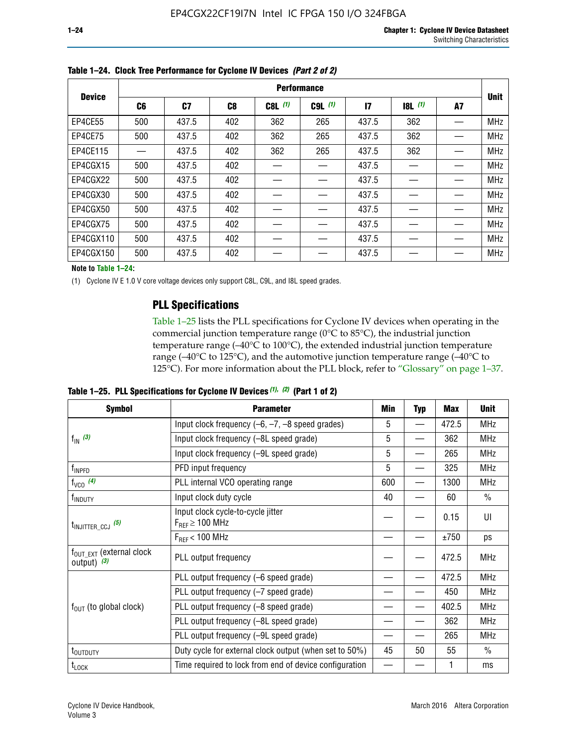**Table 1–24. Clock Tree Performance for Cyclone IV Devices *(Part 2 of 2)***

| Device | Performance | | | | | | | | Unit |
|---|---|---|---|---|---|---|---|---|---|
| | C6 | C7 | C8 | C8L *(1)* | C9L *(1)* | I7 | I8L *(1)* | A7 | |
| EP4CE55 | 500 | 437.5 | 402 | 362 | 265 | 437.5 | 362 | — | MHz |
| EP4CE75 | 500 | 437.5 | 402 | 362 | 265 | 437.5 | 362 | — | MHz |
| EP4CE115 | — | 437.5 | 402 | 362 | 265 | 437.5 | 362 | — | MHz |
| EP4CGX15 | 500 | 437.5 | 402 | — | — | 437.5 | — | — | MHz |
| EP4CGX22 | 500 | 437.5 | 402 | — | — | 437.5 | — | — | MHz |
| EP4CGX30 | 500 | 437.5 | 402 | — | — | 437.5 | — | — | MHz |
| EP4CGX50 | 500 | 437.5 | 402 | — | — | 437.5 | — | — | MHz |
| EP4CGX75 | 500 | 437.5 | 402 | — | — | 437.5 | — | — | MHz |
| EP4CGX110 | 500 | 437.5 | 402 | — | — | 437.5 | — | — | MHz |
| EP4CGX150 | 500 | 437.5 | 402 | — | — | 437.5 | — | — | MHz |

**Note to Table 1–24:**

(1) Cyclone IV E 1.0 V core voltage devices only support C8L, C9L, and I8L speed grades.

## PLL Specifications

Table 1–25 lists the PLL specifications for Cyclone IV devices when operating in the commercial junction temperature range (0°C to 85°C), the industrial junction temperature range (–40°C to 100°C), the extended industrial junction temperature range (–40°C to 125°C), and the automotive junction temperature range (–40°C to 125°C). For more information about the PLL block, refer to "Glossary" on page 1–37.

**Table 1–25. PLL Specifications for Cyclone IV Devices *(1), (2)* (Part 1 of 2)**

| Symbol | Parameter | Min | Typ | Max | Unit |
|---|---|---|---|---|---|
| $f_{IN}$ *(3)* | Input clock frequency (–6, –7, –8 speed grades) | 5 | — | 472.5 | MHz |
| | Input clock frequency (–8L speed grade) | 5 | — | 362 | MHz |
| | Input clock frequency (–9L speed grade) | 5 | — | 265 | MHz |
| $f_{INPFD}$ | PFD input frequency | 5 | — | 325 | MHz |
| $f_{VCO}$ *(4)* | PLL internal VCO operating range | 600 | — | 1300 | MHz |
| $f_{INDUTY}$ | Input clock duty cycle | 40 | — | 60 | % |
| $t_{INJITTER\_CCJ}$ *(5)* | Input clock cycle-to-cycle jitter $F_{REF} \geq 100$ MHz | — | — | 0.15 | UI |
| | $F_{REF} < 100$ MHz | — | — | ±750 | ps |
| $f_{OUT\_EXT}$ (external clock output) *(3)* | PLL output frequency | — | — | 472.5 | MHz |
| $f_{OUT}$ (to global clock) | PLL output frequency (–6 speed grade) | — | — | 472.5 | MHz |
| | PLL output frequency (–7 speed grade) | — | — | 450 | MHz |
| | PLL output frequency (–8 speed grade) | — | — | 402.5 | MHz |
| | PLL output frequency (–8L speed grade) | — | — | 362 | MHz |
| | PLL output frequency (–9L speed grade) | — | — | 265 | MHz |
| $t_{OUTDUTY}$ | Duty cycle for external clock output (when set to 50%) | 45 | 50 | 55 | % |
| $t_{LOCK}$ | Time required to lock from end of device configuration | — | — | 1 | ms |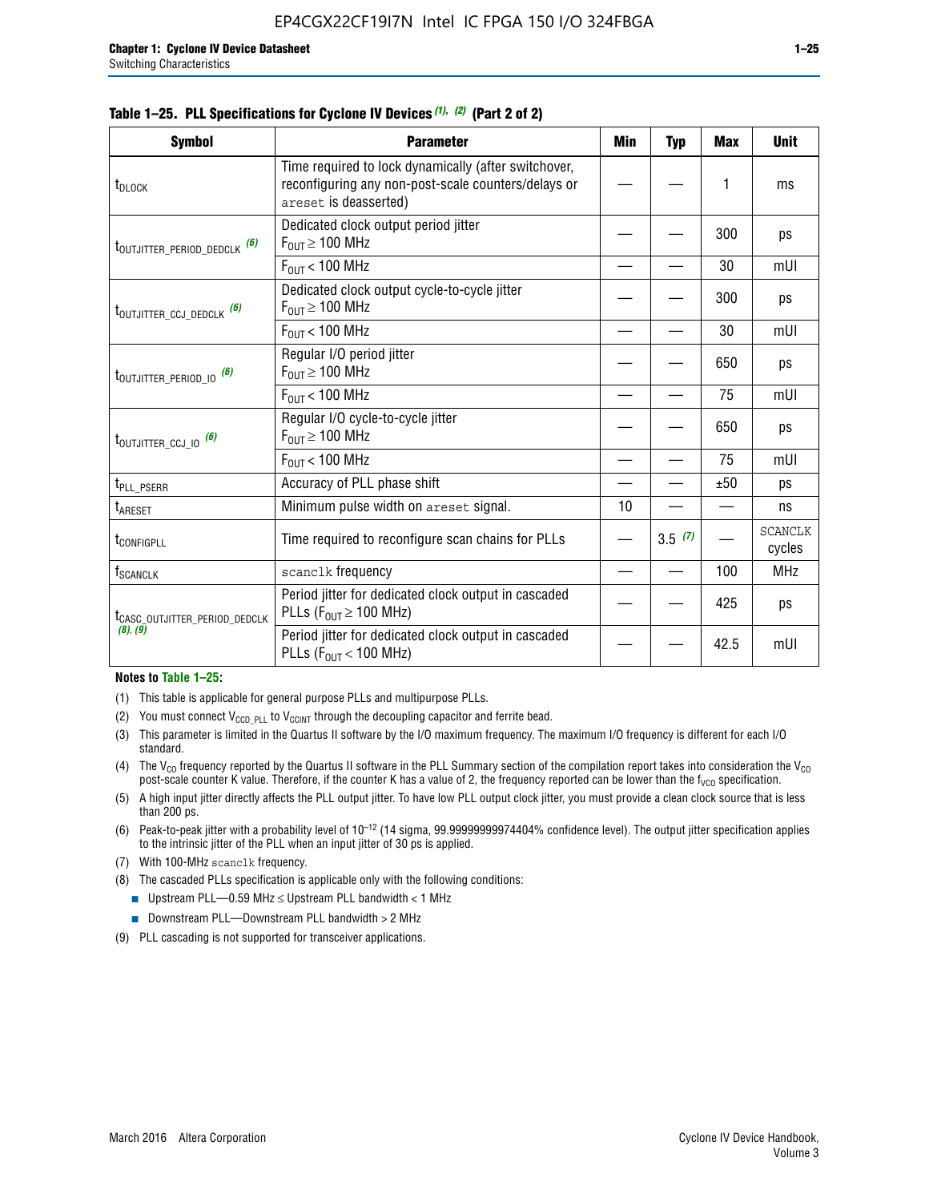**Table 1–25. PLL Specifications for Cyclone IV Devices (1), (2) (Part 2 of 2)**

| Symbol | Parameter | Min | Typ | Max | Unit |
|---|---|---|---|---|---|
| $t_{DLOCK}$ | Time required to lock dynamically (after switchover, reconfiguring any non-post-scale counters/delays or `areset` is deasserted) | — | — | 1 | ms |
| $t_{OUTJITTER\_PERIOD\_DEDCLK}$ (6) | Dedicated clock output period jitter $F_{OUT} \geq 100$ MHz | — | — | 300 | ps |
| | $F_{OUT} < 100$ MHz | — | — | 30 | mUI |
| $t_{OUTJITTER\_CCJ\_DEDCLK}$ (6) | Dedicated clock output cycle-to-cycle jitter $F_{OUT} \geq 100$ MHz | — | — | 300 | ps |
| | $F_{OUT} < 100$ MHz | — | — | 30 | mUI |
| $t_{OUTJITTER\_PERIOD\_IO}$ (6) | Regular I/O period jitter $F_{OUT} \geq 100$ MHz | — | — | 650 | ps |
| | $F_{OUT} < 100$ MHz | — | — | 75 | mUI |
| $t_{OUTJITTER\_CCJ\_IO}$ (6) | Regular I/O cycle-to-cycle jitter $F_{OUT} \geq 100$ MHz | — | — | 650 | ps |
| | $F_{OUT} < 100$ MHz | — | — | 75 | mUI |
| $t_{PLL\_PSERR}$ | Accuracy of PLL phase shift | — | — | ±50 | ps |
| $t_{ARESET}$ | Minimum pulse width on `areset` signal. | 10 | — | — | ns |
| $t_{CONFIGPLL}$ | Time required to reconfigure scan chains for PLLs | — | 3.5 (7) | — | SCANCLK cycles |
| $f_{SCANCLK}$ | `scanclk` frequency | — | — | 100 | MHz |
| $t_{CASC\_OUTJITTER\_PERIOD\_DEDCLK}$ (8), (9) | Period jitter for dedicated clock output in cascaded PLLs ($F_{OUT} \geq 100$ MHz) | — | — | 425 | ps |
| | Period jitter for dedicated clock output in cascaded PLLs ($F_{OUT} < 100$ MHz) | — | — | 42.5 | mUI |

**Notes to Table 1–25:**

(1) This table is applicable for general purpose PLLs and multipurpose PLLs.

(2) You must connect $V_{CCD\_PLL}$ to $V_{CCINT}$ through the decoupling capacitor and ferrite bead.

(3) This parameter is limited in the Quartus II software by the I/O maximum frequency. The maximum I/O frequency is different for each I/O standard.

(4) The $V_{CO}$ frequency reported by the Quartus II software in the PLL Summary section of the compilation report takes into consideration the $V_{CO}$ post-scale counter K value. Therefore, if the counter K has a value of 2, the frequency reported can be lower than the $f_{VCO}$ specification.

(5) A high input jitter directly affects the PLL output jitter. To have low PLL output clock jitter, you must provide a clean clock source that is less than 200 ps.

(6) Peak-to-peak jitter with a probability level of $10^{-12}$ (14 sigma, 99.99999999974404% confidence level). The output jitter specification applies to the intrinsic jitter of the PLL when an input jitter of 30 ps is applied.

(7) With 100-MHz `scanclk` frequency.

(8) The cascaded PLLs specification is applicable only with the following conditions:

- Upstream PLL—0.59 MHz ≤ Upstream PLL bandwidth < 1 MHz
- Downstream PLL—Downstream PLL bandwidth > 2 MHz

(9) PLL cascading is not supported for transceiver applications.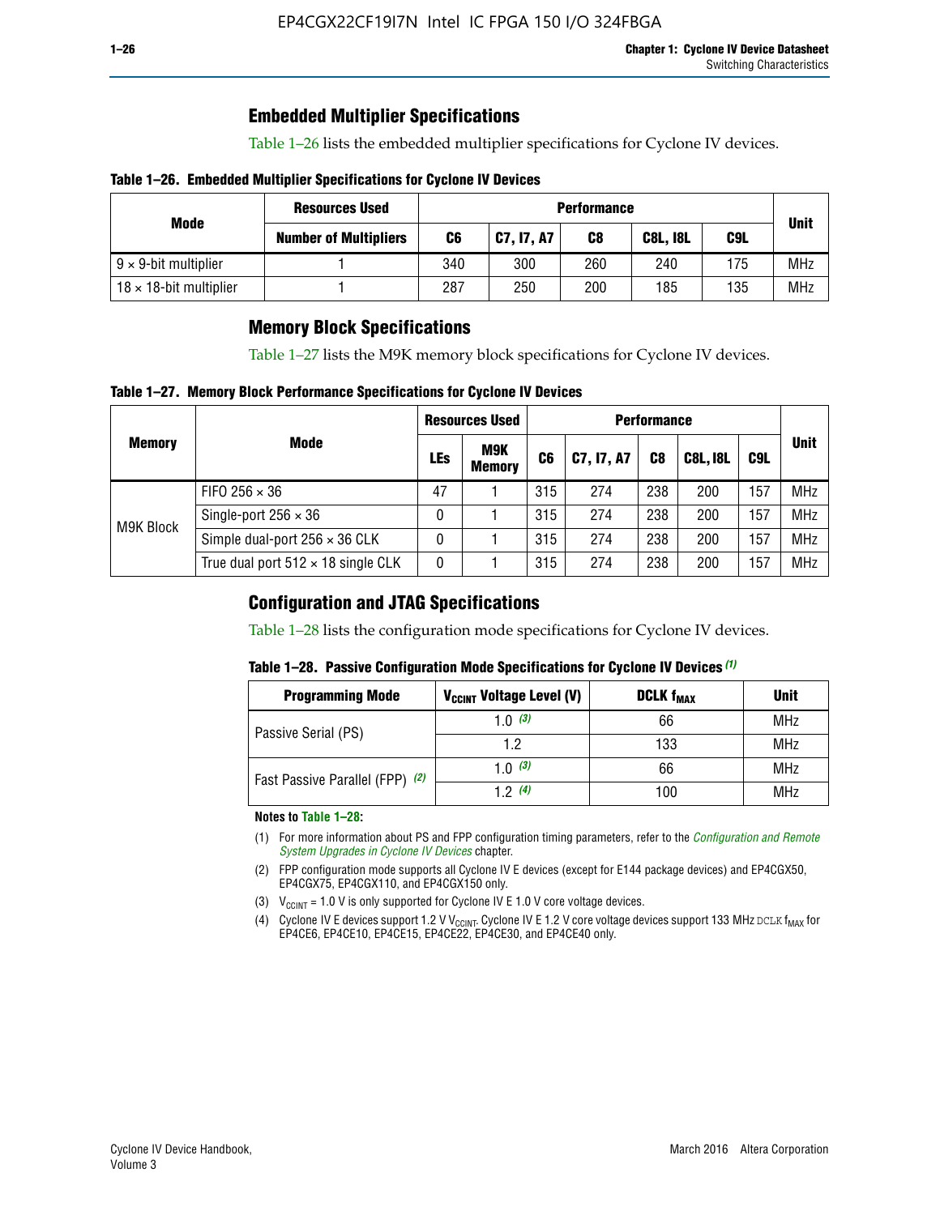## Embedded Multiplier Specifications

Table 1–26 lists the embedded multiplier specifications for Cyclone IV devices.

**Table 1–26. Embedded Multiplier Specifications for Cyclone IV Devices**

| Mode | Resources Used | Performance | | | | | Unit |
|---|---|---|---|---|---|---|---|
| | Number of Multipliers | C6 | C7, I7, A7 | C8 | C8L, I8L | C9L | |
| 9 × 9-bit multiplier | 1 | 340 | 300 | 260 | 240 | 175 | MHz |
| 18 × 18-bit multiplier | 1 | 287 | 250 | 200 | 185 | 135 | MHz |

## Memory Block Specifications

Table 1–27 lists the M9K memory block specifications for Cyclone IV devices.

**Table 1–27. Memory Block Performance Specifications for Cyclone IV Devices**

| Memory | Mode | Resources Used | | Performance | | | | | Unit |
|---|---|---|---|---|---|---|---|---|---|
| | | LEs | M9K Memory | C6 | C7, I7, A7 | C8 | C8L, I8L | C9L | |
| M9K Block | FIFO 256 × 36 | 47 | 1 | 315 | 274 | 238 | 200 | 157 | MHz |
| | Single-port 256 × 36 | 0 | 1 | 315 | 274 | 238 | 200 | 157 | MHz |
| | Simple dual-port 256 × 36 CLK | 0 | 1 | 315 | 274 | 238 | 200 | 157 | MHz |
| | True dual port 512 × 18 single CLK | 0 | 1 | 315 | 274 | 238 | 200 | 157 | MHz |

## Configuration and JTAG Specifications

Table 1–28 lists the configuration mode specifications for Cyclone IV devices.

**Table 1–28. Passive Configuration Mode Specifications for Cyclone IV Devices** *(1)*

| Programming Mode | $V_{CCINT}$ Voltage Level (V) | DCLK $f_{MAX}$ | Unit |
|---|---|---|---|
| Passive Serial (PS) | 1.0 *(3)* | 66 | MHz |
| | 1.2 | 133 | MHz |
| Fast Passive Parallel (FPP) *(2)* | 1.0 *(3)* | 66 | MHz |
| | 1.2 *(4)* | 100 | MHz |

**Notes to Table 1–28:**

(1) For more information about PS and FPP configuration timing parameters, refer to the *Configuration and Remote System Upgrades in Cyclone IV Devices* chapter.

(2) FPP configuration mode supports all Cyclone IV E devices (except for E144 package devices) and EP4CGX50, EP4CGX75, EP4CGX110, and EP4CGX150 only.

(3) $V_{CCINT}$ = 1.0 V is only supported for Cyclone IV E 1.0 V core voltage devices.

(4) Cyclone IV E devices support 1.2 V $V_{CCINT}$. Cyclone IV E 1.2 V core voltage devices support 133 MHz DCLK $f_{MAX}$ for EP4CE6, EP4CE10, EP4CE15, EP4CE22, EP4CE30, and EP4CE40 only.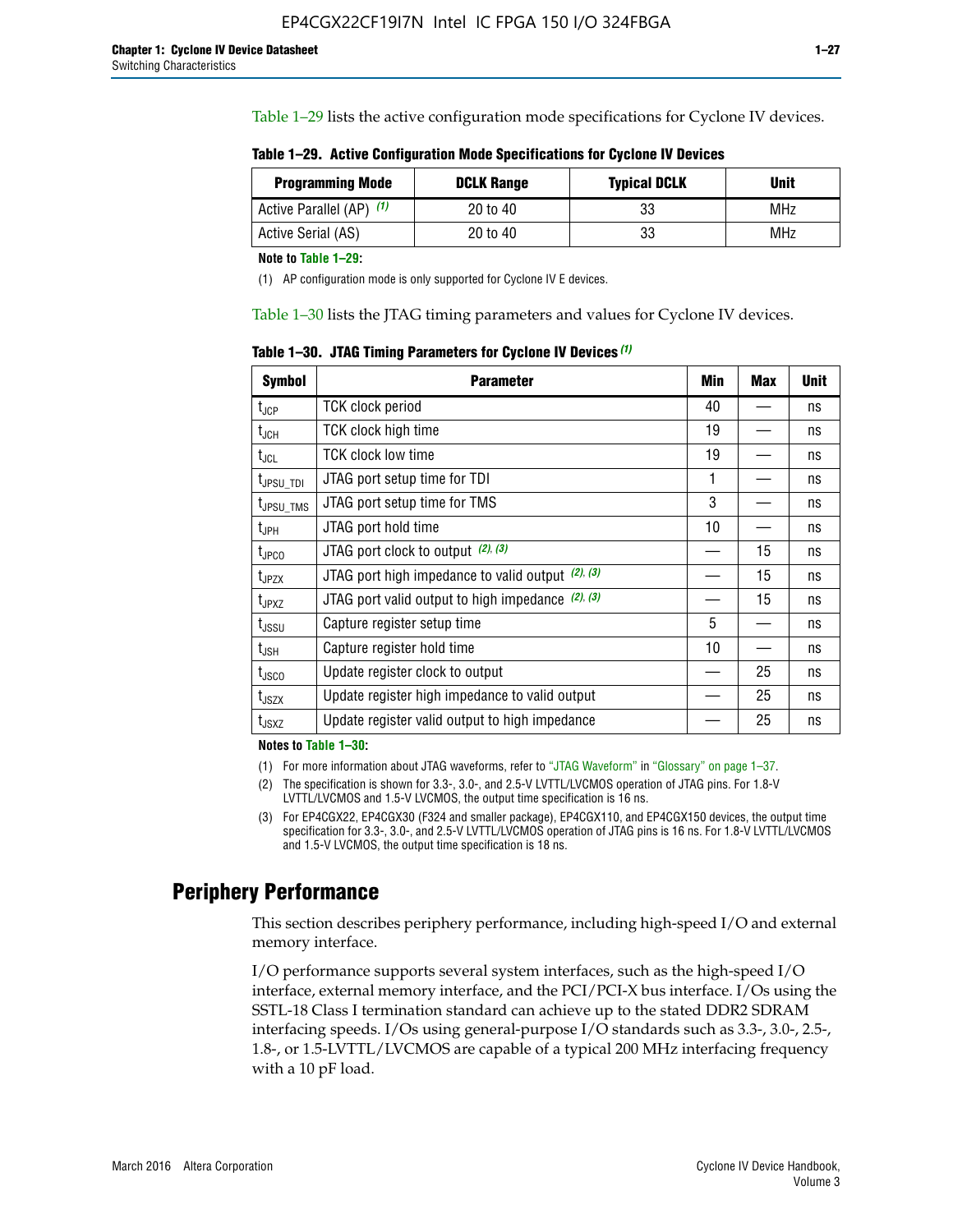Table 1–29 lists the active configuration mode specifications for Cyclone IV devices.

**Table 1–29. Active Configuration Mode Specifications for Cyclone IV Devices**

| Programming Mode | DCLK Range | Typical DCLK | Unit |
|---|---|---|---|
| Active Parallel (AP) (1) | 20 to 40 | 33 | MHz |
| Active Serial (AS) | 20 to 40 | 33 | MHz |

**Note to Table 1–29:**

(1) AP configuration mode is only supported for Cyclone IV E devices.

Table 1–30 lists the JTAG timing parameters and values for Cyclone IV devices.

**Table 1–30. JTAG Timing Parameters for Cyclone IV Devices (1)**

| Symbol | Parameter | Min | Max | Unit |
|---|---|---|---|---|
| $t_{JCP}$ | TCK clock period | 40 | — | ns |
| $t_{JCH}$ | TCK clock high time | 19 | — | ns |
| $t_{JCL}$ | TCK clock low time | 19 | — | ns |
| $t_{JPSU\_TDI}$ | JTAG port setup time for TDI | 1 | — | ns |
| $t_{JPSU\_TMS}$ | JTAG port setup time for TMS | 3 | — | ns |
| $t_{JPH}$ | JTAG port hold time | 10 | — | ns |
| $t_{JPCO}$ | JTAG port clock to output (2), (3) | — | 15 | ns |
| $t_{JPZX}$ | JTAG port high impedance to valid output (2), (3) | — | 15 | ns |
| $t_{JPXZ}$ | JTAG port valid output to high impedance (2), (3) | — | 15 | ns |
| $t_{JSSU}$ | Capture register setup time | 5 | — | ns |
| $t_{JSH}$ | Capture register hold time | 10 | — | ns |
| $t_{JSCO}$ | Update register clock to output | — | 25 | ns |
| $t_{JSZX}$ | Update register high impedance to valid output | — | 25 | ns |
| $t_{JSXZ}$ | Update register valid output to high impedance | — | 25 | ns |

**Notes to Table 1–30:**

(1) For more information about JTAG waveforms, refer to "JTAG Waveform" in "Glossary" on page 1–37.

(2) The specification is shown for 3.3-, 3.0-, and 2.5-V LVTTL/LVCMOS operation of JTAG pins. For 1.8-V LVTTL/LVCMOS and 1.5-V LVCMOS, the output time specification is 16 ns.

(3) For EP4CGX22, EP4CGX30 (F324 and smaller package), EP4CGX110, and EP4CGX150 devices, the output time specification for 3.3-, 3.0-, and 2.5-V LVTTL/LVCMOS operation of JTAG pins is 16 ns. For 1.8-V LVTTL/LVCMOS and 1.5-V LVCMOS, the output time specification is 18 ns.

## Periphery Performance

This section describes periphery performance, including high-speed I/O and external memory interface.

I/O performance supports several system interfaces, such as the high-speed I/O interface, external memory interface, and the PCI/PCI-X bus interface. I/Os using the SSTL-18 Class I termination standard can achieve up to the stated DDR2 SDRAM interfacing speeds. I/Os using general-purpose I/O standards such as 3.3-, 3.0-, 2.5-, 1.8-, or 1.5-LVTTL/LVCMOS are capable of a typical 200 MHz interfacing frequency with a 10 pF load.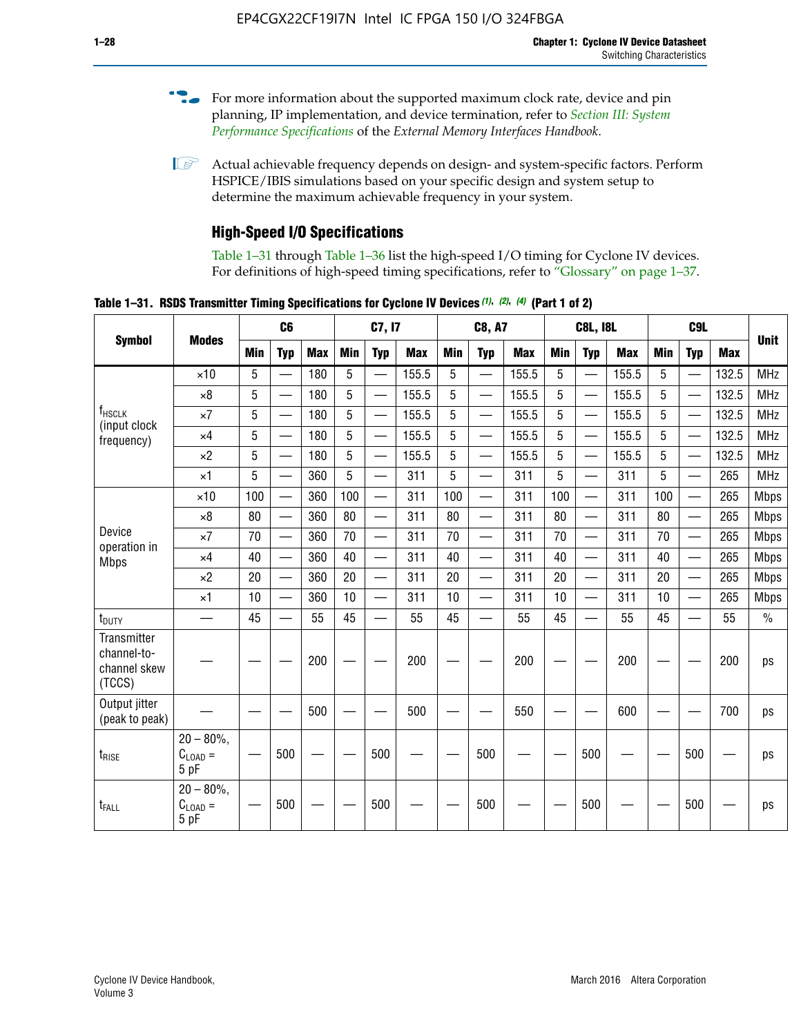For more information about the supported maximum clock rate, device and pin planning, IP implementation, and device termination, refer to *Section III: System Performance Specifications* of the *External Memory Interfaces Handbook*.

Actual achievable frequency depends on design- and system-specific factors. Perform HSPICE/IBIS simulations based on your specific design and system setup to determine the maximum achievable frequency in your system.

## High-Speed I/O Specifications

Table 1–31 through Table 1–36 list the high-speed I/O timing for Cyclone IV devices. For definitions of high-speed timing specifications, refer to "Glossary" on page 1–37.

**Table 1–31. RSDS Transmitter Timing Specifications for Cyclone IV Devices (1), (2), (4) (Part 1 of 2)**

| Symbol | Modes | C6 | | | C7, I7 | | | C8, A7 | | | C8L, I8L | | | C9L | | | Unit |
|---|---|---|---|---|---|---|---|---|---|---|---|---|---|---|---|---|---|
| | | Min | Typ | Max | Min | Typ | Max | Min | Typ | Max | Min | Typ | Max | Min | Typ | Max | |
| $f_{HSCLK}$ (input clock frequency) | ×10 | 5 | — | 180 | 5 | — | 155.5 | 5 | — | 155.5 | 5 | — | 155.5 | 5 | — | 132.5 | MHz |
| | ×8 | 5 | — | 180 | 5 | — | 155.5 | 5 | — | 155.5 | 5 | — | 155.5 | 5 | — | 132.5 | MHz |
| | ×7 | 5 | — | 180 | 5 | — | 155.5 | 5 | — | 155.5 | 5 | — | 155.5 | 5 | — | 132.5 | MHz |
| | ×4 | 5 | — | 180 | 5 | — | 155.5 | 5 | — | 155.5 | 5 | — | 155.5 | 5 | — | 132.5 | MHz |
| | ×2 | 5 | — | 180 | 5 | — | 155.5 | 5 | — | 155.5 | 5 | — | 155.5 | 5 | — | 132.5 | MHz |
| | ×1 | 5 | — | 360 | 5 | — | 311 | 5 | — | 311 | 5 | — | 311 | 5 | — | 265 | MHz |
| Device operation in Mbps | ×10 | 100 | — | 360 | 100 | — | 311 | 100 | — | 311 | 100 | — | 311 | 100 | — | 265 | Mbps |
| | ×8 | 80 | — | 360 | 80 | — | 311 | 80 | — | 311 | 80 | — | 311 | 80 | — | 265 | Mbps |
| | ×7 | 70 | — | 360 | 70 | — | 311 | 70 | — | 311 | 70 | — | 311 | 70 | — | 265 | Mbps |
| | ×4 | 40 | — | 360 | 40 | — | 311 | 40 | — | 311 | 40 | — | 311 | 40 | — | 265 | Mbps |
| | ×2 | 20 | — | 360 | 20 | — | 311 | 20 | — | 311 | 20 | — | 311 | 20 | — | 265 | Mbps |
| | ×1 | 10 | — | 360 | 10 | — | 311 | 10 | — | 311 | 10 | — | 311 | 10 | — | 265 | Mbps |
| $t_{DUTY}$ | — | 45 | — | 55 | 45 | — | 55 | 45 | — | 55 | 45 | — | 55 | 45 | — | 55 | % |
| Transmitter channel-to-channel skew (TCCS) | — | — | — | 200 | — | — | 200 | — | — | 200 | — | — | 200 | — | — | 200 | ps |
| Output jitter (peak to peak) | — | — | — | 500 | — | — | 500 | — | — | 550 | — | — | 600 | — | — | 700 | ps |
| $t_{RISE}$ | 20 – 80%, $C_{LOAD}$ = 5 pF | — | 500 | — | — | 500 | — | — | 500 | — | — | 500 | — | — | 500 | — | ps |
| $t_{FALL}$ | 20 – 80%, $C_{LOAD}$ = 5 pF | — | 500 | — | — | 500 | — | — | 500 | — | — | 500 | — | — | 500 | — | ps |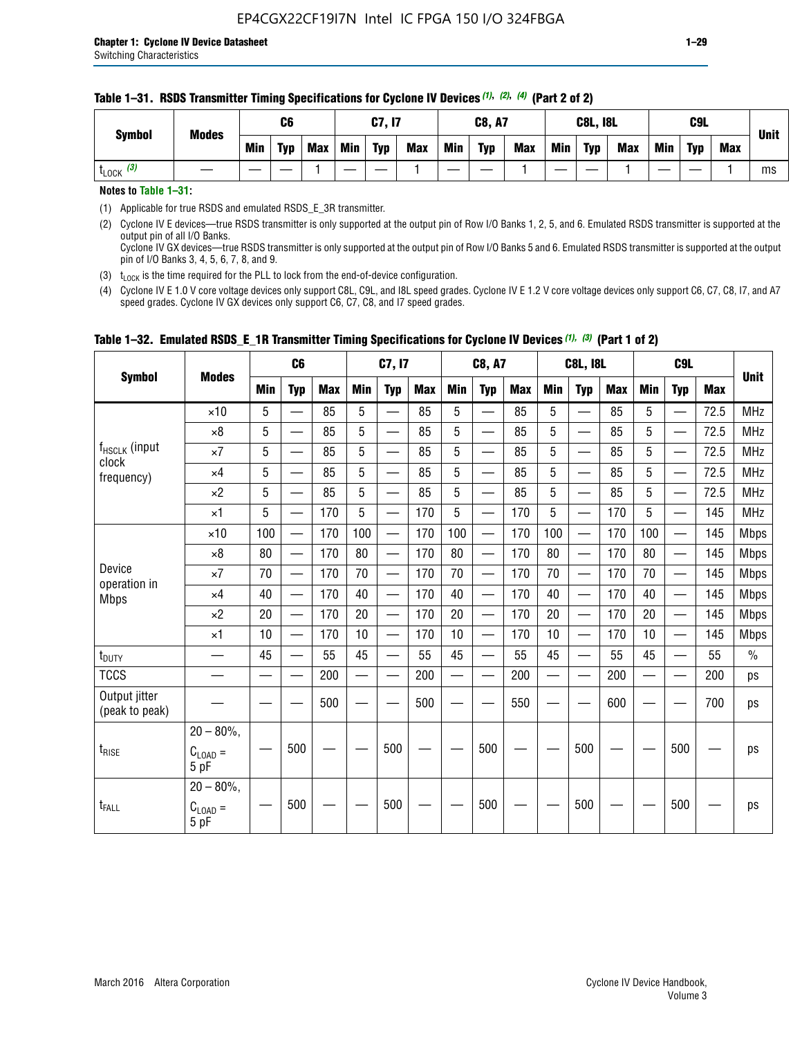**Table 1–31. RSDS Transmitter Timing Specifications for Cyclone IV Devices (1), (2), (4) (Part 2 of 2)**

| Symbol | Modes | C6 | | | C7, I7 | | | C8, A7 | | | C8L, I8L | | | C9L | | | Unit |
|---|---|---|---|---|---|---|---|---|---|---|---|---|---|---|---|---|---|
| | | Min | Typ | Max | Min | Typ | Max | Min | Typ | Max | Min | Typ | Max | Min | Typ | Max | |
| $t_{LOCK}$ (3) | — | — | — | 1 | — | — | 1 | — | — | 1 | — | — | 1 | — | — | 1 | ms |

**Notes to Table 1–31:**

(1) Applicable for true RSDS and emulated RSDS_E_3R transmitter.

(2) Cyclone IV E devices—true RSDS transmitter is only supported at the output pin of Row I/O Banks 1, 2, 5, and 6. Emulated RSDS transmitter is supported at the output pin of all I/O Banks.
Cyclone IV GX devices—true RSDS transmitter is only supported at the output pin of Row I/O Banks 5 and 6. Emulated RSDS transmitter is supported at the output pin of I/O Banks 3, 4, 5, 6, 7, 8, and 9.

(3) $t_{LOCK}$ is the time required for the PLL to lock from the end-of-device configuration.

(4) Cyclone IV E 1.0 V core voltage devices only support C8L, C9L, and I8L speed grades. Cyclone IV E 1.2 V core voltage devices only support C6, C7, C8, I7, and A7 speed grades. Cyclone IV GX devices only support C6, C7, C8, and I7 speed grades.

**Table 1–32. Emulated RSDS_E_1R Transmitter Timing Specifications for Cyclone IV Devices (1), (3) (Part 1 of 2)**

| Symbol | Modes | C6 | | | C7, I7 | | | C8, A7 | | | C8L, I8L | | | C9L | | | Unit |
|---|---|---|---|---|---|---|---|---|---|---|---|---|---|---|---|---|---|
| | | Min | Typ | Max | Min | Typ | Max | Min | Typ | Max | Min | Typ | Max | Min | Typ | Max | |
| $f_{HSCLK}$ (input clock frequency) | ×10 | 5 | — | 85 | 5 | — | 85 | 5 | — | 85 | 5 | — | 85 | 5 | — | 72.5 | MHz |
| | ×8 | 5 | — | 85 | 5 | — | 85 | 5 | — | 85 | 5 | — | 85 | 5 | — | 72.5 | MHz |
| | ×7 | 5 | — | 85 | 5 | — | 85 | 5 | — | 85 | 5 | — | 85 | 5 | — | 72.5 | MHz |
| | ×4 | 5 | — | 85 | 5 | — | 85 | 5 | — | 85 | 5 | — | 85 | 5 | — | 72.5 | MHz |
| | ×2 | 5 | — | 85 | 5 | — | 85 | 5 | — | 85 | 5 | — | 85 | 5 | — | 72.5 | MHz |
| | ×1 | 5 | — | 170 | 5 | — | 170 | 5 | — | 170 | 5 | — | 170 | 5 | — | 145 | MHz |
| Device operation in Mbps | ×10 | 100 | — | 170 | 100 | — | 170 | 100 | — | 170 | 100 | — | 170 | 100 | — | 145 | Mbps |
| | ×8 | 80 | — | 170 | 80 | — | 170 | 80 | — | 170 | 80 | — | 170 | 80 | — | 145 | Mbps |
| | ×7 | 70 | — | 170 | 70 | — | 170 | 70 | — | 170 | 70 | — | 170 | 70 | — | 145 | Mbps |
| | ×4 | 40 | — | 170 | 40 | — | 170 | 40 | — | 170 | 40 | — | 170 | 40 | — | 145 | Mbps |
| | ×2 | 20 | — | 170 | 20 | — | 170 | 20 | — | 170 | 20 | — | 170 | 20 | — | 145 | Mbps |
| | ×1 | 10 | — | 170 | 10 | — | 170 | 10 | — | 170 | 10 | — | 170 | 10 | — | 145 | Mbps |
| $t_{DUTY}$ | — | 45 | — | 55 | 45 | — | 55 | 45 | — | 55 | 45 | — | 55 | 45 | — | 55 | % |
| TCCS | — | — | — | 200 | — | — | 200 | — | — | 200 | — | — | 200 | — | — | 200 | ps |
| Output jitter (peak to peak) | — | — | — | 500 | — | — | 500 | — | — | 550 | — | — | 600 | — | — | 700 | ps |
| $t_{RISE}$ | 20 – 80%, $C_{LOAD}$ = 5 pF | — | 500 | — | — | 500 | — | — | 500 | — | — | 500 | — | — | 500 | — | ps |
| $t_{FALL}$ | 20 – 80%, $C_{LOAD}$ = 5 pF | — | 500 | — | — | 500 | — | — | 500 | — | — | 500 | — | — | 500 | — | ps |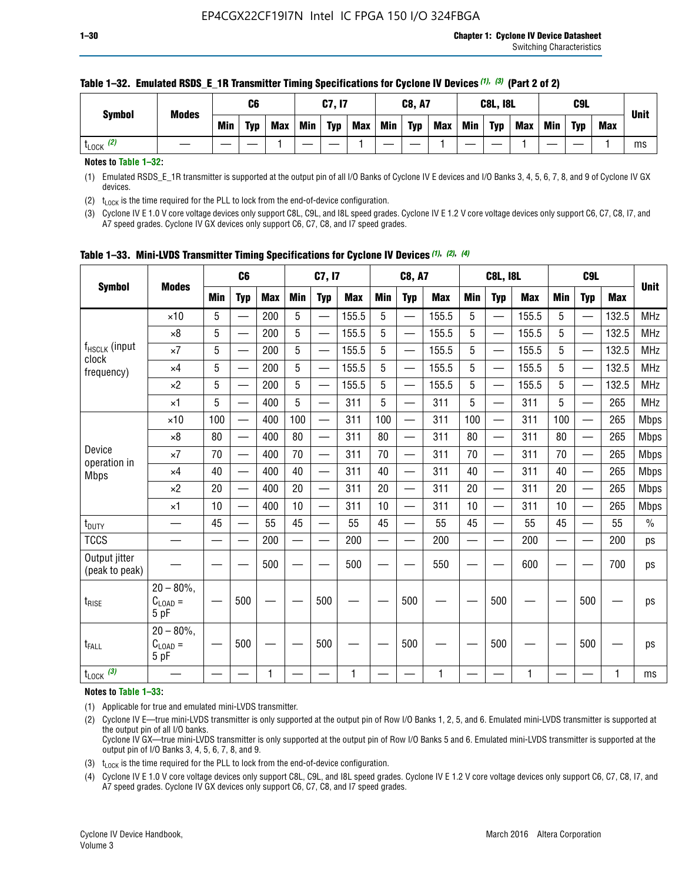**Table 1–32. Emulated RSDS_E_1R Transmitter Timing Specifications for Cyclone IV Devices (1), (3) (Part 2 of 2)**

| Symbol | Modes | C6 | | | C7, I7 | | | C8, A7 | | | C8L, I8L | | | C9L | | | Unit |
|---|---|---|---|---|---|---|---|---|---|---|---|---|---|---|---|---|---|
| | | Min | Typ | Max | Min | Typ | Max | Min | Typ | Max | Min | Typ | Max | Min | Typ | Max | |
| $t_{LOCK}$ (2) | — | — | — | 1 | — | — | 1 | — | — | 1 | — | — | 1 | — | — | 1 | ms |

**Notes to Table 1–32:**

(1) Emulated RSDS_E_1R transmitter is supported at the output pin of all I/O Banks of Cyclone IV E devices and I/O Banks 3, 4, 5, 6, 7, 8, and 9 of Cyclone IV GX devices.

(2) $t_{LOCK}$ is the time required for the PLL to lock from the end-of-device configuration.

(3) Cyclone IV E 1.0 V core voltage devices only support C8L, C9L, and I8L speed grades. Cyclone IV E 1.2 V core voltage devices only support C6, C7, C8, I7, and A7 speed grades. Cyclone IV GX devices only support C6, C7, C8, and I7 speed grades.

**Table 1–33. Mini-LVDS Transmitter Timing Specifications for Cyclone IV Devices (1), (2), (4)**

| Symbol | Modes | C6 | | | C7, I7 | | | C8, A7 | | | C8L, I8L | | | C9L | | | Unit |
|---|---|---|---|---|---|---|---|---|---|---|---|---|---|---|---|---|---|
| | | Min | Typ | Max | Min | Typ | Max | Min | Typ | Max | Min | Typ | Max | Min | Typ | Max | |
| $f_{HSCLK}$ (input clock frequency) | ×10 | 5 | — | 200 | 5 | — | 155.5 | 5 | — | 155.5 | 5 | — | 155.5 | 5 | — | 132.5 | MHz |
| | ×8 | 5 | — | 200 | 5 | — | 155.5 | 5 | — | 155.5 | 5 | — | 155.5 | 5 | — | 132.5 | MHz |
| | ×7 | 5 | — | 200 | 5 | — | 155.5 | 5 | — | 155.5 | 5 | — | 155.5 | 5 | — | 132.5 | MHz |
| | ×4 | 5 | — | 200 | 5 | — | 155.5 | 5 | — | 155.5 | 5 | — | 155.5 | 5 | — | 132.5 | MHz |
| | ×2 | 5 | — | 200 | 5 | — | 155.5 | 5 | — | 155.5 | 5 | — | 155.5 | 5 | — | 132.5 | MHz |
| | ×1 | 5 | — | 400 | 5 | — | 311 | 5 | — | 311 | 5 | — | 311 | 5 | — | 265 | MHz |
| Device operation in Mbps | ×10 | 100 | — | 400 | 100 | — | 311 | 100 | — | 311 | 100 | — | 311 | 100 | — | 265 | Mbps |
| | ×8 | 80 | — | 400 | 80 | — | 311 | 80 | — | 311 | 80 | — | 311 | 80 | — | 265 | Mbps |
| | ×7 | 70 | — | 400 | 70 | — | 311 | 70 | — | 311 | 70 | — | 311 | 70 | — | 265 | Mbps |
| | ×4 | 40 | — | 400 | 40 | — | 311 | 40 | — | 311 | 40 | — | 311 | 40 | — | 265 | Mbps |
| | ×2 | 20 | — | 400 | 20 | — | 311 | 20 | — | 311 | 20 | — | 311 | 20 | — | 265 | Mbps |
| | ×1 | 10 | — | 400 | 10 | — | 311 | 10 | — | 311 | 10 | — | 311 | 10 | — | 265 | Mbps |
| $t_{DUTY}$ | — | 45 | — | 55 | 45 | — | 55 | 45 | — | 55 | 45 | — | 55 | 45 | — | 55 | % |
| TCCS | — | — | — | 200 | — | — | 200 | — | — | 200 | — | — | 200 | — | — | 200 | ps |
| Output jitter (peak to peak) | — | — | — | 500 | — | — | 500 | — | — | 550 | — | — | 600 | — | — | 700 | ps |
| $t_{RISE}$ | 20 – 80%, $C_{LOAD}$ = 5 pF | — | 500 | — | — | 500 | — | — | 500 | — | — | 500 | — | — | 500 | — | ps |
| $t_{FALL}$ | 20 – 80%, $C_{LOAD}$ = 5 pF | — | 500 | — | — | 500 | — | — | 500 | — | — | 500 | — | — | 500 | — | ps |
| $t_{LOCK}$ (3) | — | — | — | 1 | — | — | 1 | — | — | 1 | — | — | 1 | — | — | 1 | ms |

**Notes to Table 1–33:**

(1) Applicable for true and emulated mini-LVDS transmitter.

(2) Cyclone IV E—true mini-LVDS transmitter is only supported at the output pin of Row I/O Banks 1, 2, 5, and 6. Emulated mini-LVDS transmitter is supported at the output pin of all I/O banks.
Cyclone IV GX—true mini-LVDS transmitter is only supported at the output pin of Row I/O Banks 5 and 6. Emulated mini-LVDS transmitter is supported at the output pin of I/O Banks 3, 4, 5, 6, 7, 8, and 9.

(3) $t_{LOCK}$ is the time required for the PLL to lock from the end-of-device configuration.

(4) Cyclone IV E 1.0 V core voltage devices only support C8L, C9L, and I8L speed grades. Cyclone IV E 1.2 V core voltage devices only support C6, C7, C8, I7, and A7 speed grades. Cyclone IV GX devices only support C6, C7, C8, and I7 speed grades.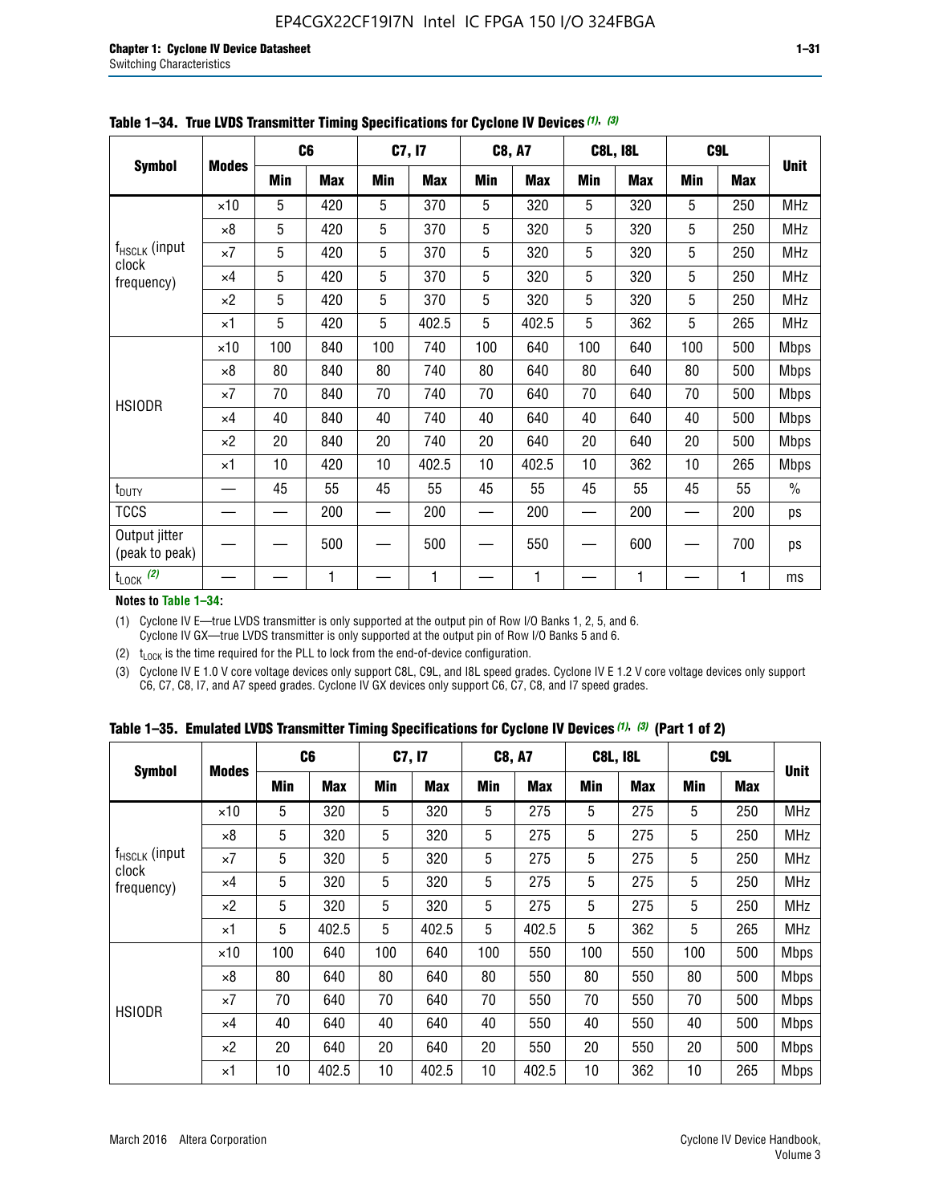**Table 1–34. True LVDS Transmitter Timing Specifications for Cyclone IV Devices (1), (3)**

| Symbol | Modes | C6 | | C7, I7 | | C8, A7 | | C8L, I8L | | C9L | | Unit |
|---|---|---|---|---|---|---|---|---|---|---|---|---|
| | | Min | Max | Min | Max | Min | Max | Min | Max | Min | Max | |
| $f_{HSCLK}$ (input clock frequency) | ×10 | 5 | 420 | 5 | 370 | 5 | 320 | 5 | 320 | 5 | 250 | MHz |
| | ×8 | 5 | 420 | 5 | 370 | 5 | 320 | 5 | 320 | 5 | 250 | MHz |
| | ×7 | 5 | 420 | 5 | 370 | 5 | 320 | 5 | 320 | 5 | 250 | MHz |
| | ×4 | 5 | 420 | 5 | 370 | 5 | 320 | 5 | 320 | 5 | 250 | MHz |
| | ×2 | 5 | 420 | 5 | 370 | 5 | 320 | 5 | 320 | 5 | 250 | MHz |
| | ×1 | 5 | 420 | 5 | 402.5 | 5 | 402.5 | 5 | 362 | 5 | 265 | MHz |
| HSIODR | ×10 | 100 | 840 | 100 | 740 | 100 | 640 | 100 | 640 | 100 | 500 | Mbps |
| | ×8 | 80 | 840 | 80 | 740 | 80 | 640 | 80 | 640 | 80 | 500 | Mbps |
| | ×7 | 70 | 840 | 70 | 740 | 70 | 640 | 70 | 640 | 70 | 500 | Mbps |
| | ×4 | 40 | 840 | 40 | 740 | 40 | 640 | 40 | 640 | 40 | 500 | Mbps |
| | ×2 | 20 | 840 | 20 | 740 | 20 | 640 | 20 | 640 | 20 | 500 | Mbps |
| | ×1 | 10 | 420 | 10 | 402.5 | 10 | 402.5 | 10 | 362 | 10 | 265 | Mbps |
| $t_{DUTY}$ | — | 45 | 55 | 45 | 55 | 45 | 55 | 45 | 55 | 45 | 55 | % |
| TCCS | — | — | 200 | — | 200 | — | 200 | — | 200 | — | 200 | ps |
| Output jitter (peak to peak) | — | — | 500 | — | 500 | — | 550 | — | 600 | — | 700 | ps |
| $t_{LOCK}$ (2) | — | — | 1 | — | 1 | — | 1 | — | 1 | — | 1 | ms |

**Notes to Table 1–34:**

(1) Cyclone IV E—true LVDS transmitter is only supported at the output pin of Row I/O Banks 1, 2, 5, and 6. Cyclone IV GX—true LVDS transmitter is only supported at the output pin of Row I/O Banks 5 and 6.

(2) $t_{LOCK}$ is the time required for the PLL to lock from the end-of-device configuration.

(3) Cyclone IV E 1.0 V core voltage devices only support C8L, C9L, and I8L speed grades. Cyclone IV E 1.2 V core voltage devices only support C6, C7, C8, I7, and A7 speed grades. Cyclone IV GX devices only support C6, C7, C8, and I7 speed grades.

**Table 1–35. Emulated LVDS Transmitter Timing Specifications for Cyclone IV Devices (1), (3) (Part 1 of 2)**

| Symbol | Modes | C6 | | C7, I7 | | C8, A7 | | C8L, I8L | | C9L | | Unit |
|---|---|---|---|---|---|---|---|---|---|---|---|---|
| | | Min | Max | Min | Max | Min | Max | Min | Max | Min | Max | |
| $f_{HSCLK}$ (input clock frequency) | ×10 | 5 | 320 | 5 | 320 | 5 | 275 | 5 | 275 | 5 | 250 | MHz |
| | ×8 | 5 | 320 | 5 | 320 | 5 | 275 | 5 | 275 | 5 | 250 | MHz |
| | ×7 | 5 | 320 | 5 | 320 | 5 | 275 | 5 | 275 | 5 | 250 | MHz |
| | ×4 | 5 | 320 | 5 | 320 | 5 | 275 | 5 | 275 | 5 | 250 | MHz |
| | ×2 | 5 | 320 | 5 | 320 | 5 | 275 | 5 | 275 | 5 | 250 | MHz |
| | ×1 | 5 | 402.5 | 5 | 402.5 | 5 | 402.5 | 5 | 362 | 5 | 265 | MHz |
| HSIODR | ×10 | 100 | 640 | 100 | 640 | 100 | 550 | 100 | 550 | 100 | 500 | Mbps |
| | ×8 | 80 | 640 | 80 | 640 | 80 | 550 | 80 | 550 | 80 | 500 | Mbps |
| | ×7 | 70 | 640 | 70 | 640 | 70 | 550 | 70 | 550 | 70 | 500 | Mbps |
| | ×4 | 40 | 640 | 40 | 640 | 40 | 550 | 40 | 550 | 40 | 500 | Mbps |
| | ×2 | 20 | 640 | 20 | 640 | 20 | 550 | 20 | 550 | 20 | 500 | Mbps |
| | ×1 | 10 | 402.5 | 10 | 402.5 | 10 | 402.5 | 10 | 362 | 10 | 265 | Mbps |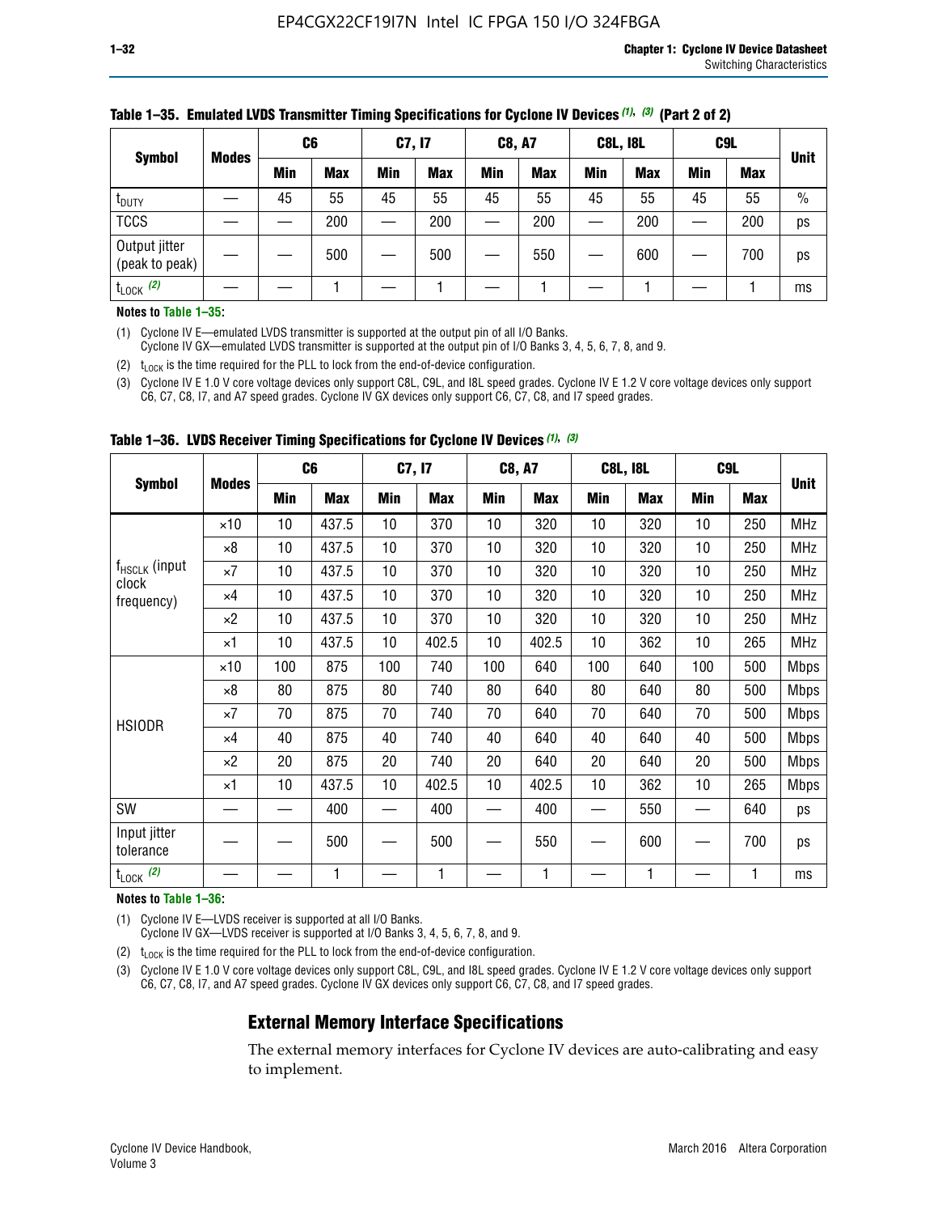**Table 1–35. Emulated LVDS Transmitter Timing Specifications for Cyclone IV Devices (1), (3) (Part 2 of 2)**

| Symbol | Modes | C6 | | C7, I7 | | C8, A7 | | C8L, I8L | | C9L | | Unit |
|---|---|---|---|---|---|---|---|---|---|---|---|---|
| | | Min | Max | Min | Max | Min | Max | Min | Max | Min | Max | |
| $t_{DUTY}$ | — | 45 | 55 | 45 | 55 | 45 | 55 | 45 | 55 | 45 | 55 | % |
| TCCS | — | — | 200 | — | 200 | — | 200 | — | 200 | — | 200 | ps |
| Output jitter (peak to peak) | — | — | 500 | — | 500 | — | 550 | — | 600 | — | 700 | ps |
| $t_{LOCK}$ (2) | — | — | 1 | — | 1 | — | 1 | — | 1 | — | 1 | ms |

**Notes to Table 1–35:**

(1) Cyclone IV E—emulated LVDS transmitter is supported at the output pin of all I/O Banks.
Cyclone IV GX—emulated LVDS transmitter is supported at the output pin of I/O Banks 3, 4, 5, 6, 7, 8, and 9.

(2) $t_{LOCK}$ is the time required for the PLL to lock from the end-of-device configuration.

(3) Cyclone IV E 1.0 V core voltage devices only support C8L, C9L, and I8L speed grades. Cyclone IV E 1.2 V core voltage devices only support C6, C7, C8, I7, and A7 speed grades. Cyclone IV GX devices only support C6, C7, C8, and I7 speed grades.

**Table 1–36. LVDS Receiver Timing Specifications for Cyclone IV Devices (1), (3)**

| Symbol | Modes | C6 | | C7, I7 | | C8, A7 | | C8L, I8L | | C9L | | Unit |
|---|---|---|---|---|---|---|---|---|---|---|---|---|
| | | Min | Max | Min | Max | Min | Max | Min | Max | Min | Max | |
| $f_{HSCLK}$ (input clock frequency) | ×10 | 10 | 437.5 | 10 | 370 | 10 | 320 | 10 | 320 | 10 | 250 | MHz |
| | ×8 | 10 | 437.5 | 10 | 370 | 10 | 320 | 10 | 320 | 10 | 250 | MHz |
| | ×7 | 10 | 437.5 | 10 | 370 | 10 | 320 | 10 | 320 | 10 | 250 | MHz |
| | ×4 | 10 | 437.5 | 10 | 370 | 10 | 320 | 10 | 320 | 10 | 250 | MHz |
| | ×2 | 10 | 437.5 | 10 | 370 | 10 | 320 | 10 | 320 | 10 | 250 | MHz |
| | ×1 | 10 | 437.5 | 10 | 402.5 | 10 | 402.5 | 10 | 362 | 10 | 265 | MHz |
| HSIODR | ×10 | 100 | 875 | 100 | 740 | 100 | 640 | 100 | 640 | 100 | 500 | Mbps |
| | ×8 | 80 | 875 | 80 | 740 | 80 | 640 | 80 | 640 | 80 | 500 | Mbps |
| | ×7 | 70 | 875 | 70 | 740 | 70 | 640 | 70 | 640 | 70 | 500 | Mbps |
| | ×4 | 40 | 875 | 40 | 740 | 40 | 640 | 40 | 640 | 40 | 500 | Mbps |
| | ×2 | 20 | 875 | 20 | 740 | 20 | 640 | 20 | 640 | 20 | 500 | Mbps |
| | ×1 | 10 | 437.5 | 10 | 402.5 | 10 | 402.5 | 10 | 362 | 10 | 265 | Mbps |
| SW | — | — | 400 | — | 400 | — | 400 | — | 550 | — | 640 | ps |
| Input jitter tolerance | — | — | 500 | — | 500 | — | 550 | — | 600 | — | 700 | ps |
| $t_{LOCK}$ (2) | — | — | 1 | — | 1 | — | 1 | — | 1 | — | 1 | ms |

**Notes to Table 1–36:**

(1) Cyclone IV E—LVDS receiver is supported at all I/O Banks.
Cyclone IV GX—LVDS receiver is supported at I/O Banks 3, 4, 5, 6, 7, 8, and 9.

(2) $t_{LOCK}$ is the time required for the PLL to lock from the end-of-device configuration.

(3) Cyclone IV E 1.0 V core voltage devices only support C8L, C9L, and I8L speed grades. Cyclone IV E 1.2 V core voltage devices only support C6, C7, C8, I7, and A7 speed grades. Cyclone IV GX devices only support C6, C7, C8, and I7 speed grades.

## External Memory Interface Specifications

The external memory interfaces for Cyclone IV devices are auto-calibrating and easy to implement.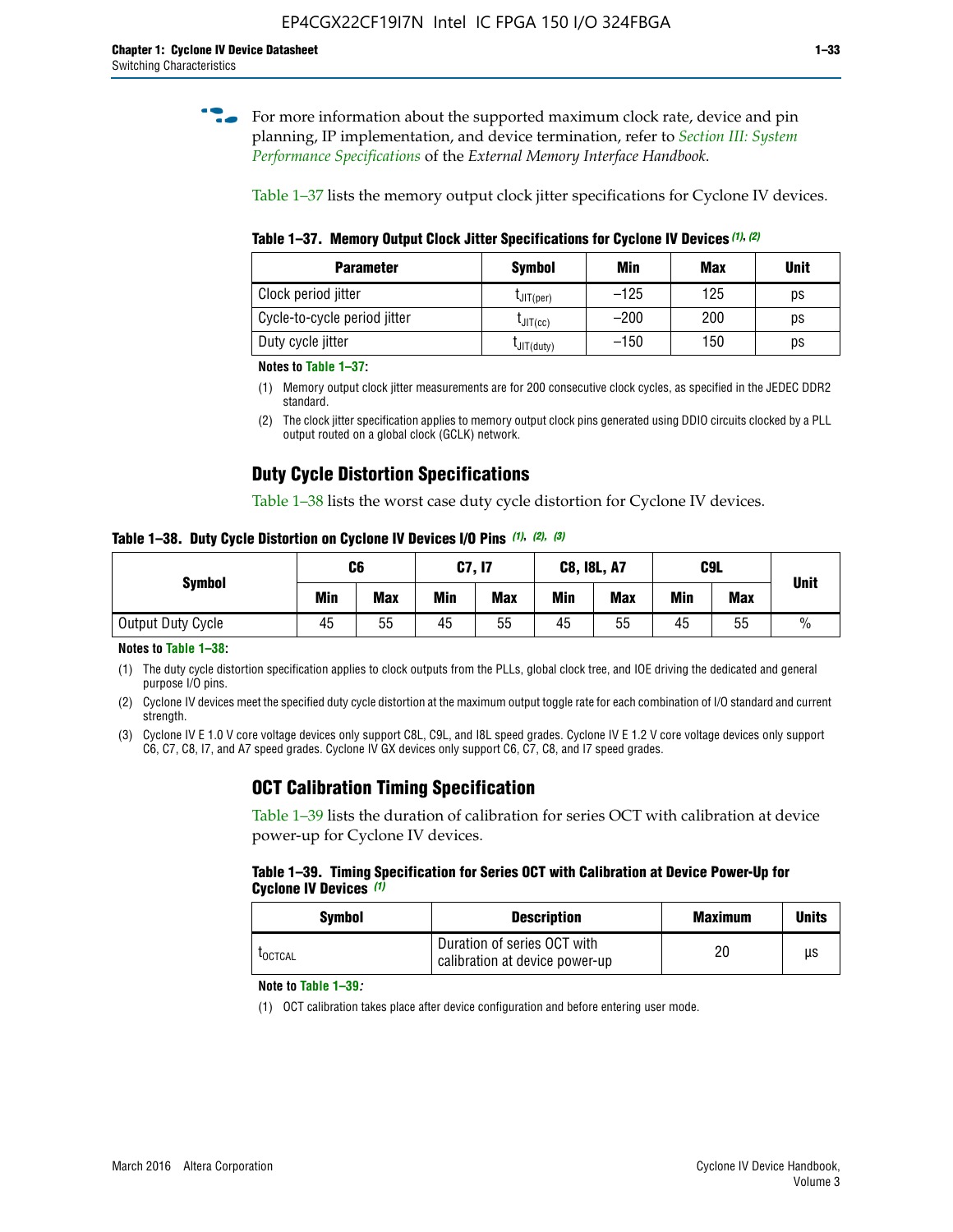For more information about the supported maximum clock rate, device and pin planning, IP implementation, and device termination, refer to *Section III: System Performance Specifications* of the *External Memory Interface Handbook*.

Table 1–37 lists the memory output clock jitter specifications for Cyclone IV devices.

**Table 1–37. Memory Output Clock Jitter Specifications for Cyclone IV Devices** *(1), (2)*

| Parameter | Symbol | Min | Max | Unit |
|---|---|---|---|---|
| Clock period jitter | $t_{JIT(per)}$ | –125 | 125 | ps |
| Cycle-to-cycle period jitter | $t_{JIT(cc)}$ | –200 | 200 | ps |
| Duty cycle jitter | $t_{JIT(duty)}$ | –150 | 150 | ps |

**Notes to Table 1–37:**

(1) Memory output clock jitter measurements are for 200 consecutive clock cycles, as specified in the JEDEC DDR2 standard.

(2) The clock jitter specification applies to memory output clock pins generated using DDIO circuits clocked by a PLL output routed on a global clock (GCLK) network.

## Duty Cycle Distortion Specifications

Table 1–38 lists the worst case duty cycle distortion for Cyclone IV devices.

**Table 1–38. Duty Cycle Distortion on Cyclone IV Devices I/O Pins** *(1), (2), (3)*

| Symbol | C6 | | C7, I7 | | C8, I8L, A7 | | C9L | | Unit |
|---|---|---|---|---|---|---|---|---|---|
| | Min | Max | Min | Max | Min | Max | Min | Max | |
| Output Duty Cycle | 45 | 55 | 45 | 55 | 45 | 55 | 45 | 55 | % |

**Notes to Table 1–38:**

(1) The duty cycle distortion specification applies to clock outputs from the PLLs, global clock tree, and IOE driving the dedicated and general purpose I/O pins.

(2) Cyclone IV devices meet the specified duty cycle distortion at the maximum output toggle rate for each combination of I/O standard and current strength.

(3) Cyclone IV E 1.0 V core voltage devices only support C8L, C9L, and I8L speed grades. Cyclone IV E 1.2 V core voltage devices only support C6, C7, C8, I7, and A7 speed grades. Cyclone IV GX devices only support C6, C7, C8, and I7 speed grades.

## OCT Calibration Timing Specification

Table 1–39 lists the duration of calibration for series OCT with calibration at device power-up for Cyclone IV devices.

**Table 1–39. Timing Specification for Series OCT with Calibration at Device Power-Up for Cyclone IV Devices** *(1)*

| Symbol | Description | Maximum | Units |
|---|---|---|---|
| $t_{OCTCAL}$ | Duration of series OCT with calibration at device power-up | 20 | µs |

**Note to Table 1–39:**

(1) OCT calibration takes place after device configuration and before entering user mode.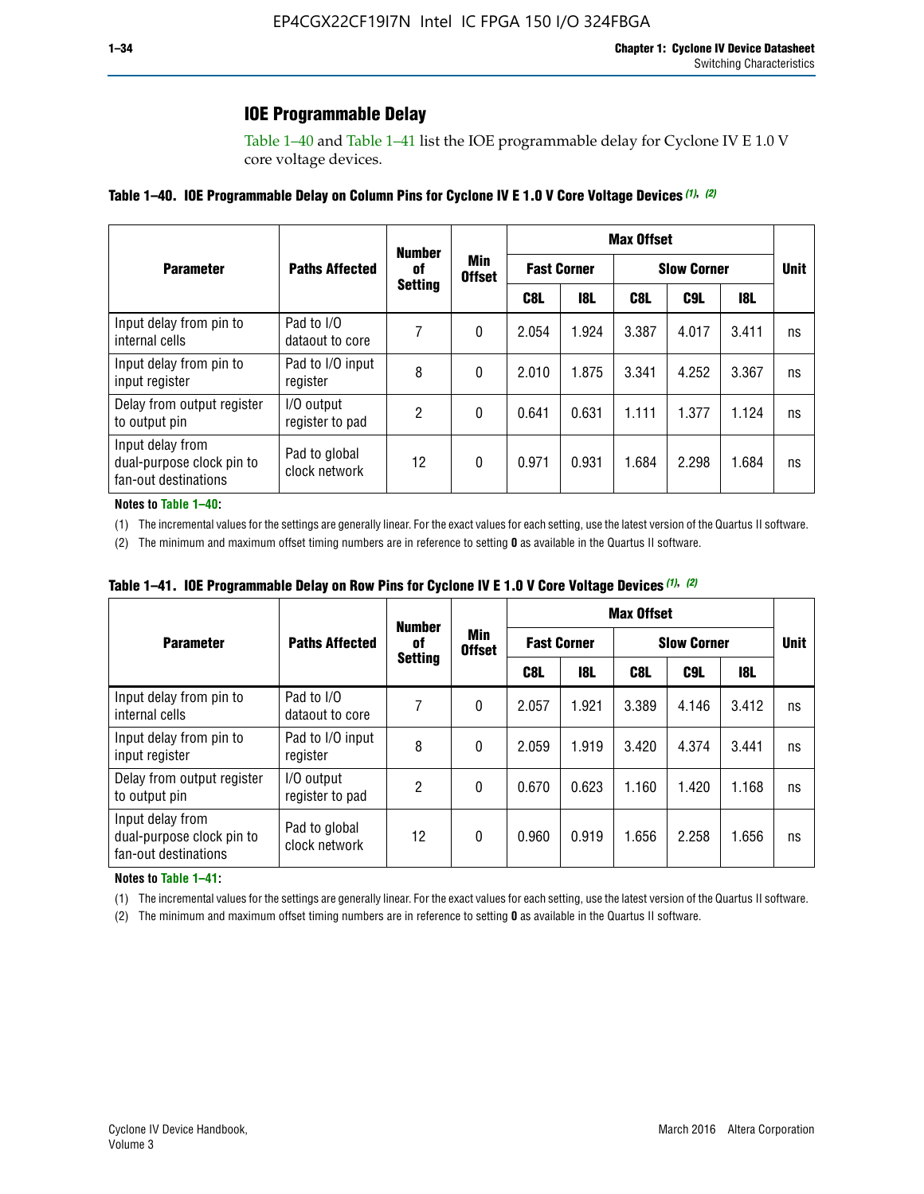## IOE Programmable Delay

Table 1–40 and Table 1–41 list the IOE programmable delay for Cyclone IV E 1.0 V core voltage devices.

**Table 1–40. IOE Programmable Delay on Column Pins for Cyclone IV E 1.0 V Core Voltage Devices (1), (2)**

| Parameter | Paths Affected | Number of Setting | Min Offset | Max Offset | | | | | Unit |
|---|---|---|---|---|---|---|---|---|---|
| | | | | Fast Corner | | Slow Corner | | | |
| | | | | C8L | I8L | C8L | C9L | I8L | |
| Input delay from pin to internal cells | Pad to I/O dataout to core | 7 | 0 | 2.054 | 1.924 | 3.387 | 4.017 | 3.411 | ns |
| Input delay from pin to input register | Pad to I/O input register | 8 | 0 | 2.010 | 1.875 | 3.341 | 4.252 | 3.367 | ns |
| Delay from output register to output pin | I/O output register to pad | 2 | 0 | 0.641 | 0.631 | 1.111 | 1.377 | 1.124 | ns |
| Input delay from dual-purpose clock pin to fan-out destinations | Pad to global clock network | 12 | 0 | 0.971 | 0.931 | 1.684 | 2.298 | 1.684 | ns |

**Notes to Table 1–40:**

(1) The incremental values for the settings are generally linear. For the exact values for each setting, use the latest version of the Quartus II software.

(2) The minimum and maximum offset timing numbers are in reference to setting **0** as available in the Quartus II software.

**Table 1–41. IOE Programmable Delay on Row Pins for Cyclone IV E 1.0 V Core Voltage Devices (1), (2)**

| Parameter | Paths Affected | Number of Setting | Min Offset | Max Offset | | | | | Unit |
|---|---|---|---|---|---|---|---|---|---|
| | | | | Fast Corner | | Slow Corner | | | |
| | | | | C8L | I8L | C8L | C9L | I8L | |
| Input delay from pin to internal cells | Pad to I/O dataout to core | 7 | 0 | 2.057 | 1.921 | 3.389 | 4.146 | 3.412 | ns |
| Input delay from pin to input register | Pad to I/O input register | 8 | 0 | 2.059 | 1.919 | 3.420 | 4.374 | 3.441 | ns |
| Delay from output register to output pin | I/O output register to pad | 2 | 0 | 0.670 | 0.623 | 1.160 | 1.420 | 1.168 | ns |
| Input delay from dual-purpose clock pin to fan-out destinations | Pad to global clock network | 12 | 0 | 0.960 | 0.919 | 1.656 | 2.258 | 1.656 | ns |

**Notes to Table 1–41:**

(1) The incremental values for the settings are generally linear. For the exact values for each setting, use the latest version of the Quartus II software.

(2) The minimum and maximum offset timing numbers are in reference to setting **0** as available in the Quartus II software.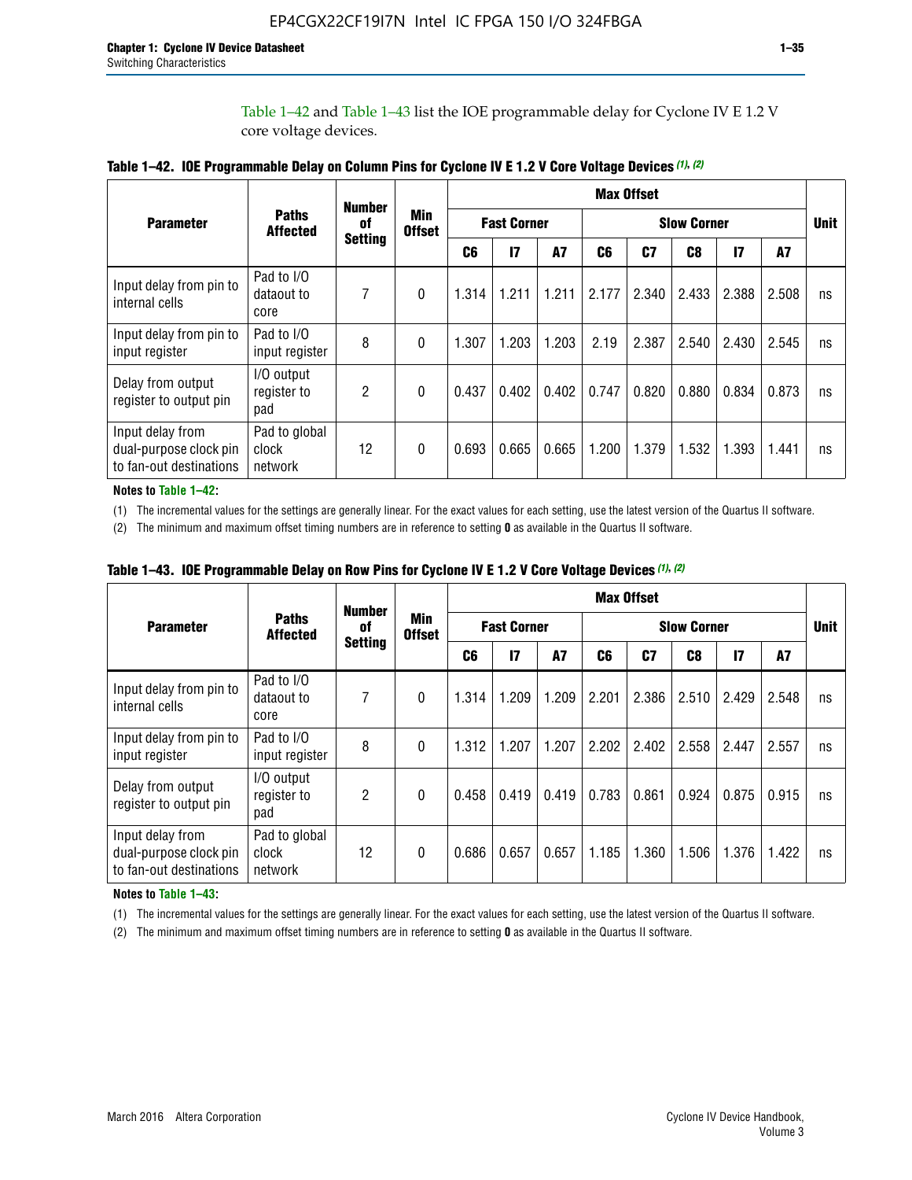Table 1–42 and Table 1–43 list the IOE programmable delay for Cyclone IV E 1.2 V core voltage devices.

**Table 1–42. IOE Programmable Delay on Column Pins for Cyclone IV E 1.2 V Core Voltage Devices (1), (2)**

| Parameter | Paths Affected | Number of Setting | Min Offset | Max Offset | | | | | | | | Unit |
|---|---|---|---|---|---|---|---|---|---|---|---|---|
| | | | | Fast Corner | | | Slow Corner | | | | | |
| | | | | C6 | I7 | A7 | C6 | C7 | C8 | I7 | A7 | |
| Input delay from pin to internal cells | Pad to I/O dataout to core | 7 | 0 | 1.314 | 1.211 | 1.211 | 2.177 | 2.340 | 2.433 | 2.388 | 2.508 | ns |
| Input delay from pin to input register | Pad to I/O input register | 8 | 0 | 1.307 | 1.203 | 1.203 | 2.19 | 2.387 | 2.540 | 2.430 | 2.545 | ns |
| Delay from output register to output pin | I/O output register to pad | 2 | 0 | 0.437 | 0.402 | 0.402 | 0.747 | 0.820 | 0.880 | 0.834 | 0.873 | ns |
| Input delay from dual-purpose clock pin to fan-out destinations | Pad to global clock network | 12 | 0 | 0.693 | 0.665 | 0.665 | 1.200 | 1.379 | 1.532 | 1.393 | 1.441 | ns |

**Notes to Table 1–42:**

(1) The incremental values for the settings are generally linear. For the exact values for each setting, use the latest version of the Quartus II software.

(2) The minimum and maximum offset timing numbers are in reference to setting **0** as available in the Quartus II software.

**Table 1–43. IOE Programmable Delay on Row Pins for Cyclone IV E 1.2 V Core Voltage Devices (1), (2)**

| Parameter | Paths Affected | Number of Setting | Min Offset | Max Offset | | | | | | | | Unit |
|---|---|---|---|---|---|---|---|---|---|---|---|---|
| | | | | Fast Corner | | | Slow Corner | | | | | |
| | | | | C6 | I7 | A7 | C6 | C7 | C8 | I7 | A7 | |
| Input delay from pin to internal cells | Pad to I/O dataout to core | 7 | 0 | 1.314 | 1.209 | 1.209 | 2.201 | 2.386 | 2.510 | 2.429 | 2.548 | ns |
| Input delay from pin to input register | Pad to I/O input register | 8 | 0 | 1.312 | 1.207 | 1.207 | 2.202 | 2.402 | 2.558 | 2.447 | 2.557 | ns |
| Delay from output register to output pin | I/O output register to pad | 2 | 0 | 0.458 | 0.419 | 0.419 | 0.783 | 0.861 | 0.924 | 0.875 | 0.915 | ns |
| Input delay from dual-purpose clock pin to fan-out destinations | Pad to global clock network | 12 | 0 | 0.686 | 0.657 | 0.657 | 1.185 | 1.360 | 1.506 | 1.376 | 1.422 | ns |

**Notes to Table 1–43:**

(1) The incremental values for the settings are generally linear. For the exact values for each setting, use the latest version of the Quartus II software.

(2) The minimum and maximum offset timing numbers are in reference to setting **0** as available in the Quartus II software.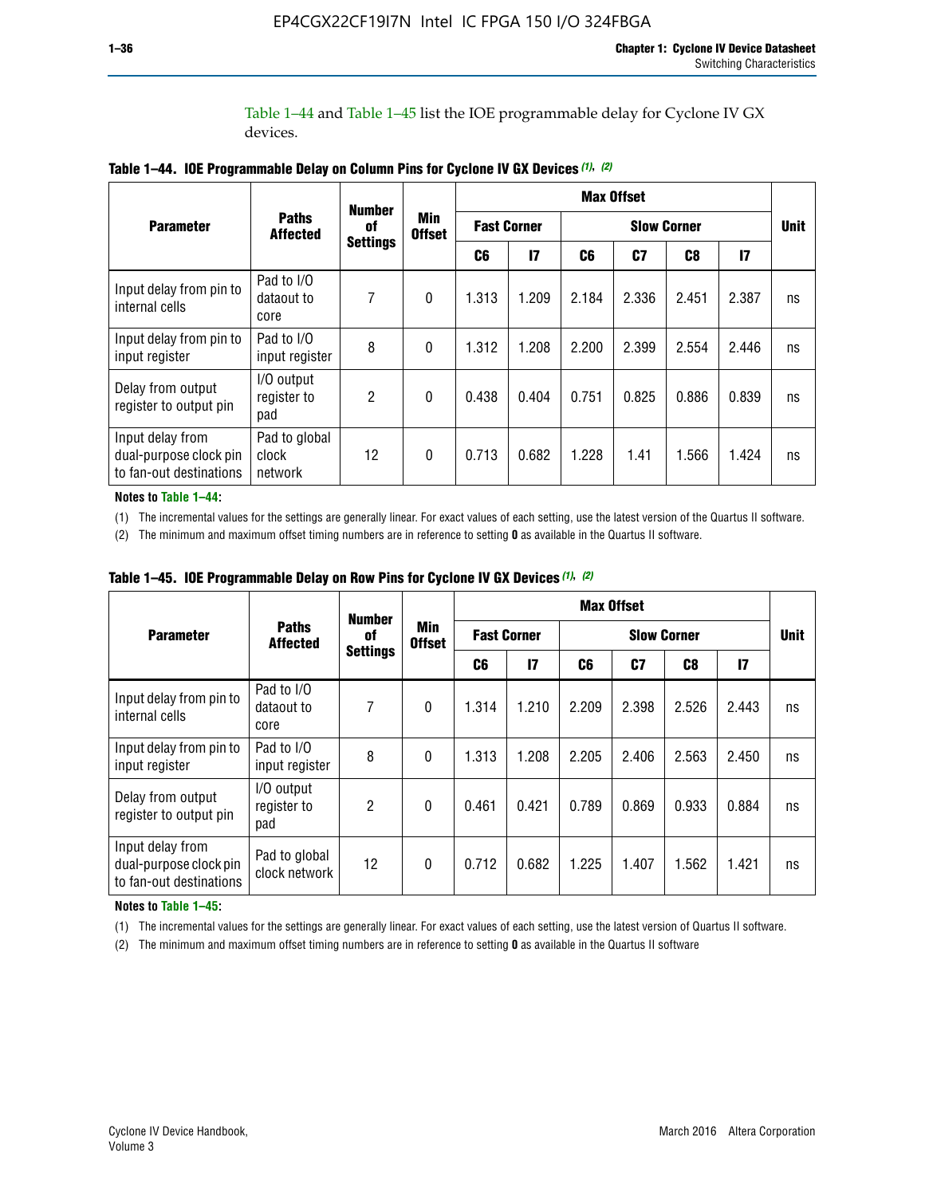Table 1–44 and Table 1–45 list the IOE programmable delay for Cyclone IV GX devices.

**Table 1–44. IOE Programmable Delay on Column Pins for Cyclone IV GX Devices (1), (2)**

| Parameter | Paths Affected | Number of Settings | Min Offset | Max Offset | | | | | | Unit |
|---|---|---|---|---|---|---|---|---|---|---|
| | | | | Fast Corner | | Slow Corner | | | | |
| | | | | C6 | I7 | C6 | C7 | C8 | I7 | |
| Input delay from pin to internal cells | Pad to I/O dataout to core | 7 | 0 | 1.313 | 1.209 | 2.184 | 2.336 | 2.451 | 2.387 | ns |
| Input delay from pin to input register | Pad to I/O input register | 8 | 0 | 1.312 | 1.208 | 2.200 | 2.399 | 2.554 | 2.446 | ns |
| Delay from output register to output pin | I/O output register to pad | 2 | 0 | 0.438 | 0.404 | 0.751 | 0.825 | 0.886 | 0.839 | ns |
| Input delay from dual-purpose clock pin to fan-out destinations | Pad to global clock network | 12 | 0 | 0.713 | 0.682 | 1.228 | 1.41 | 1.566 | 1.424 | ns |

**Notes to Table 1–44:**

(1) The incremental values for the settings are generally linear. For exact values of each setting, use the latest version of the Quartus II software.

(2) The minimum and maximum offset timing numbers are in reference to setting **0** as available in the Quartus II software.

**Table 1–45. IOE Programmable Delay on Row Pins for Cyclone IV GX Devices (1), (2)**

| Parameter | Paths Affected | Number of Settings | Min Offset | Max Offset | | | | | | Unit |
|---|---|---|---|---|---|---|---|---|---|---|
| | | | | Fast Corner | | Slow Corner | | | | |
| | | | | C6 | I7 | C6 | C7 | C8 | I7 | |
| Input delay from pin to internal cells | Pad to I/O dataout to core | 7 | 0 | 1.314 | 1.210 | 2.209 | 2.398 | 2.526 | 2.443 | ns |
| Input delay from pin to input register | Pad to I/O input register | 8 | 0 | 1.313 | 1.208 | 2.205 | 2.406 | 2.563 | 2.450 | ns |
| Delay from output register to output pin | I/O output register to pad | 2 | 0 | 0.461 | 0.421 | 0.789 | 0.869 | 0.933 | 0.884 | ns |
| Input delay from dual-purpose clock pin to fan-out destinations | Pad to global clock network | 12 | 0 | 0.712 | 0.682 | 1.225 | 1.407 | 1.562 | 1.421 | ns |

**Notes to Table 1–45:**

(1) The incremental values for the settings are generally linear. For exact values of each setting, use the latest version of Quartus II software.

(2) The minimum and maximum offset timing numbers are in reference to setting **0** as available in the Quartus II software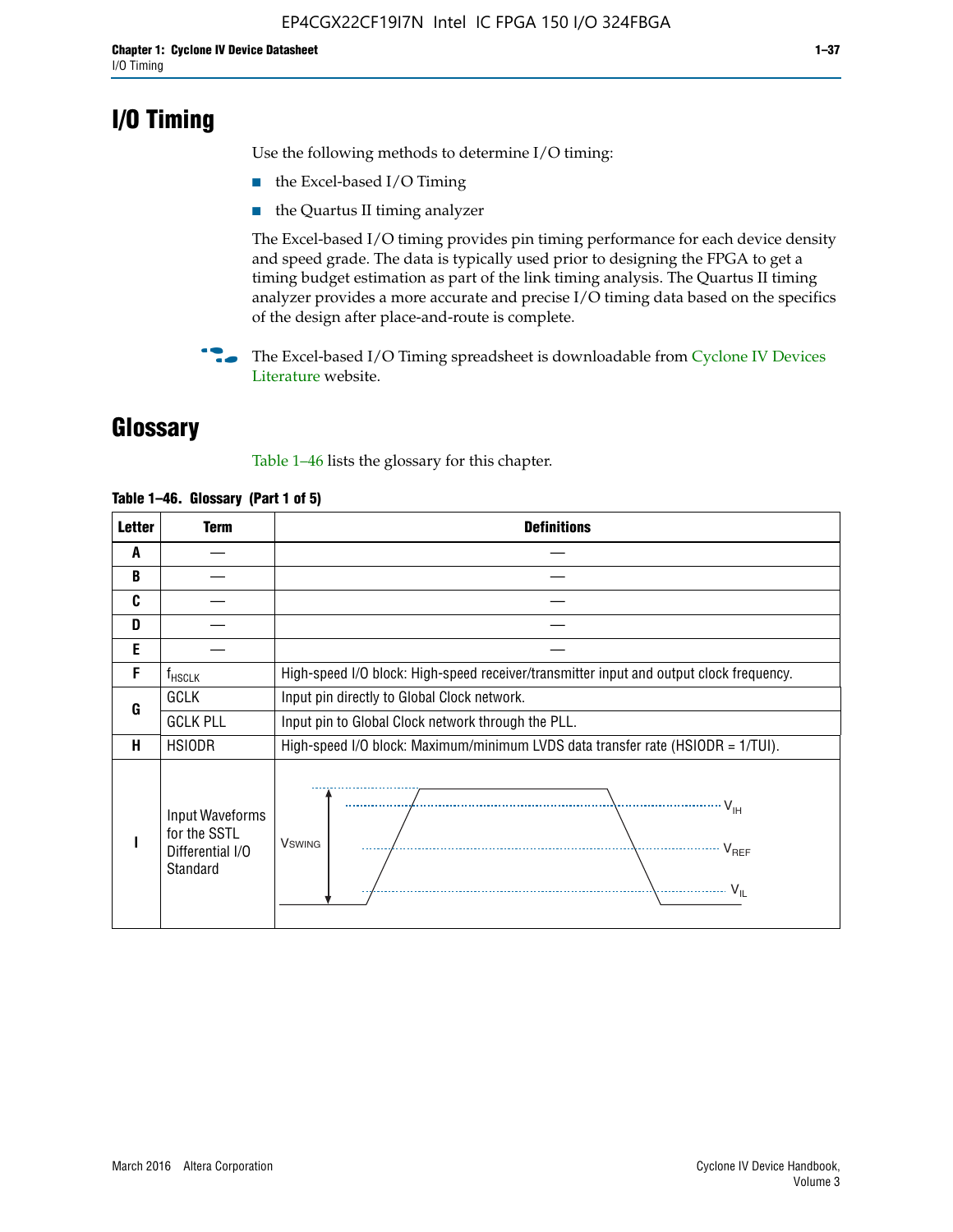# I/O Timing

Use the following methods to determine I/O timing:

- the Excel-based I/O Timing
- the Quartus II timing analyzer

The Excel-based I/O timing provides pin timing performance for each device density and speed grade. The data is typically used prior to designing the FPGA to get a timing budget estimation as part of the link timing analysis. The Quartus II timing analyzer provides a more accurate and precise I/O timing data based on the specifics of the design after place-and-route is complete.

The Excel-based I/O Timing spreadsheet is downloadable from Cyclone IV Devices Literature website.

# Glossary

Table 1–46 lists the glossary for this chapter.

**Table 1–46. Glossary (Part 1 of 5)**

| Letter | Term | Definitions |
|---|---|---|
| A | — | — |
| B | — | — |
| C | — | — |
| D | — | — |
| E | — | — |
| F | $f_{HSCLK}$ | High-speed I/O block: High-speed receiver/transmitter input and output clock frequency. |
| G | GCLK | Input pin directly to Global Clock network. |
| | GCLK PLL | Input pin to Global Clock network through the PLL. |
| H | HSIODR | High-speed I/O block: Maximum/minimum LVDS data transfer rate (HSIODR = 1/TUI). |
| I | Input Waveforms for the SSTL Differential I/O Standard | $V_{SWING}$, $V_{IH}$, $V_{REF}$, $V_{IL}$ |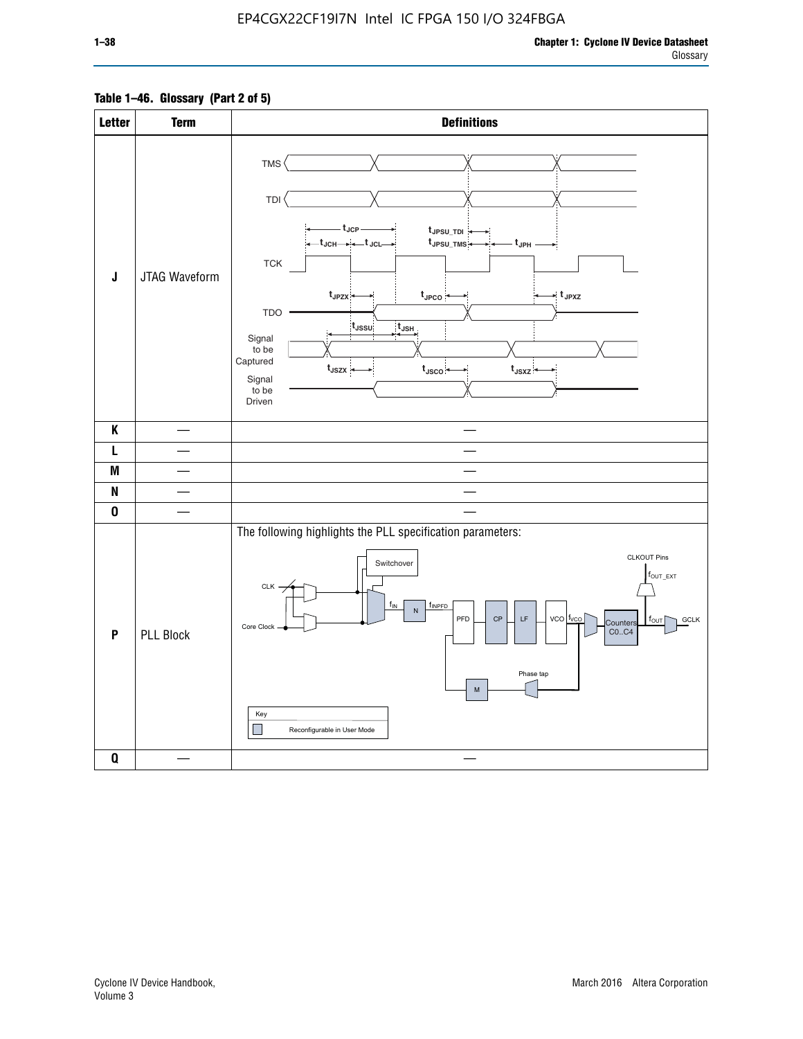EP4CGX22CF19I7N Intel IC FPGA 150 I/O 324FBGA

**Table 1–46. Glossary (Part 2 of 5)**

| Letter | Term | Definitions |
|---|---|---|
| J | JTAG Waveform | |
| K | — | — |
| L | — | — |
| M | — | — |
| N | — | — |
| O | — | — |
| P | PLL Block | The following highlights the PLL specification parameters: |
| Q | — | — |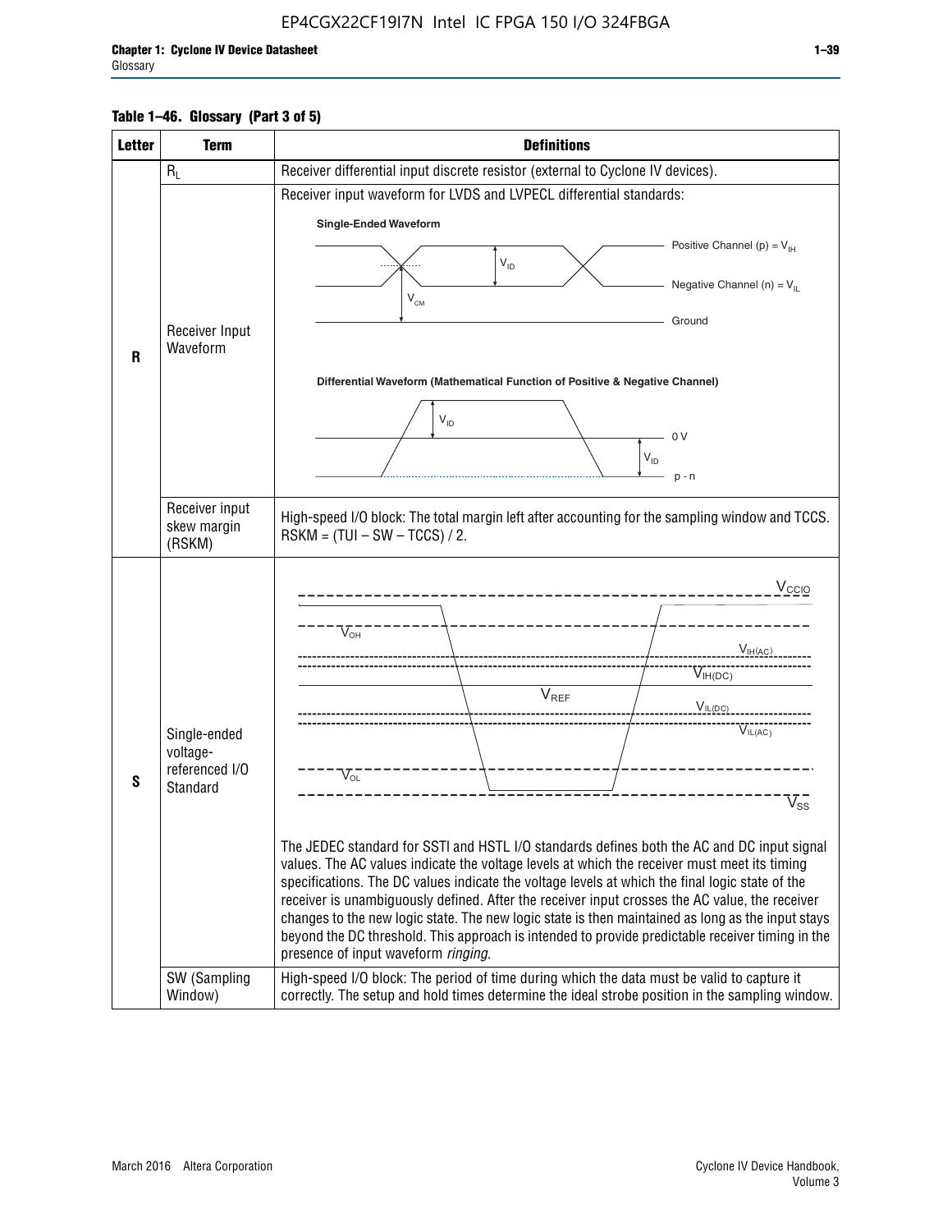**Table 1–46. Glossary (Part 3 of 5)**

| Letter | Term | Definitions |
|---|---|---|
| R | $R_L$ | Receiver differential input discrete resistor (external to Cyclone IV devices). |
| | Receiver Input Waveform | Receiver input waveform for LVDS and LVPECL differential standards: Single-Ended Waveform: Positive Channel (p) = $V_{IH}$; Negative Channel (n) = $V_{IL}$; Ground; $V_{ID}$; $V_{CM}$. Differential Waveform (Mathematical Function of Positive & Negative Channel): $V_{ID}$; 0 V; p - n |
| | Receiver input skew margin (RSKM) | High-speed I/O block: The total margin left after accounting for the sampling window and TCCS. RSKM = (TUI – SW – TCCS) / 2. |
| S | Single-ended voltage-referenced I/O Standard | $V_{CCIO}$, $V_{OH}$, $V_{IH(AC)}$, $V_{IH(DC)}$, $V_{REF}$, $V_{IL(DC)}$, $V_{IL(AC)}$, $V_{OL}$, $V_{SS}$. The JEDEC standard for SSTl and HSTL I/O standards defines both the AC and DC input signal values. The AC values indicate the voltage levels at which the receiver must meet its timing specifications. The DC values indicate the voltage levels at which the final logic state of the receiver is unambiguously defined. After the receiver input crosses the AC value, the receiver changes to the new logic state. The new logic state is then maintained as long as the input stays beyond the DC threshold. This approach is intended to provide predictable receiver timing in the presence of input waveform *ringing*. |
| | SW (Sampling Window) | High-speed I/O block: The period of time during which the data must be valid to capture it correctly. The setup and hold times determine the ideal strobe position in the sampling window. |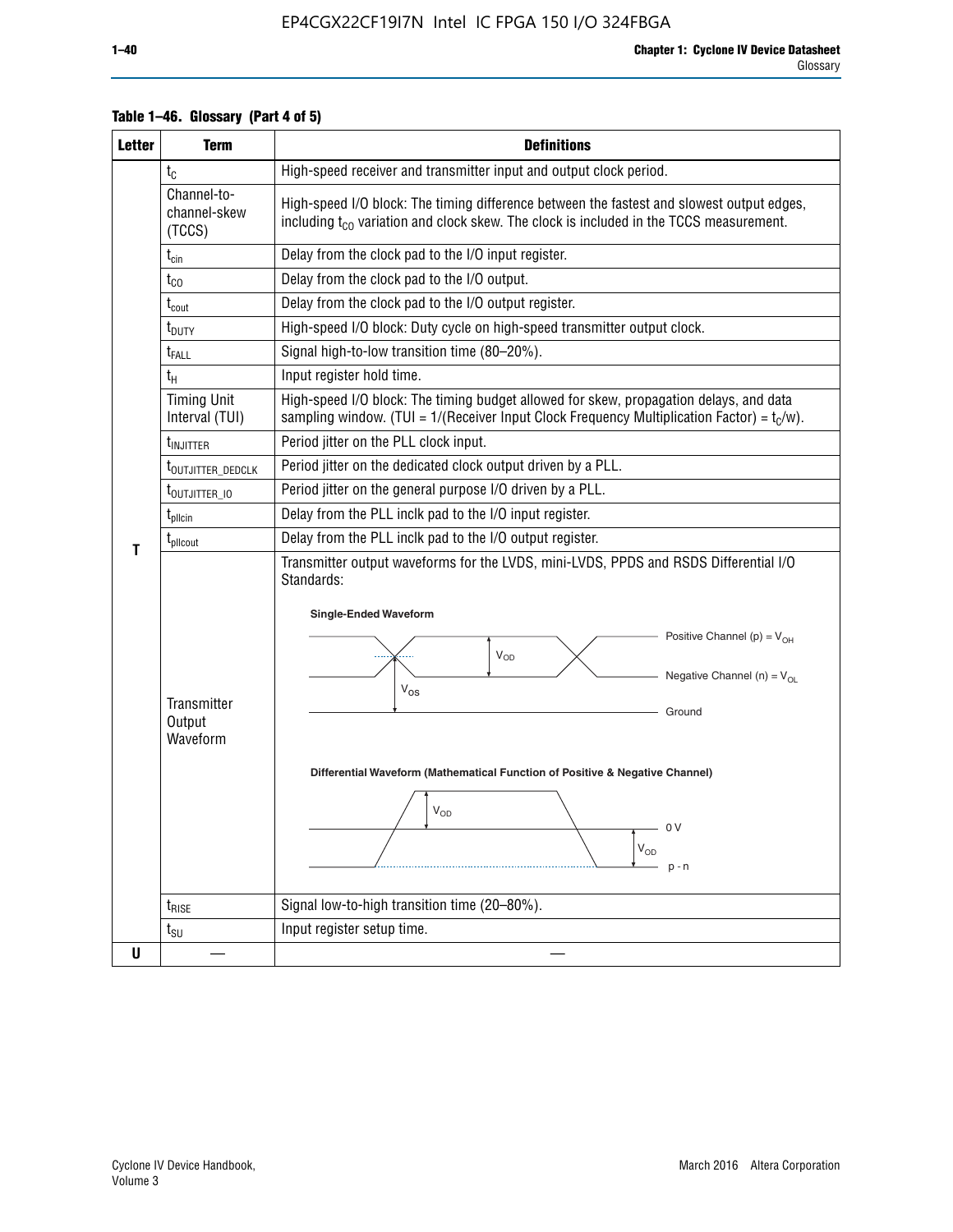**Table 1–46. Glossary (Part 4 of 5)**

| Letter | Term | Definitions |
|---|---|---|
| T | $t_C$ | High-speed receiver and transmitter input and output clock period. |
| | Channel-to-channel-skew (TCCS) | High-speed I/O block: The timing difference between the fastest and slowest output edges, including $t_{CO}$ variation and clock skew. The clock is included in the TCCS measurement. |
| | $t_{cin}$ | Delay from the clock pad to the I/O input register. |
| | $t_{CO}$ | Delay from the clock pad to the I/O output. |
| | $t_{cout}$ | Delay from the clock pad to the I/O output register. |
| | $t_{DUTY}$ | High-speed I/O block: Duty cycle on high-speed transmitter output clock. |
| | $t_{FALL}$ | Signal high-to-low transition time (80–20%). |
| | $t_H$ | Input register hold time. |
| | Timing Unit Interval (TUI) | High-speed I/O block: The timing budget allowed for skew, propagation delays, and data sampling window. (TUI = 1/(Receiver Input Clock Frequency Multiplication Factor) = $t_C/w$). |
| | $t_{INJITTER}$ | Period jitter on the PLL clock input. |
| | $t_{OUTJITTER\_DEDCLK}$ | Period jitter on the dedicated clock output driven by a PLL. |
| | $t_{OUTJITTER\_IO}$ | Period jitter on the general purpose I/O driven by a PLL. |
| | $t_{pllcin}$ | Delay from the PLL inclk pad to the I/O input register. |
| | $t_{pllcout}$ | Delay from the PLL inclk pad to the I/O output register. |
| | Transmitter Output Waveform | Transmitter output waveforms for the LVDS, mini-LVDS, PPDS and RSDS Differential I/O Standards: **Single-Ended Waveform** (Positive Channel (p) = $V_{OH}$; Negative Channel (n) = $V_{OL}$; $V_{OD}$; $V_{OS}$; Ground) **Differential Waveform (Mathematical Function of Positive & Negative Channel)** ($V_{OD}$; 0 V; $V_{OD}$; p - n) |
| | $t_{RISE}$ | Signal low-to-high transition time (20–80%). |
| | $t_{SU}$ | Input register setup time. |
| U | — | — |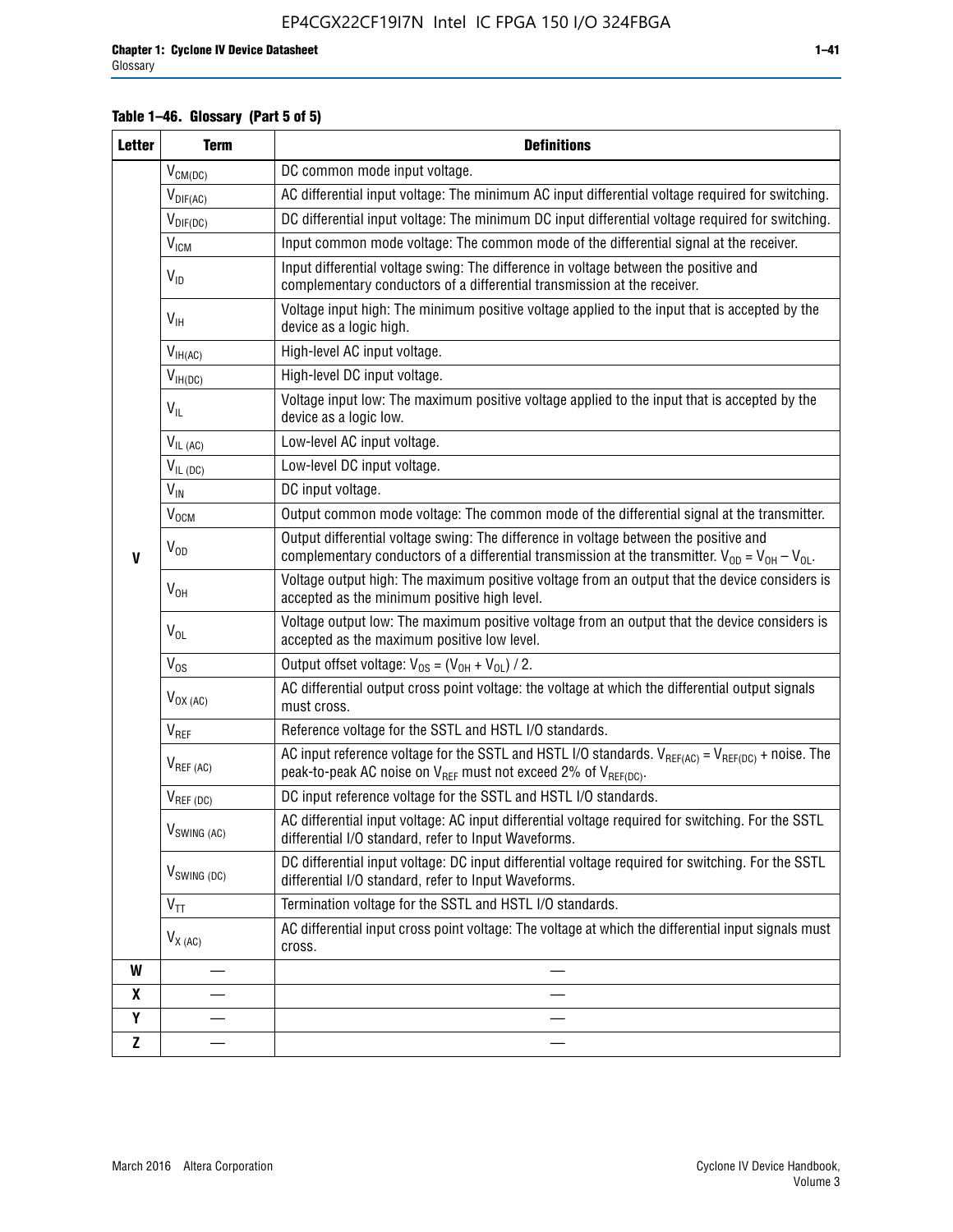**Table 1–46. Glossary (Part 5 of 5)**

| Letter | Term | Definitions |
|---|---|---|
| V | $V_{CM(DC)}$ | DC common mode input voltage. |
| | $V_{DIF(AC)}$ | AC differential input voltage: The minimum AC input differential voltage required for switching. |
| | $V_{DIF(DC)}$ | DC differential input voltage: The minimum DC input differential voltage required for switching. |
| | $V_{ICM}$ | Input common mode voltage: The common mode of the differential signal at the receiver. |
| | $V_{ID}$ | Input differential voltage swing: The difference in voltage between the positive and complementary conductors of a differential transmission at the receiver. |
| | $V_{IH}$ | Voltage input high: The minimum positive voltage applied to the input that is accepted by the device as a logic high. |
| | $V_{IH(AC)}$ | High-level AC input voltage. |
| | $V_{IH(DC)}$ | High-level DC input voltage. |
| | $V_{IL}$ | Voltage input low: The maximum positive voltage applied to the input that is accepted by the device as a logic low. |
| | $V_{IL\ (AC)}$ | Low-level AC input voltage. |
| | $V_{IL\ (DC)}$ | Low-level DC input voltage. |
| | $V_{IN}$ | DC input voltage. |
| | $V_{OCM}$ | Output common mode voltage: The common mode of the differential signal at the transmitter. |
| | $V_{OD}$ | Output differential voltage swing: The difference in voltage between the positive and complementary conductors of a differential transmission at the transmitter. $V_{OD} = V_{OH} – V_{OL}$. |
| | $V_{OH}$ | Voltage output high: The maximum positive voltage from an output that the device considers is accepted as the minimum positive high level. |
| | $V_{OL}$ | Voltage output low: The maximum positive voltage from an output that the device considers is accepted as the maximum positive low level. |
| | $V_{OS}$ | Output offset voltage: $V_{OS} = (V_{OH} + V_{OL}) / 2$. |
| | $V_{OX\ (AC)}$ | AC differential output cross point voltage: the voltage at which the differential output signals must cross. |
| | $V_{REF}$ | Reference voltage for the SSTL and HSTL I/O standards. |
| | $V_{REF\ (AC)}$ | AC input reference voltage for the SSTL and HSTL I/O standards. $V_{REF(AC)} = V_{REF(DC)}$ + noise. The peak-to-peak AC noise on $V_{REF}$ must not exceed 2% of $V_{REF(DC)}$. |
| | $V_{REF\ (DC)}$ | DC input reference voltage for the SSTL and HSTL I/O standards. |
| | $V_{SWING\ (AC)}$ | AC differential input voltage: AC input differential voltage required for switching. For the SSTL differential I/O standard, refer to Input Waveforms. |
| | $V_{SWING\ (DC)}$ | DC differential input voltage: DC input differential voltage required for switching. For the SSTL differential I/O standard, refer to Input Waveforms. |
| | $V_{TT}$ | Termination voltage for the SSTL and HSTL I/O standards. |
| | $V_{X\ (AC)}$ | AC differential input cross point voltage: The voltage at which the differential input signals must cross. |
| W | — | — |
| X | — | — |
| Y | — | — |
| Z | — | — |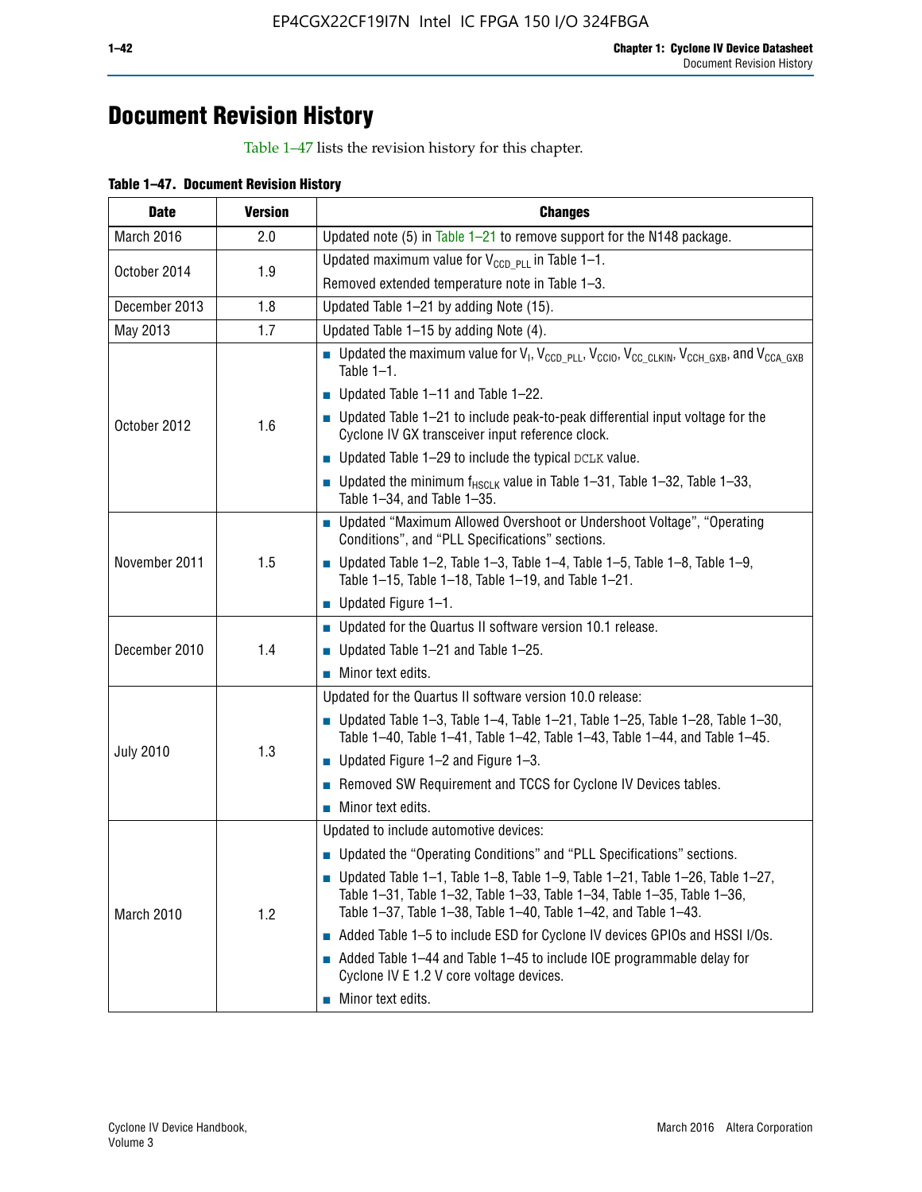# Document Revision History

Table 1–47 lists the revision history for this chapter.

**Table 1–47. Document Revision History**

| Date | Version | Changes |
|---|---|---|
| March 2016 | 2.0 | Updated note (5) in Table 1–21 to remove support for the N148 package. |
| October 2014 | 1.9 | Updated maximum value for $V_{CCD\_PLL}$ in Table 1–1.<br>Removed extended temperature note in Table 1–3. |
| December 2013 | 1.8 | Updated Table 1–21 by adding Note (15). |
| May 2013 | 1.7 | Updated Table 1–15 by adding Note (4). |
| October 2012 | 1.6 | ■ Updated the maximum value for $V_I$, $V_{CCD\_PLL}$, $V_{CCIO}$, $V_{CC\_CLKIN}$, $V_{CCH\_GXB}$, and $V_{CCA\_GXB}$ Table 1–1.<br>■ Updated Table 1–11 and Table 1–22.<br>■ Updated Table 1–21 to include peak-to-peak differential input voltage for the Cyclone IV GX transceiver input reference clock.<br>■ Updated Table 1–29 to include the typical DCLK value.<br>■ Updated the minimum $f_{HSCLK}$ value in Table 1–31, Table 1–32, Table 1–33, Table 1–34, and Table 1–35. |
| November 2011 | 1.5 | ■ Updated "Maximum Allowed Overshoot or Undershoot Voltage", "Operating Conditions", and "PLL Specifications" sections.<br>■ Updated Table 1–2, Table 1–3, Table 1–4, Table 1–5, Table 1–8, Table 1–9, Table 1–15, Table 1–18, Table 1–19, and Table 1–21.<br>■ Updated Figure 1–1. |
| December 2010 | 1.4 | ■ Updated for the Quartus II software version 10.1 release.<br>■ Updated Table 1–21 and Table 1–25.<br>■ Minor text edits. |
| July 2010 | 1.3 | Updated for the Quartus II software version 10.0 release:<br>■ Updated Table 1–3, Table 1–4, Table 1–21, Table 1–25, Table 1–28, Table 1–30, Table 1–40, Table 1–41, Table 1–42, Table 1–43, Table 1–44, and Table 1–45.<br>■ Updated Figure 1–2 and Figure 1–3.<br>■ Removed SW Requirement and TCCS for Cyclone IV Devices tables.<br>■ Minor text edits. |
| March 2010 | 1.2 | Updated to include automotive devices:<br>■ Updated the "Operating Conditions" and "PLL Specifications" sections.<br>■ Updated Table 1–1, Table 1–8, Table 1–9, Table 1–21, Table 1–26, Table 1–27, Table 1–31, Table 1–32, Table 1–33, Table 1–34, Table 1–35, Table 1–36, Table 1–37, Table 1–38, Table 1–40, Table 1–42, and Table 1–43.<br>■ Added Table 1–5 to include ESD for Cyclone IV devices GPIOs and HSSI I/Os.<br>■ Added Table 1–44 and Table 1–45 to include IOE programmable delay for Cyclone IV E 1.2 V core voltage devices.<br>■ Minor text edits. |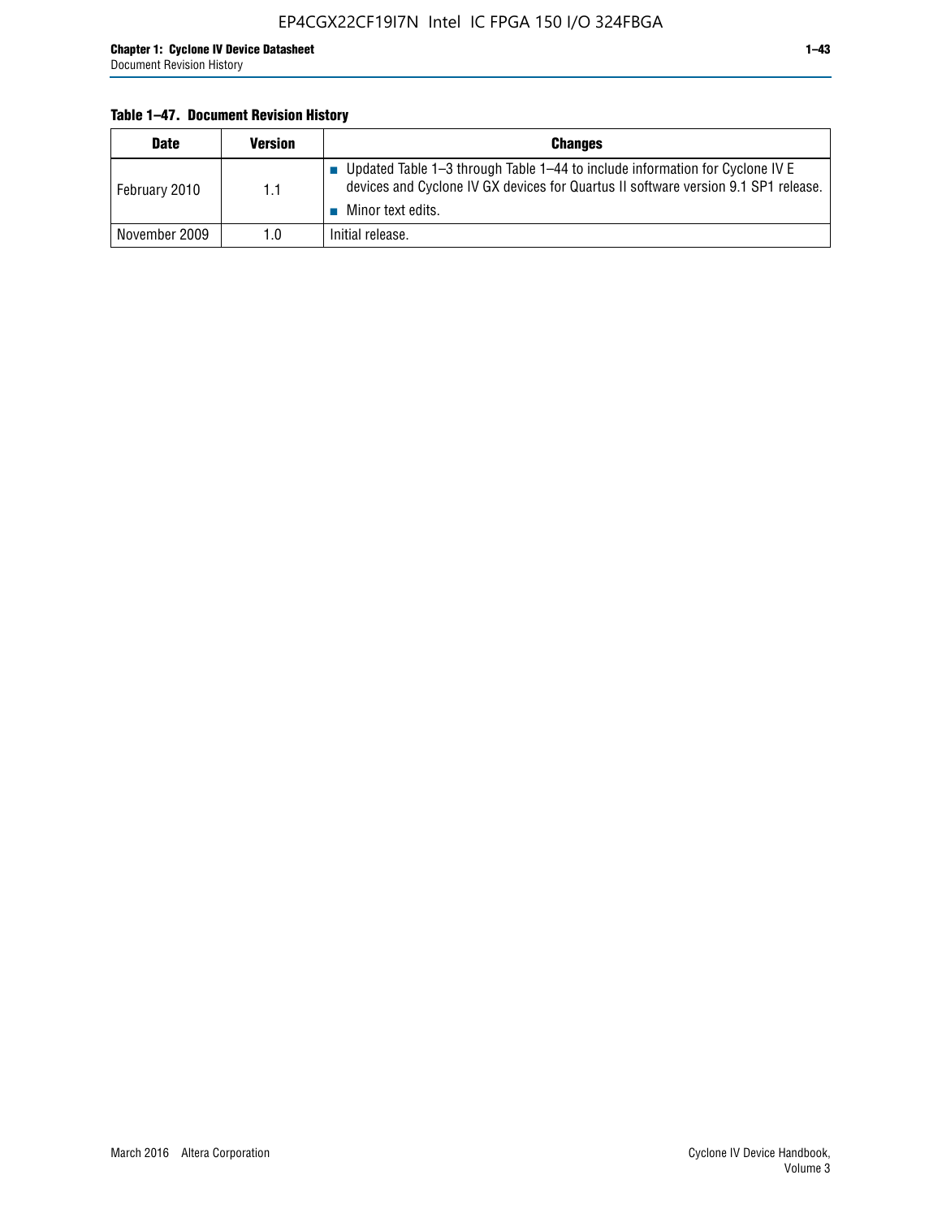**Table 1–47. Document Revision History**

| Date | Version | Changes |
|---|---|---|
| February 2010 | 1.1 | ■ Updated Table 1–3 through Table 1–44 to include information for Cyclone IV E devices and Cyclone IV GX devices for Quartus II software version 9.1 SP1 release. ■ Minor text edits. |
| November 2009 | 1.0 | Initial release. |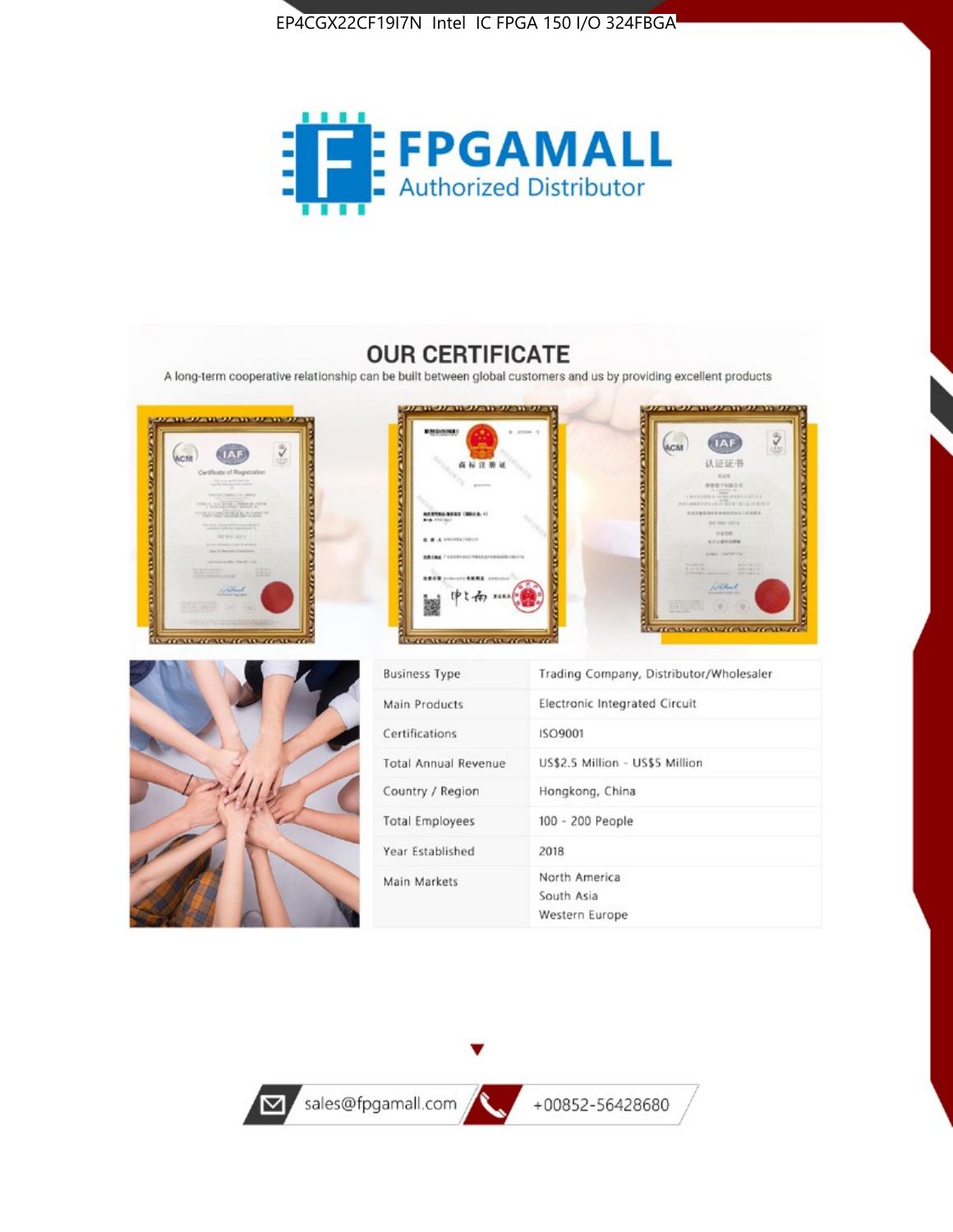FPGAMALL
Authorized Distributor

# OUR CERTIFICATE

A long-term cooperative relationship can be built between global customers and us by providing excellent products

| | |
|---|---|
| Business Type | Trading Company, Distributor/Wholesaler |
| Main Products | Electronic Integrated Circuit |
| Certifications | ISO9001 |
| Total Annual Revenue | US$2.5 Million - US$5 Million |
| Country / Region | Hongkong, China |
| Total Employees | 100 - 200 People |
| Year Established | 2018 |
| Main Markets | North America<br>South Asia<br>Western Europe |

sales@fpgamall.com

+00852-56428680